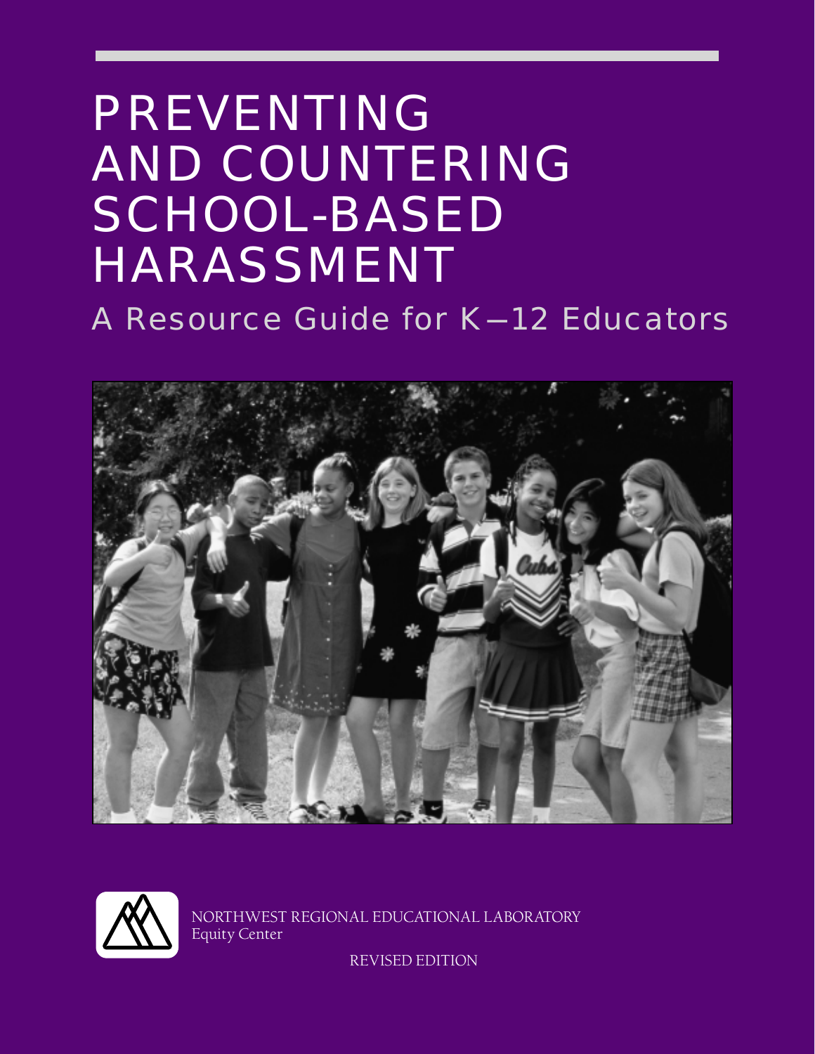# PREVENTING AND COUNTERING SCHOOL-BASED HARASSMENT

## A Resource Guide for K–12 Educators

NORTHWEST REGIONAL EDUCATIONAL LABORATORY
Equity Center

REVISED EDITION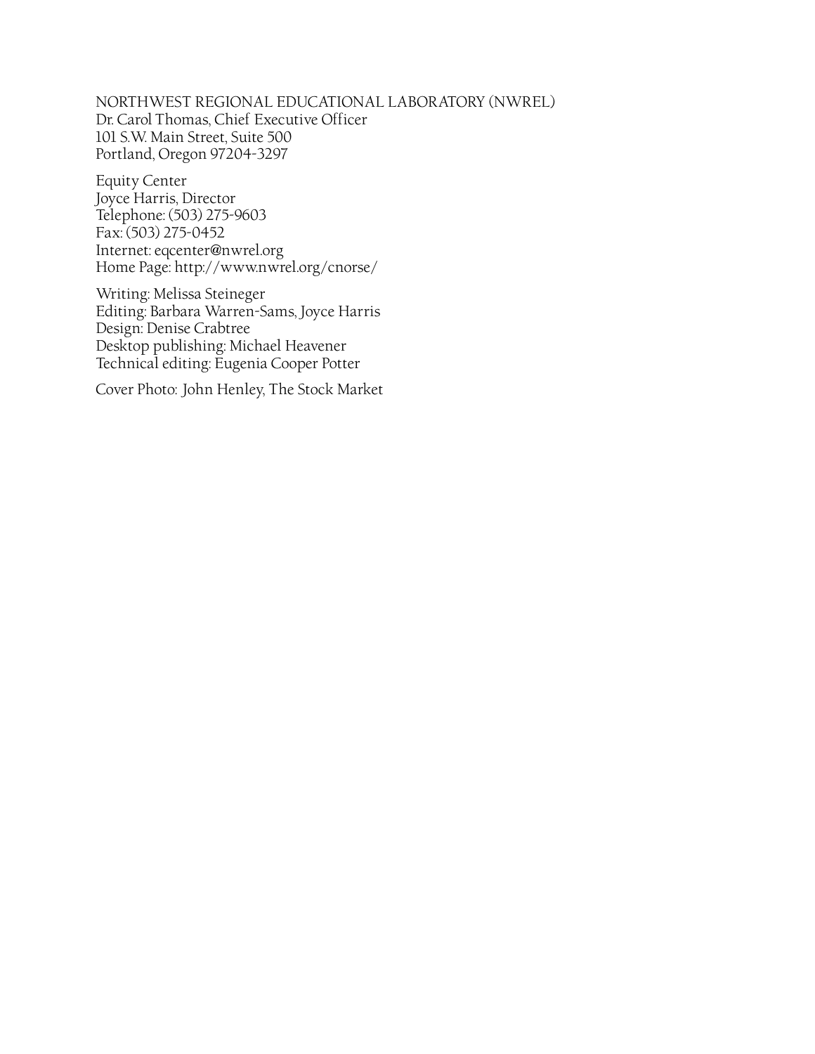NORTHWEST REGIONAL EDUCATIONAL LABORATORY (NWREL)
Dr. Carol Thomas, Chief Executive Officer
101 S.W. Main Street, Suite 500
Portland, Oregon 97204-3297

Equity Center
Joyce Harris, Director
Telephone: (503) 275-9603
Fax: (503) 275-0452
Internet: eqcenter@nwrel.org
Home Page: http://www.nwrel.org/cnorse/

Writing: Melissa Steineger
Editing: Barbara Warren-Sams, Joyce Harris
Design: Denise Crabtree
Desktop publishing: Michael Heavener
Technical editing: Eugenia Cooper Potter

Cover Photo: John Henley, The Stock Market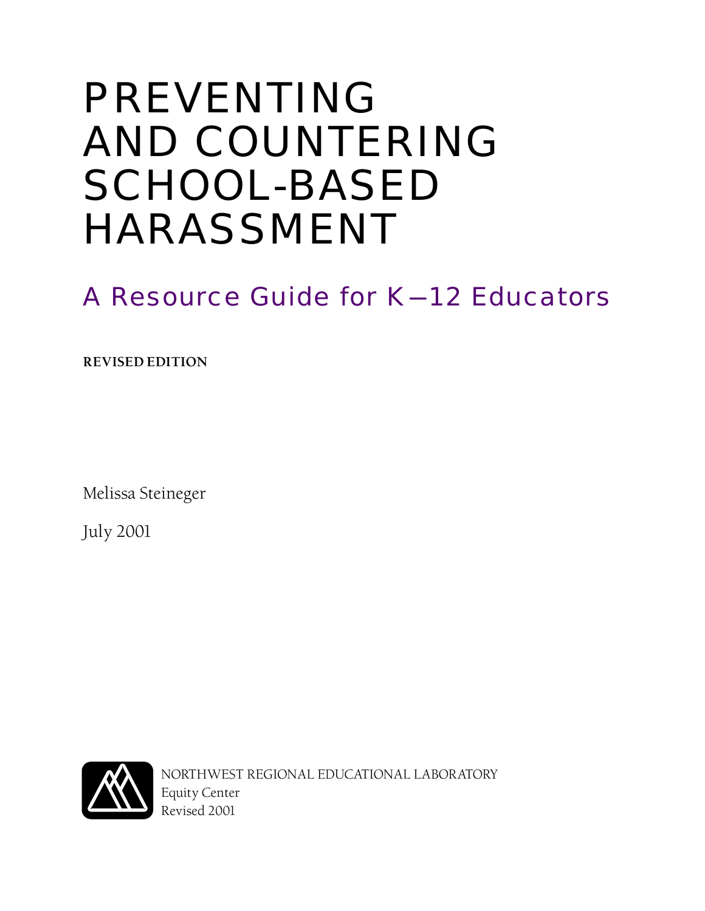# PREVENTING AND COUNTERING SCHOOL-BASED HARASSMENT

## A Resource Guide for K–12 Educators

**REVISED EDITION**

Melissa Steineger

July 2001

NORTHWEST REGIONAL EDUCATIONAL LABORATORY
Equity Center
Revised 2001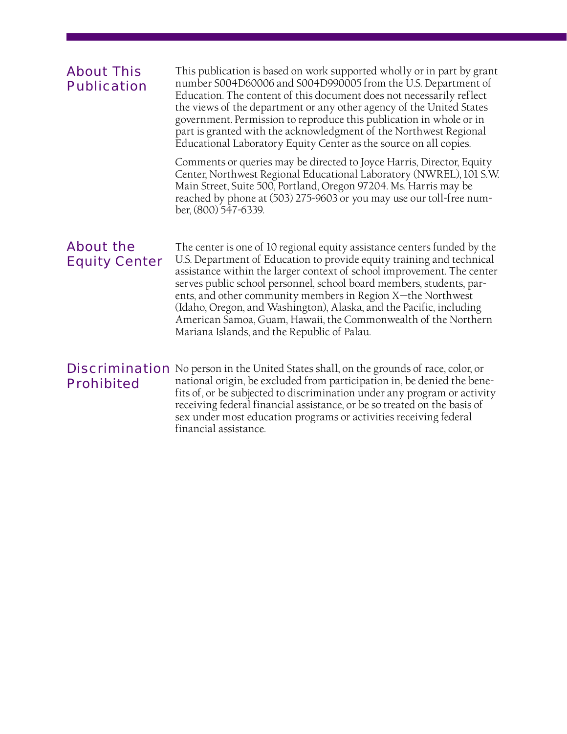## About This Publication

This publication is based on work supported wholly or in part by grant number S004D60006 and S004D990005 from the U.S. Department of Education. The content of this document does not necessarily reflect the views of the department or any other agency of the United States government. Permission to reproduce this publication in whole or in part is granted with the acknowledgment of the Northwest Regional Educational Laboratory Equity Center as the source on all copies.

Comments or queries may be directed to Joyce Harris, Director, Equity Center, Northwest Regional Educational Laboratory (NWREL), 101 S.W. Main Street, Suite 500, Portland, Oregon 97204. Ms. Harris may be reached by phone at (503) 275-9603 or you may use our toll-free number, (800) 547-6339.

## About the Equity Center

The center is one of 10 regional equity assistance centers funded by the U.S. Department of Education to provide equity training and technical assistance within the larger context of school improvement. The center serves public school personnel, school board members, students, parents, and other community members in Region X—the Northwest (Idaho, Oregon, and Washington), Alaska, and the Pacific, including American Samoa, Guam, Hawaii, the Commonwealth of the Northern Mariana Islands, and the Republic of Palau.

## Discrimination Prohibited

No person in the United States shall, on the grounds of race, color, or national origin, be excluded from participation in, be denied the benefits of, or be subjected to discrimination under any program or activity receiving federal financial assistance, or be so treated on the basis of sex under most education programs or activities receiving federal financial assistance.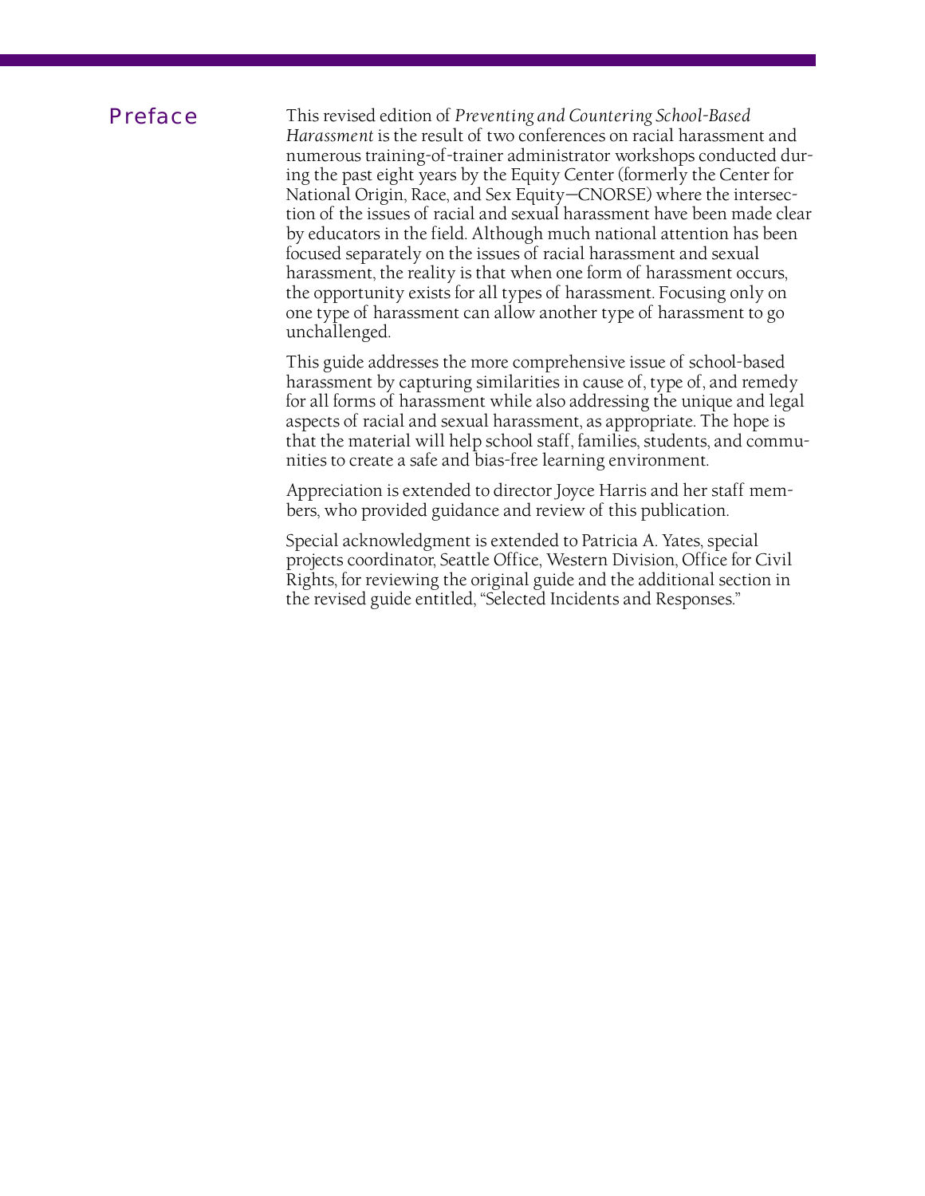# Preface

This revised edition of *Preventing and Countering School-Based Harassment* is the result of two conferences on racial harassment and numerous training-of-trainer administrator workshops conducted during the past eight years by the Equity Center (formerly the Center for National Origin, Race, and Sex Equity—CNORSE) where the intersection of the issues of racial and sexual harassment have been made clear by educators in the field. Although much national attention has been focused separately on the issues of racial harassment and sexual harassment, the reality is that when one form of harassment occurs, the opportunity exists for all types of harassment. Focusing only on one type of harassment can allow another type of harassment to go unchallenged.

This guide addresses the more comprehensive issue of school-based harassment by capturing similarities in cause of, type of, and remedy for all forms of harassment while also addressing the unique and legal aspects of racial and sexual harassment, as appropriate. The hope is that the material will help school staff, families, students, and communities to create a safe and bias-free learning environment.

Appreciation is extended to director Joyce Harris and her staff members, who provided guidance and review of this publication.

Special acknowledgment is extended to Patricia A. Yates, special projects coordinator, Seattle Office, Western Division, Office for Civil Rights, for reviewing the original guide and the additional section in the revised guide entitled, "Selected Incidents and Responses."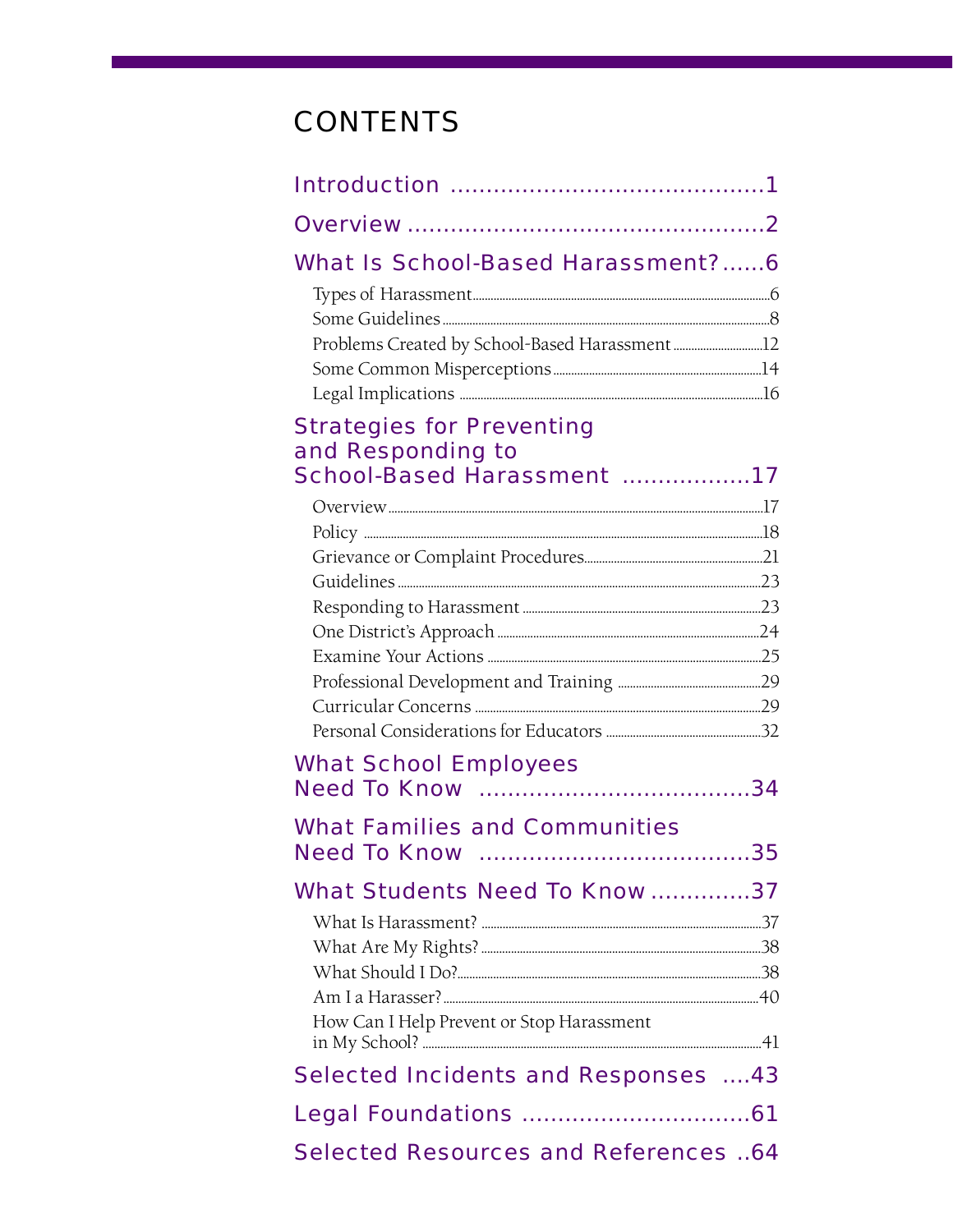# CONTENTS

Introduction ..........................................1

Overview ................................................2

What Is School-Based Harassment? ......6

- Types of Harassment ....................6
- Some Guidelines ....................8
- Problems Created by School-Based Harassment ....................12
- Some Common Misperceptions ....................14
- Legal Implications ....................16

Strategies for Preventing and Responding to School-Based Harassment ..................17

- Overview ....................17
- Policy ....................18
- Grievance or Complaint Procedures ....................21
- Guidelines ....................23
- Responding to Harassment ....................23
- One District's Approach ....................24
- Examine Your Actions ....................25
- Professional Development and Training ....................29
- Curricular Concerns ....................29
- Personal Considerations for Educators ....................32

What School Employees Need To Know ......................................34

What Families and Communities Need To Know ......................................35

What Students Need To Know ..............37

- What Is Harassment? ....................37
- What Are My Rights? ....................38
- What Should I Do? ....................38
- Am I a Harasser? ....................40
- How Can I Help Prevent or Stop Harassment in My School? ....................41

Selected Incidents and Responses ....43

Legal Foundations ................................61

Selected Resources and References ..64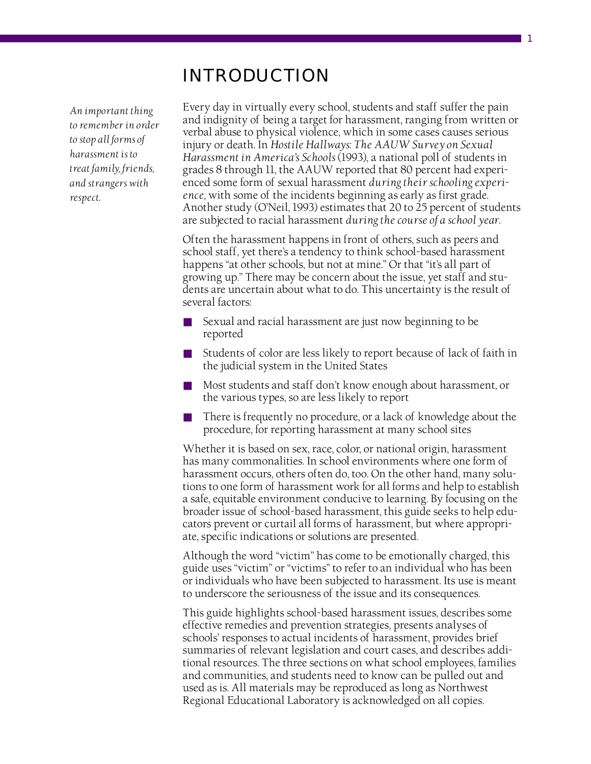# INTRODUCTION

*An important thing to remember in order to stop all forms of harassment is to treat family, friends, and strangers with respect.*

Every day in virtually every school, students and staff suffer the pain and indignity of being a target for harassment, ranging from written or verbal abuse to physical violence, which in some cases causes serious injury or death. In *Hostile Hallways: The AAUW Survey on Sexual Harassment in America's Schools* (1993), a national poll of students in grades 8 through 11, the AAUW reported that 80 percent had experienced some form of sexual harassment *during their schooling experience*, with some of the incidents beginning as early as first grade. Another study (O'Neil, 1993) estimates that 20 to 25 percent of students are subjected to racial harassment *during the course of a school year*.

Often the harassment happens in front of others, such as peers and school staff, yet there's a tendency to think school-based harassment happens "at other schools, but not at mine." Or that "it's all part of growing up." There may be concern about the issue, yet staff and students are uncertain about what to do. This uncertainty is the result of several factors:

- Sexual and racial harassment are just now beginning to be reported
- Students of color are less likely to report because of lack of faith in the judicial system in the United States
- Most students and staff don't know enough about harassment, or the various types, so are less likely to report
- There is frequently no procedure, or a lack of knowledge about the procedure, for reporting harassment at many school sites

Whether it is based on sex, race, color, or national origin, harassment has many commonalities. In school environments where one form of harassment occurs, others often do, too. On the other hand, many solutions to one form of harassment work for all forms and help to establish a safe, equitable environment conducive to learning. By focusing on the broader issue of school-based harassment, this guide seeks to help educators prevent or curtail all forms of harassment, but where appropriate, specific indications or solutions are presented.

Although the word "victim" has come to be emotionally charged, this guide uses "victim" or "victims" to refer to an individual who has been or individuals who have been subjected to harassment. Its use is meant to underscore the seriousness of the issue and its consequences.

This guide highlights school-based harassment issues, describes some effective remedies and prevention strategies, presents analyses of schools' responses to actual incidents of harassment, provides brief summaries of relevant legislation and court cases, and describes additional resources. The three sections on what school employees, families and communities, and students need to know can be pulled out and used as is. All materials may be reproduced as long as Northwest Regional Educational Laboratory is acknowledged on all copies.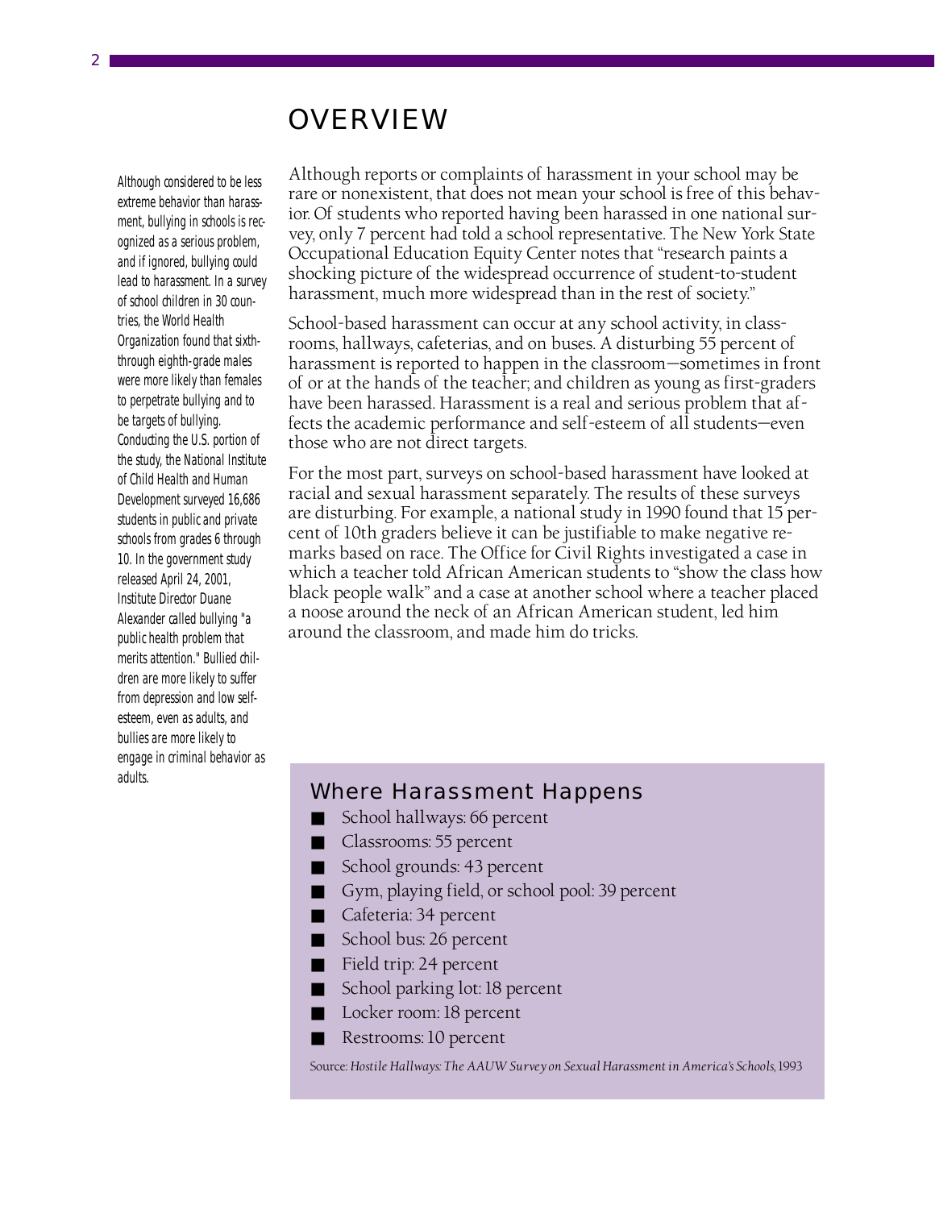# OVERVIEW

Although reports or complaints of harassment in your school may be rare or nonexistent, that does not mean your school is free of this behavior. Of students who reported having been harassed in one national survey, only 7 percent had told a school representative. The New York State Occupational Education Equity Center notes that "research paints a shocking picture of the widespread occurrence of student-to-student harassment, much more widespread than in the rest of society."

School-based harassment can occur at any school activity, in classrooms, hallways, cafeterias, and on buses. A disturbing 55 percent of harassment is reported to happen in the classroom—sometimes in front of or at the hands of the teacher; and children as young as first-graders have been harassed. Harassment is a real and serious problem that affects the academic performance and self-esteem of all students—even those who are not direct targets.

For the most part, surveys on school-based harassment have looked at racial and sexual harassment separately. The results of these surveys are disturbing. For example, a national study in 1990 found that 15 percent of 10th graders believe it can be justifiable to make negative remarks based on race. The Office for Civil Rights investigated a case in which a teacher told African American students to "show the class how black people walk" and a case at another school where a teacher placed a noose around the neck of an African American student, led him around the classroom, and made him do tricks.

*Although considered to be less extreme behavior than harassment, bullying in schools is recognized as a serious problem, and if ignored, bullying could lead to harassment. In a survey of school children in 30 countries, the World Health Organization found that sixth- through eighth-grade males were more likely than females to perpetrate bullying and to be targets of bullying. Conducting the U.S. portion of the study, the National Institute of Child Health and Human Development surveyed 16,686 students in public and private schools from grades 6 through 10. In the government study released April 24, 2001, Institute Director Duane Alexander called bullying "a public health problem that merits attention." Bullied children are more likely to suffer from depression and low self-esteem, even as adults, and bullies are more likely to engage in criminal behavior as adults.*

## Where Harassment Happens

- School hallways: 66 percent
- Classrooms: 55 percent
- School grounds: 43 percent
- Gym, playing field, or school pool: 39 percent
- Cafeteria: 34 percent
- School bus: 26 percent
- Field trip: 24 percent
- School parking lot: 18 percent
- Locker room: 18 percent
- Restrooms: 10 percent

Source: *Hostile Hallways: The AAUW Survey on Sexual Harassment in America's Schools,* 1993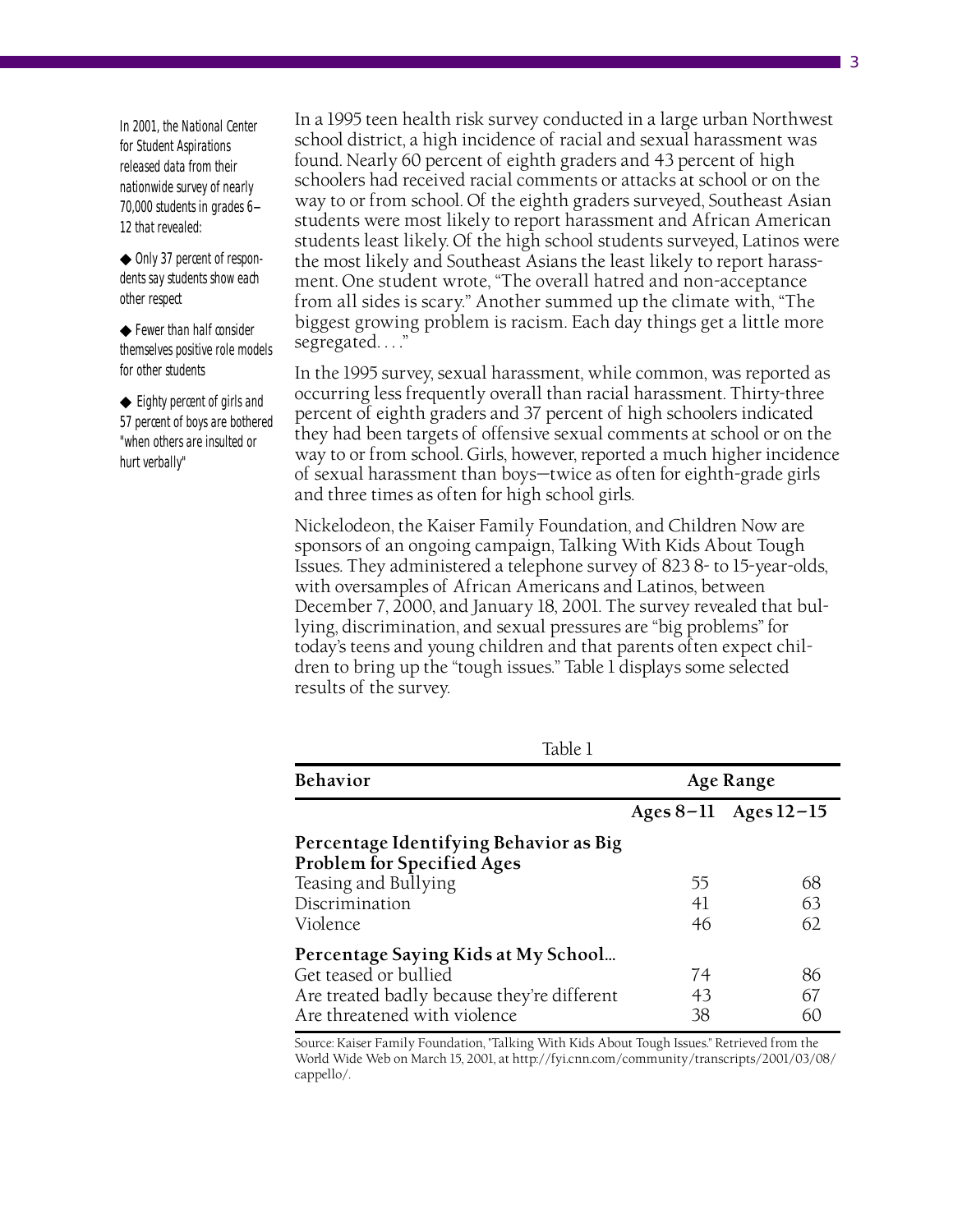In 2001, the National Center for Student Aspirations released data from their nationwide survey of nearly 70,000 students in grades 6–12 that revealed:

- Only 37 percent of respondents say students show each other respect
- Fewer than half consider themselves positive role models for other students
- Eighty percent of girls and 57 percent of boys are bothered "when others are insulted or hurt verbally"

In a 1995 teen health risk survey conducted in a large urban Northwest school district, a high incidence of racial and sexual harassment was found. Nearly 60 percent of eighth graders and 43 percent of high schoolers had received racial comments or attacks at school or on the way to or from school. Of the eighth graders surveyed, Southeast Asian students were most likely to report harassment and African American students least likely. Of the high school students surveyed, Latinos were the most likely and Southeast Asians the least likely to report harassment. One student wrote, "The overall hatred and non-acceptance from all sides is scary." Another summed up the climate with, "The biggest growing problem is racism. Each day things get a little more segregated. . . ."

In the 1995 survey, sexual harassment, while common, was reported as occurring less frequently overall than racial harassment. Thirty-three percent of eighth graders and 37 percent of high schoolers indicated they had been targets of offensive sexual comments at school or on the way to or from school. Girls, however, reported a much higher incidence of sexual harassment than boys—twice as often for eighth-grade girls and three times as often for high school girls.

Nickelodeon, the Kaiser Family Foundation, and Children Now are sponsors of an ongoing campaign, Talking With Kids About Tough Issues. They administered a telephone survey of 823 8- to 15-year-olds, with oversamples of African Americans and Latinos, between December 7, 2000, and January 18, 2001. The survey revealed that bullying, discrimination, and sexual pressures are "big problems" for today's teens and young children and that parents often expect children to bring up the "tough issues." Table 1 displays some selected results of the survey.

Table 1

| Behavior | Age Range | |
|---|---|---|
| | Ages 8–11 | Ages 12–15 |
| **Percentage Identifying Behavior as Big Problem for Specified Ages** | | |
| Teasing and Bullying | 55 | 68 |
| Discrimination | 41 | 63 |
| Violence | 46 | 62 |
| **Percentage Saying Kids at My School...** | | |
| Get teased or bullied | 74 | 86 |
| Are treated badly because they're different | 43 | 67 |
| Are threatened with violence | 38 | 60 |

Source: Kaiser Family Foundation, "Talking With Kids About Tough Issues." Retrieved from the World Wide Web on March 15, 2001, at http://fyi.cnn.com/community/transcripts/2001/03/08/cappello/.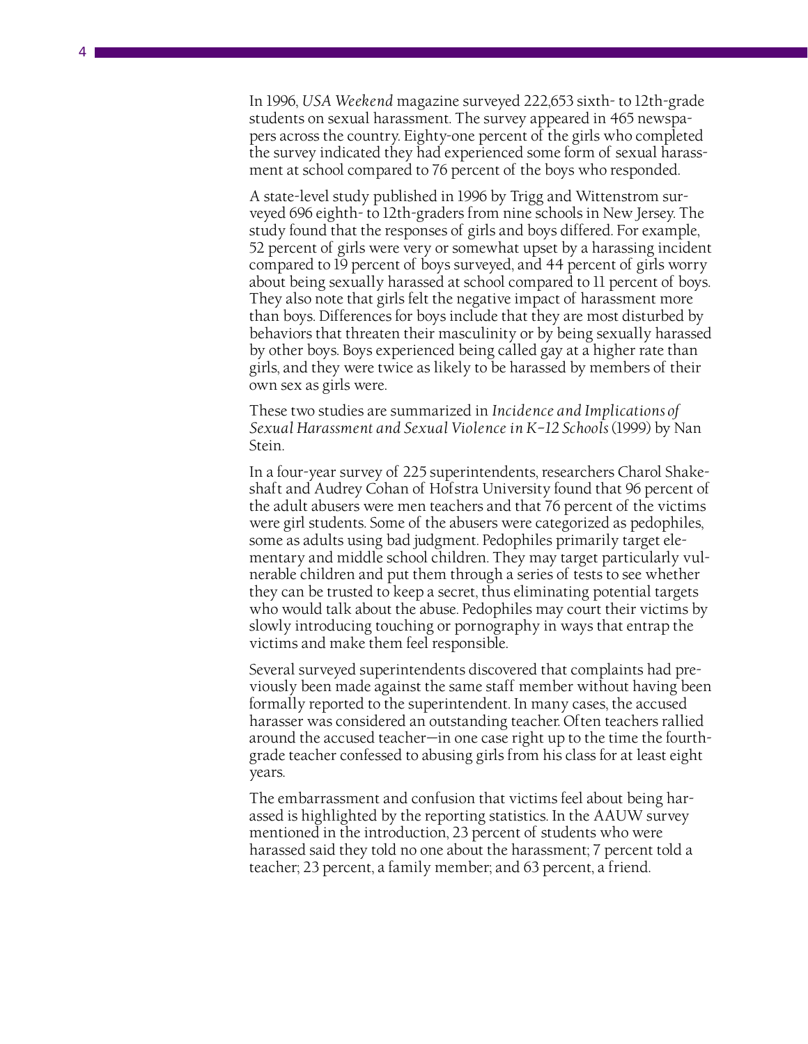In 1996, *USA Weekend* magazine surveyed 222,653 sixth- to 12th-grade students on sexual harassment. The survey appeared in 465 newspapers across the country. Eighty-one percent of the girls who completed the survey indicated they had experienced some form of sexual harassment at school compared to 76 percent of the boys who responded.

A state-level study published in 1996 by Trigg and Wittenstrom surveyed 696 eighth- to 12th-graders from nine schools in New Jersey. The study found that the responses of girls and boys differed. For example, 52 percent of girls were very or somewhat upset by a harassing incident compared to 19 percent of boys surveyed, and 44 percent of girls worry about being sexually harassed at school compared to 11 percent of boys. They also note that girls felt the negative impact of harassment more than boys. Differences for boys include that they are most disturbed by behaviors that threaten their masculinity or by being sexually harassed by other boys. Boys experienced being called gay at a higher rate than girls, and they were twice as likely to be harassed by members of their own sex as girls were.

These two studies are summarized in *Incidence and Implications of Sexual Harassment and Sexual Violence in K–12 Schools* (1999) by Nan Stein.

In a four-year survey of 225 superintendents, researchers Charol Shakeshaft and Audrey Cohan of Hofstra University found that 96 percent of the adult abusers were men teachers and that 76 percent of the victims were girl students. Some of the abusers were categorized as pedophiles, some as adults using bad judgment. Pedophiles primarily target elementary and middle school children. They may target particularly vulnerable children and put them through a series of tests to see whether they can be trusted to keep a secret, thus eliminating potential targets who would talk about the abuse. Pedophiles may court their victims by slowly introducing touching or pornography in ways that entrap the victims and make them feel responsible.

Several surveyed superintendents discovered that complaints had previously been made against the same staff member without having been formally reported to the superintendent. In many cases, the accused harasser was considered an outstanding teacher. Often teachers rallied around the accused teacher—in one case right up to the time the fourth-grade teacher confessed to abusing girls from his class for at least eight years.

The embarrassment and confusion that victims feel about being harassed is highlighted by the reporting statistics. In the AAUW survey mentioned in the introduction, 23 percent of students who were harassed said they told no one about the harassment; 7 percent told a teacher; 23 percent, a family member; and 63 percent, a friend.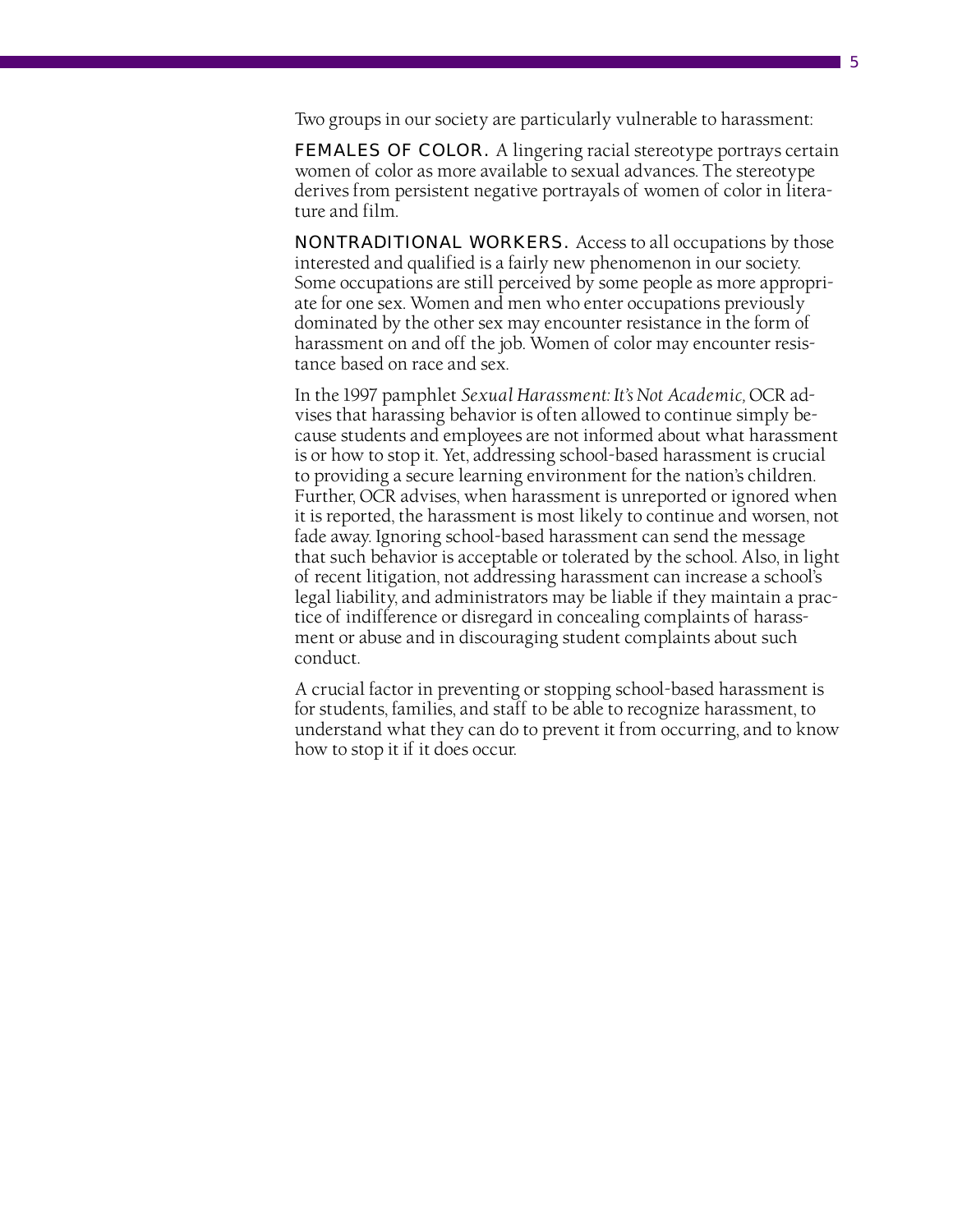Two groups in our society are particularly vulnerable to harassment:

**FEMALES OF COLOR.** A lingering racial stereotype portrays certain women of color as more available to sexual advances. The stereotype derives from persistent negative portrayals of women of color in literature and film.

**NONTRADITIONAL WORKERS.** Access to all occupations by those interested and qualified is a fairly new phenomenon in our society. Some occupations are still perceived by some people as more appropriate for one sex. Women and men who enter occupations previously dominated by the other sex may encounter resistance in the form of harassment on and off the job. Women of color may encounter resistance based on race and sex.

In the 1997 pamphlet *Sexual Harassment: It's Not Academic,* OCR advises that harassing behavior is often allowed to continue simply because students and employees are not informed about what harassment is or how to stop it. Yet, addressing school-based harassment is crucial to providing a secure learning environment for the nation's children. Further, OCR advises, when harassment is unreported or ignored when it is reported, the harassment is most likely to continue and worsen, not fade away. Ignoring school-based harassment can send the message that such behavior is acceptable or tolerated by the school. Also, in light of recent litigation, not addressing harassment can increase a school's legal liability, and administrators may be liable if they maintain a practice of indifference or disregard in concealing complaints of harassment or abuse and in discouraging student complaints about such conduct.

A crucial factor in preventing or stopping school-based harassment is for students, families, and staff to be able to recognize harassment, to understand what they can do to prevent it from occurring, and to know how to stop it if it does occur.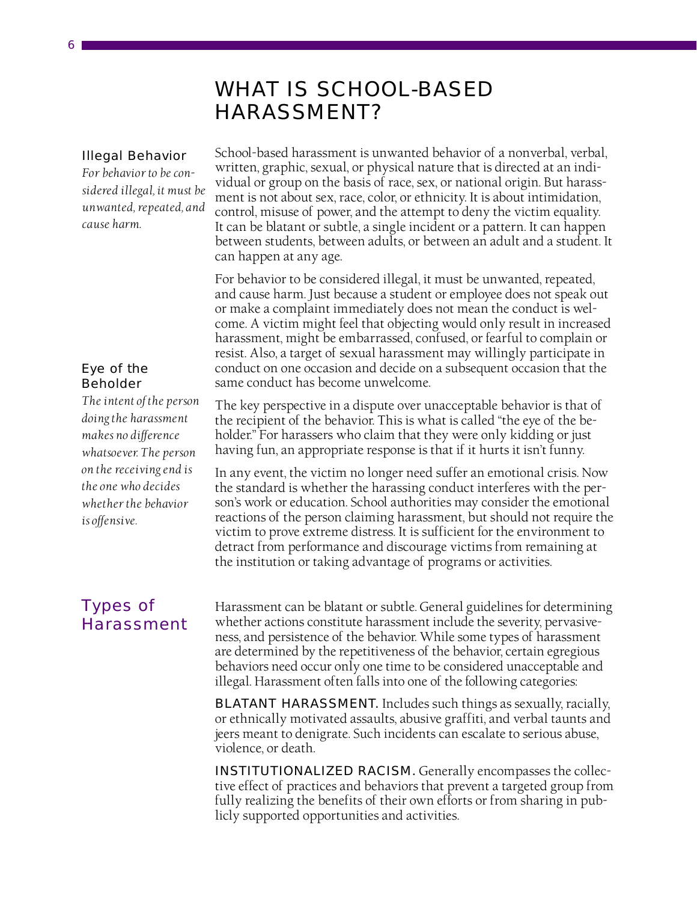# WHAT IS SCHOOL-BASED HARASSMENT?

**Illegal Behavior**

*For behavior to be considered illegal, it must be unwanted, repeated, and cause harm.*

School-based harassment is unwanted behavior of a nonverbal, verbal, written, graphic, sexual, or physical nature that is directed at an individual or group on the basis of race, sex, or national origin. But harassment is not about sex, race, color, or ethnicity. It is about intimidation, control, misuse of power, and the attempt to deny the victim equality. It can be blatant or subtle, a single incident or a pattern. It can happen between students, between adults, or between an adult and a student. It can happen at any age.

For behavior to be considered illegal, it must be unwanted, repeated, and cause harm. Just because a student or employee does not speak out or make a complaint immediately does not mean the conduct is welcome. A victim might feel that objecting would only result in increased harassment, might be embarrassed, confused, or fearful to complain or resist. Also, a target of sexual harassment may willingly participate in conduct on one occasion and decide on a subsequent occasion that the same conduct has become unwelcome.

**Eye of the Beholder**

*The intent of the person doing the harassment makes no difference whatsoever. The person on the receiving end is the one who decides whether the behavior is offensive.*

The key perspective in a dispute over unacceptable behavior is that of the recipient of the behavior. This is what is called "the eye of the beholder." For harassers who claim that they were only kidding or just having fun, an appropriate response is that if it hurts it isn't funny.

In any event, the victim no longer need suffer an emotional crisis. Now the standard is whether the harassing conduct interferes with the person's work or education. School authorities may consider the emotional reactions of the person claiming harassment, but should not require the victim to prove extreme distress. It is sufficient for the environment to detract from performance and discourage victims from remaining at the institution or taking advantage of programs or activities.

## Types of Harassment

Harassment can be blatant or subtle. General guidelines for determining whether actions constitute harassment include the severity, pervasiveness, and persistence of the behavior. While some types of harassment are determined by the repetitiveness of the behavior, certain egregious behaviors need occur only one time to be considered unacceptable and illegal. Harassment often falls into one of the following categories:

**BLATANT HARASSMENT.** Includes such things as sexually, racially, or ethnically motivated assaults, abusive graffiti, and verbal taunts and jeers meant to denigrate. Such incidents can escalate to serious abuse, violence, or death.

**INSTITUTIONALIZED RACISM.** Generally encompasses the collective effect of practices and behaviors that prevent a targeted group from fully realizing the benefits of their own efforts or from sharing in publicly supported opportunities and activities.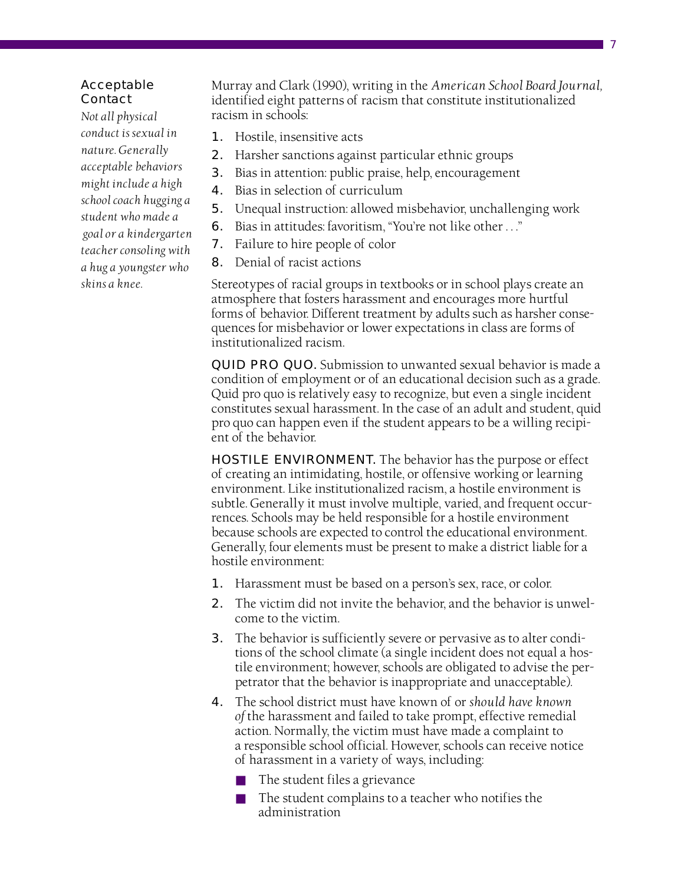**Acceptable Contact**

*Not all physical conduct is sexual in nature. Generally acceptable behaviors might include a high school coach hugging a student who made a goal or a kindergarten teacher consoling with a hug a youngster who skins a knee.*

Murray and Clark (1990), writing in the *American School Board Journal,* identified eight patterns of racism that constitute institutionalized racism in schools:

1. Hostile, insensitive acts
2. Harsher sanctions against particular ethnic groups
3. Bias in attention: public praise, help, encouragement
4. Bias in selection of curriculum
5. Unequal instruction: allowed misbehavior, unchallenging work
6. Bias in attitudes: favoritism, "You're not like other . . ."
7. Failure to hire people of color
8. Denial of racist actions

Stereotypes of racial groups in textbooks or in school plays create an atmosphere that fosters harassment and encourages more hurtful forms of behavior. Different treatment by adults such as harsher consequences for misbehavior or lower expectations in class are forms of institutionalized racism.

QUID PRO QUO. Submission to unwanted sexual behavior is made a condition of employment or of an educational decision such as a grade. Quid pro quo is relatively easy to recognize, but even a single incident constitutes sexual harassment. In the case of an adult and student, quid pro quo can happen even if the student appears to be a willing recipient of the behavior.

HOSTILE ENVIRONMENT. The behavior has the purpose or effect of creating an intimidating, hostile, or offensive working or learning environment. Like institutionalized racism, a hostile environment is subtle. Generally it must involve multiple, varied, and frequent occurrences. Schools may be held responsible for a hostile environment because schools are expected to control the educational environment. Generally, four elements must be present to make a district liable for a hostile environment:

1. Harassment must be based on a person's sex, race, or color.
2. The victim did not invite the behavior, and the behavior is unwelcome to the victim.
3. The behavior is sufficiently severe or pervasive as to alter conditions of the school climate (a single incident does not equal a hostile environment; however, schools are obligated to advise the perpetrator that the behavior is inappropriate and unacceptable).
4. The school district must have known of or *should have known of* the harassment and failed to take prompt, effective remedial action. Normally, the victim must have made a complaint to a responsible school official. However, schools can receive notice of harassment in a variety of ways, including:
   - The student files a grievance
   - The student complains to a teacher who notifies the administration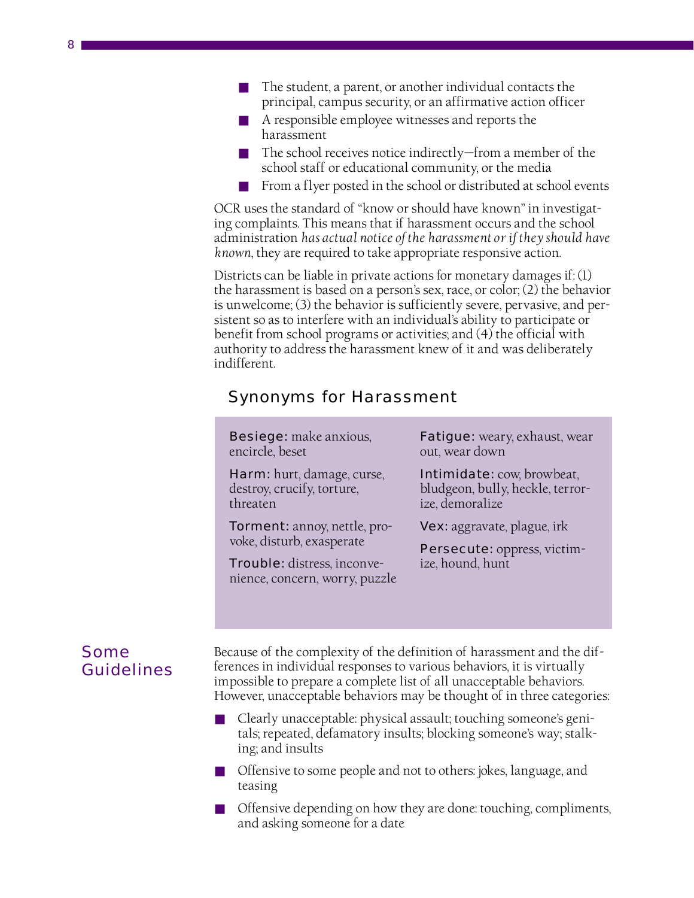- The student, a parent, or another individual contacts the principal, campus security, or an affirmative action officer
- A responsible employee witnesses and reports the harassment
- The school receives notice indirectly—from a member of the school staff or educational community, or the media
- From a flyer posted in the school or distributed at school events

OCR uses the standard of "know or should have known" in investigating complaints. This means that if harassment occurs and the school administration *has actual notice of the harassment or if they should have known*, they are required to take appropriate responsive action.

Districts can be liable in private actions for monetary damages if: (1) the harassment is based on a person's sex, race, or color; (2) the behavior is unwelcome; (3) the behavior is sufficiently severe, pervasive, and persistent so as to interfere with an individual's ability to participate or benefit from school programs or activities; and (4) the official with authority to address the harassment knew of it and was deliberately indifferent.

### Synonyms for Harassment

**Besiege:** make anxious, encircle, beset

**Harm:** hurt, damage, curse, destroy, crucify, torture, threaten

**Torment:** annoy, nettle, provoke, disturb, exasperate

**Trouble:** distress, inconvenience, concern, worry, puzzle

**Fatigue:** weary, exhaust, wear out, wear down

**Intimidate:** cow, browbeat, bludgeon, bully, heckle, terrorize, demoralize

**Vex:** aggravate, plague, irk

**Persecute:** oppress, victimize, hound, hunt

## Some Guidelines

Because of the complexity of the definition of harassment and the differences in individual responses to various behaviors, it is virtually impossible to prepare a complete list of all unacceptable behaviors. However, unacceptable behaviors may be thought of in three categories:

- Clearly unacceptable: physical assault; touching someone's genitals; repeated, defamatory insults; blocking someone's way; stalking; and insults
- Offensive to some people and not to others: jokes, language, and teasing
- Offensive depending on how they are done: touching, compliments, and asking someone for a date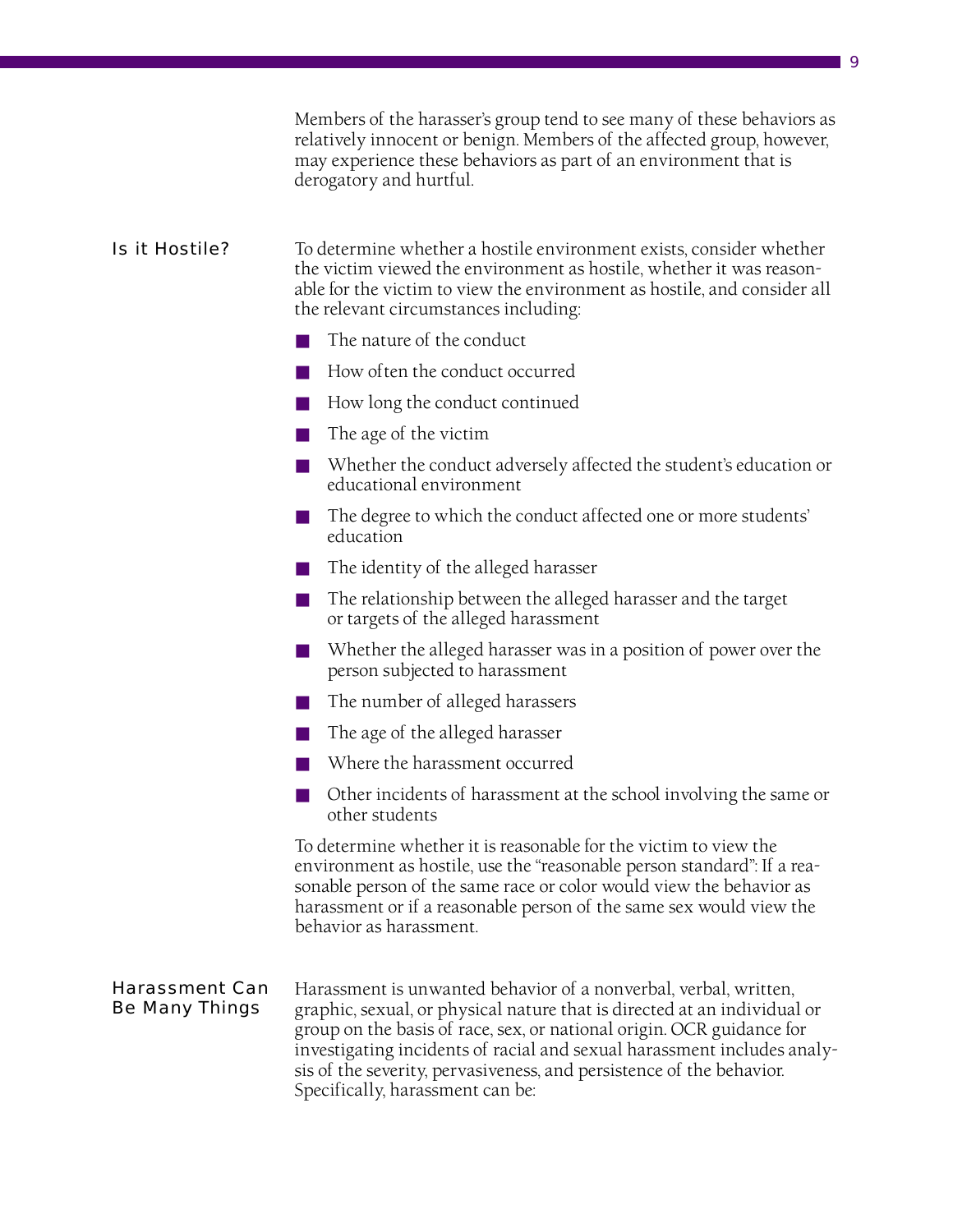Members of the harasser's group tend to see many of these behaviors as relatively innocent or benign. Members of the affected group, however, may experience these behaviors as part of an environment that is derogatory and hurtful.

## Is it Hostile?

To determine whether a hostile environment exists, consider whether the victim viewed the environment as hostile, whether it was reasonable for the victim to view the environment as hostile, and consider all the relevant circumstances including:

- The nature of the conduct
- How often the conduct occurred
- How long the conduct continued
- The age of the victim
- Whether the conduct adversely affected the student's education or educational environment
- The degree to which the conduct affected one or more students' education
- The identity of the alleged harasser
- The relationship between the alleged harasser and the target or targets of the alleged harassment
- Whether the alleged harasser was in a position of power over the person subjected to harassment
- The number of alleged harassers
- The age of the alleged harasser
- Where the harassment occurred
- Other incidents of harassment at the school involving the same or other students

To determine whether it is reasonable for the victim to view the environment as hostile, use the "reasonable person standard": If a reasonable person of the same race or color would view the behavior as harassment or if a reasonable person of the same sex would view the behavior as harassment.

## Harassment Can Be Many Things

Harassment is unwanted behavior of a nonverbal, verbal, written, graphic, sexual, or physical nature that is directed at an individual or group on the basis of race, sex, or national origin. OCR guidance for investigating incidents of racial and sexual harassment includes analysis of the severity, pervasiveness, and persistence of the behavior. Specifically, harassment can be: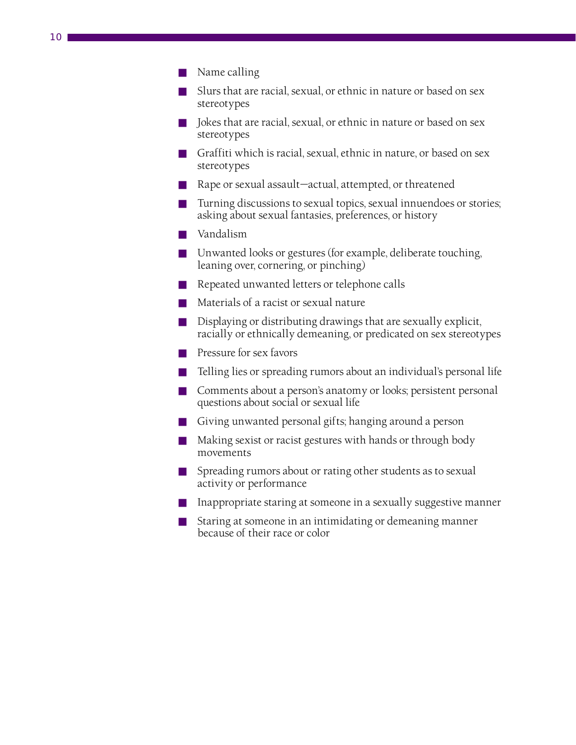- Name calling
- Slurs that are racial, sexual, or ethnic in nature or based on sex stereotypes
- Jokes that are racial, sexual, or ethnic in nature or based on sex stereotypes
- Graffiti which is racial, sexual, ethnic in nature, or based on sex stereotypes
- Rape or sexual assault—actual, attempted, or threatened
- Turning discussions to sexual topics, sexual innuendoes or stories; asking about sexual fantasies, preferences, or history
- Vandalism
- Unwanted looks or gestures (for example, deliberate touching, leaning over, cornering, or pinching)
- Repeated unwanted letters or telephone calls
- Materials of a racist or sexual nature
- Displaying or distributing drawings that are sexually explicit, racially or ethnically demeaning, or predicated on sex stereotypes
- Pressure for sex favors
- Telling lies or spreading rumors about an individual's personal life
- Comments about a person's anatomy or looks; persistent personal questions about social or sexual life
- Giving unwanted personal gifts; hanging around a person
- Making sexist or racist gestures with hands or through body movements
- Spreading rumors about or rating other students as to sexual activity or performance
- Inappropriate staring at someone in a sexually suggestive manner
- Staring at someone in an intimidating or demeaning manner because of their race or color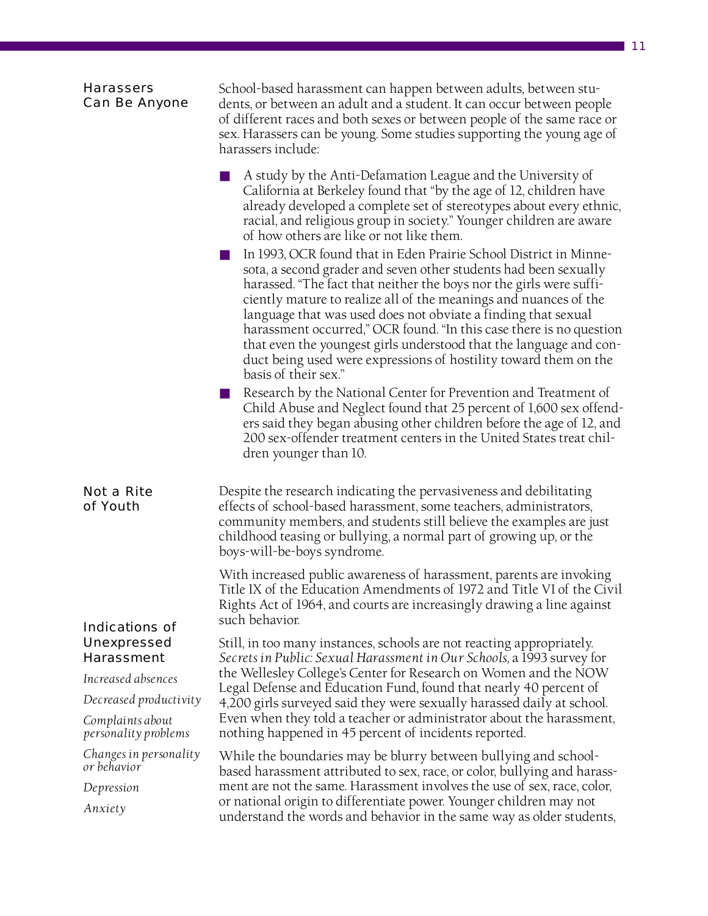## Harassers Can Be Anyone

School-based harassment can happen between adults, between students, or between an adult and a student. It can occur between people of different races and both sexes or between people of the same race or sex. Harassers can be young. Some studies supporting the young age of harassers include:

- A study by the Anti-Defamation League and the University of California at Berkeley found that "by the age of 12, children have already developed a complete set of stereotypes about every ethnic, racial, and religious group in society." Younger children are aware of how others are like or not like them.
- In 1993, OCR found that in Eden Prairie School District in Minnesota, a second grader and seven other students had been sexually harassed. "The fact that neither the boys nor the girls were sufficiently mature to realize all of the meanings and nuances of the language that was used does not obviate a finding that sexual harassment occurred," OCR found. "In this case there is no question that even the youngest girls understood that the language and conduct being used were expressions of hostility toward them on the basis of their sex."
- Research by the National Center for Prevention and Treatment of Child Abuse and Neglect found that 25 percent of 1,600 sex offenders said they began abusing other children before the age of 12, and 200 sex-offender treatment centers in the United States treat children younger than 10.

## Not a Rite of Youth

Despite the research indicating the pervasiveness and debilitating effects of school-based harassment, some teachers, administrators, community members, and students still believe the examples are just childhood teasing or bullying, a normal part of growing up, or the boys-will-be-boys syndrome.

With increased public awareness of harassment, parents are invoking Title IX of the Education Amendments of 1972 and Title VI of the Civil Rights Act of 1964, and courts are increasingly drawing a line against such behavior.

Still, in too many instances, schools are not reacting appropriately. *Secrets in Public: Sexual Harassment in Our Schools,* a 1993 survey for the Wellesley College's Center for Research on Women and the NOW Legal Defense and Education Fund, found that nearly 40 percent of 4,200 girls surveyed said they were sexually harassed daily at school. Even when they told a teacher or administrator about the harassment, nothing happened in 45 percent of incidents reported.

While the boundaries may be blurry between bullying and school-based harassment attributed to sex, race, or color, bullying and harassment are not the same. Harassment involves the use of sex, race, color, or national origin to differentiate power. Younger children may not understand the words and behavior in the same way as older students,

### Indications of Unexpressed Harassment

*Increased absences*

*Decreased productivity*

*Complaints about personality problems*

*Changes in personality or behavior*

*Depression*

*Anxiety*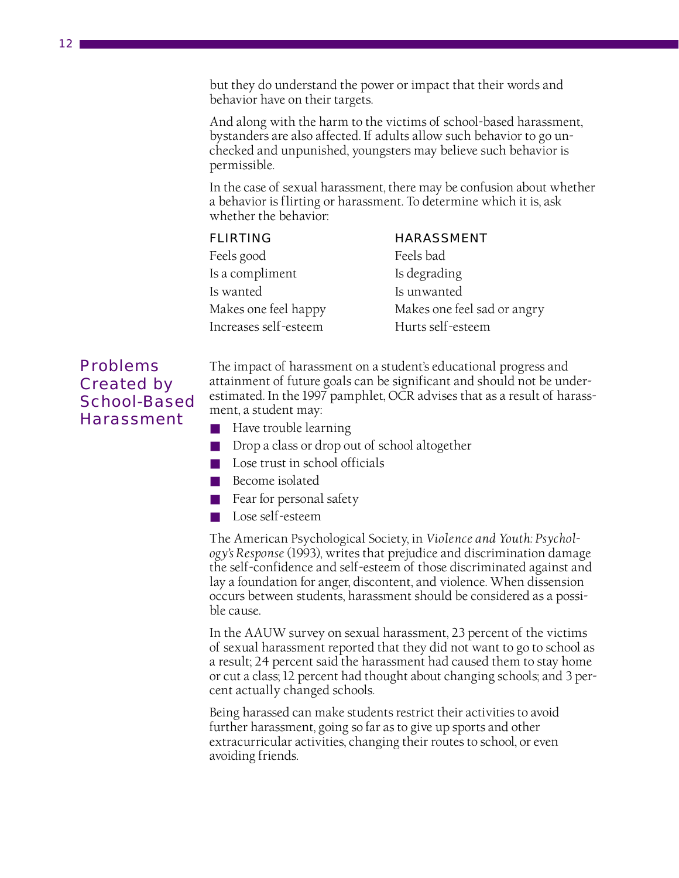but they do understand the power or impact that their words and behavior have on their targets.

And along with the harm to the victims of school-based harassment, bystanders are also affected. If adults allow such behavior to go unchecked and unpunished, youngsters may believe such behavior is permissible.

In the case of sexual harassment, there may be confusion about whether a behavior is flirting or harassment. To determine which it is, ask whether the behavior:

| FLIRTING | HARASSMENT |
| --- | --- |
| Feels good | Feels bad |
| Is a compliment | Is degrading |
| Is wanted | Is unwanted |
| Makes one feel happy | Makes one feel sad or angry |
| Increases self-esteem | Hurts self-esteem |

## Problems Created by School-Based Harassment

The impact of harassment on a student's educational progress and attainment of future goals can be significant and should not be underestimated. In the 1997 pamphlet, OCR advises that as a result of harassment, a student may:

- Have trouble learning
- Drop a class or drop out of school altogether
- Lose trust in school officials
- Become isolated
- Fear for personal safety
- Lose self-esteem

The American Psychological Society, in *Violence and Youth: Psychology's Response* (1993), writes that prejudice and discrimination damage the self-confidence and self-esteem of those discriminated against and lay a foundation for anger, discontent, and violence. When dissension occurs between students, harassment should be considered as a possible cause.

In the AAUW survey on sexual harassment, 23 percent of the victims of sexual harassment reported that they did not want to go to school as a result; 24 percent said the harassment had caused them to stay home or cut a class; 12 percent had thought about changing schools; and 3 percent actually changed schools.

Being harassed can make students restrict their activities to avoid further harassment, going so far as to give up sports and other extracurricular activities, changing their routes to school, or even avoiding friends.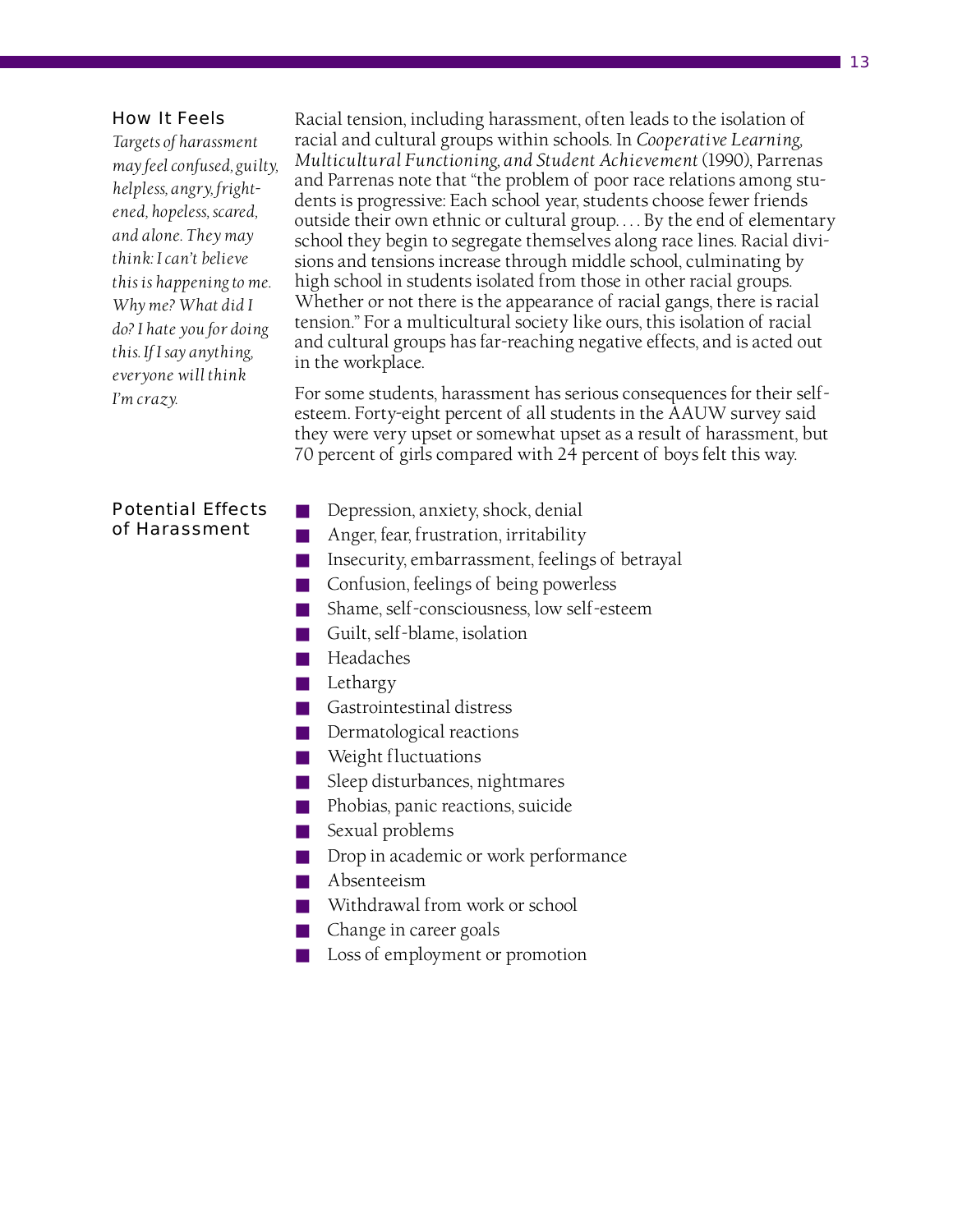### How It Feels

*Targets of harassment may feel confused, guilty, helpless, angry, frightened, hopeless, scared, and alone. They may think: I can't believe this is happening to me. Why me? What did I do? I hate you for doing this. If I say anything, everyone will think I'm crazy.*

Racial tension, including harassment, often leads to the isolation of racial and cultural groups within schools. In *Cooperative Learning, Multicultural Functioning, and Student Achievement* (1990), Parrenas and Parrenas note that "the problem of poor race relations among students is progressive: Each school year, students choose fewer friends outside their own ethnic or cultural group. . . . By the end of elementary school they begin to segregate themselves along race lines. Racial divisions and tensions increase through middle school, culminating by high school in students isolated from those in other racial groups. Whether or not there is the appearance of racial gangs, there is racial tension." For a multicultural society like ours, this isolation of racial and cultural groups has far-reaching negative effects, and is acted out in the workplace.

For some students, harassment has serious consequences for their self-esteem. Forty-eight percent of all students in the AAUW survey said they were very upset or somewhat upset as a result of harassment, but 70 percent of girls compared with 24 percent of boys felt this way.

### Potential Effects of Harassment

- Depression, anxiety, shock, denial
- Anger, fear, frustration, irritability
- Insecurity, embarrassment, feelings of betrayal
- Confusion, feelings of being powerless
- Shame, self-consciousness, low self-esteem
- Guilt, self-blame, isolation
- Headaches
- Lethargy
- Gastrointestinal distress
- Dermatological reactions
- Weight fluctuations
- Sleep disturbances, nightmares
- Phobias, panic reactions, suicide
- Sexual problems
- Drop in academic or work performance
- Absenteeism
- Withdrawal from work or school
- Change in career goals
- Loss of employment or promotion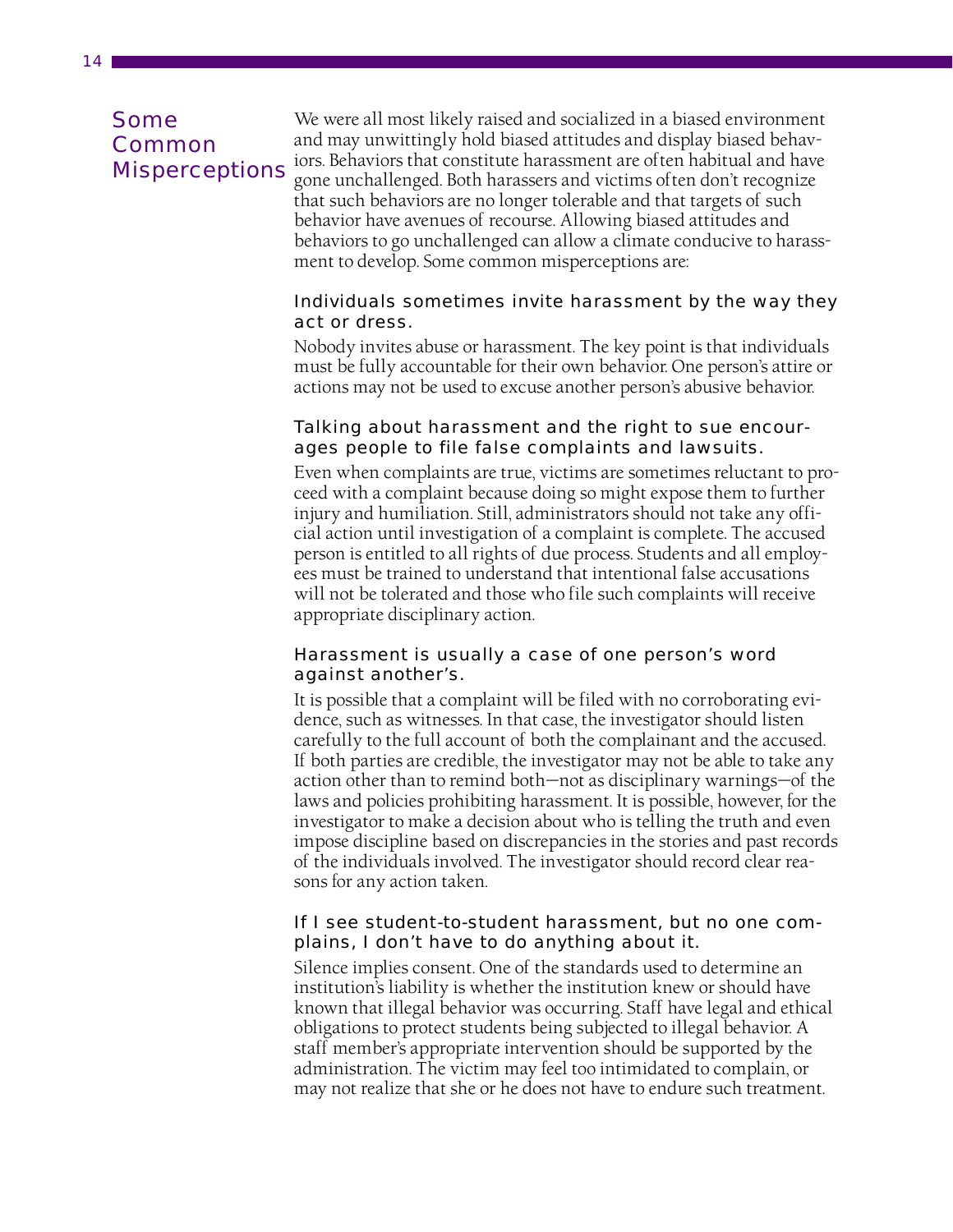## Some Common Misperceptions

We were all most likely raised and socialized in a biased environment and may unwittingly hold biased attitudes and display biased behaviors. Behaviors that constitute harassment are often habitual and have gone unchallenged. Both harassers and victims often don't recognize that such behaviors are no longer tolerable and that targets of such behavior have avenues of recourse. Allowing biased attitudes and behaviors to go unchallenged can allow a climate conducive to harassment to develop. Some common misperceptions are:

### Individuals sometimes invite harassment by the way they act or dress.

Nobody invites abuse or harassment. The key point is that individuals must be fully accountable for their own behavior. One person's attire or actions may not be used to excuse another person's abusive behavior.

### Talking about harassment and the right to sue encourages people to file false complaints and lawsuits.

Even when complaints are true, victims are sometimes reluctant to proceed with a complaint because doing so might expose them to further injury and humiliation. Still, administrators should not take any official action until investigation of a complaint is complete. The accused person is entitled to all rights of due process. Students and all employees must be trained to understand that intentional false accusations will not be tolerated and those who file such complaints will receive appropriate disciplinary action.

### Harassment is usually a case of one person's word against another's.

It is possible that a complaint will be filed with no corroborating evidence, such as witnesses. In that case, the investigator should listen carefully to the full account of both the complainant and the accused. If both parties are credible, the investigator may not be able to take any action other than to remind both—not as disciplinary warnings—of the laws and policies prohibiting harassment. It is possible, however, for the investigator to make a decision about who is telling the truth and even impose discipline based on discrepancies in the stories and past records of the individuals involved. The investigator should record clear reasons for any action taken.

### If I see student-to-student harassment, but no one complains, I don't have to do anything about it.

Silence implies consent. One of the standards used to determine an institution's liability is whether the institution knew or should have known that illegal behavior was occurring. Staff have legal and ethical obligations to protect students being subjected to illegal behavior. A staff member's appropriate intervention should be supported by the administration. The victim may feel too intimidated to complain, or may not realize that she or he does not have to endure such treatment.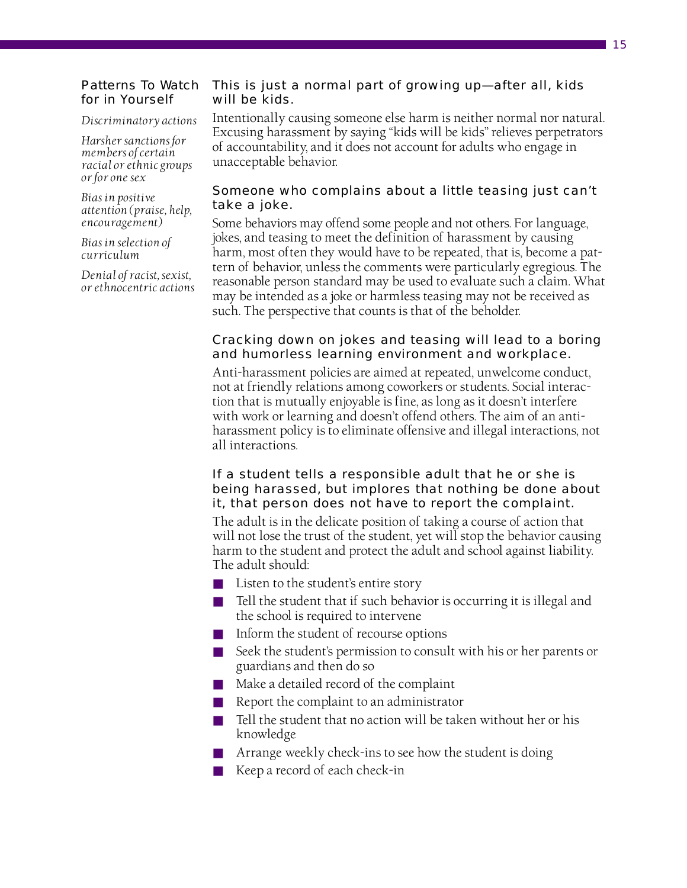### Patterns To Watch for in Yourself

*Discriminatory actions*

*Harsher sanctions for members of certain racial or ethnic groups or for one sex*

*Bias in positive attention (praise, help, encouragement)*

*Bias in selection of curriculum*

*Denial of racist, sexist, or ethnocentric actions*

### This is just a normal part of growing up—after all, kids will be kids.

Intentionally causing someone else harm is neither normal nor natural. Excusing harassment by saying "kids will be kids" relieves perpetrators of accountability, and it does not account for adults who engage in unacceptable behavior.

### Someone who complains about a little teasing just can't take a joke.

Some behaviors may offend some people and not others. For language, jokes, and teasing to meet the definition of harassment by causing harm, most often they would have to be repeated, that is, become a pattern of behavior, unless the comments were particularly egregious. The reasonable person standard may be used to evaluate such a claim. What may be intended as a joke or harmless teasing may not be received as such. The perspective that counts is that of the beholder.

### Cracking down on jokes and teasing will lead to a boring and humorless learning environment and workplace.

Anti-harassment policies are aimed at repeated, unwelcome conduct, not at friendly relations among coworkers or students. Social interaction that is mutually enjoyable is fine, as long as it doesn't interfere with work or learning and doesn't offend others. The aim of an anti-harassment policy is to eliminate offensive and illegal interactions, not all interactions.

### If a student tells a responsible adult that he or she is being harassed, but implores that nothing be done about it, that person does not have to report the complaint.

The adult is in the delicate position of taking a course of action that will not lose the trust of the student, yet will stop the behavior causing harm to the student and protect the adult and school against liability. The adult should:

- Listen to the student's entire story
- Tell the student that if such behavior is occurring it is illegal and the school is required to intervene
- Inform the student of recourse options
- Seek the student's permission to consult with his or her parents or guardians and then do so
- Make a detailed record of the complaint
- Report the complaint to an administrator
- Tell the student that no action will be taken without her or his knowledge
- Arrange weekly check-ins to see how the student is doing
- Keep a record of each check-in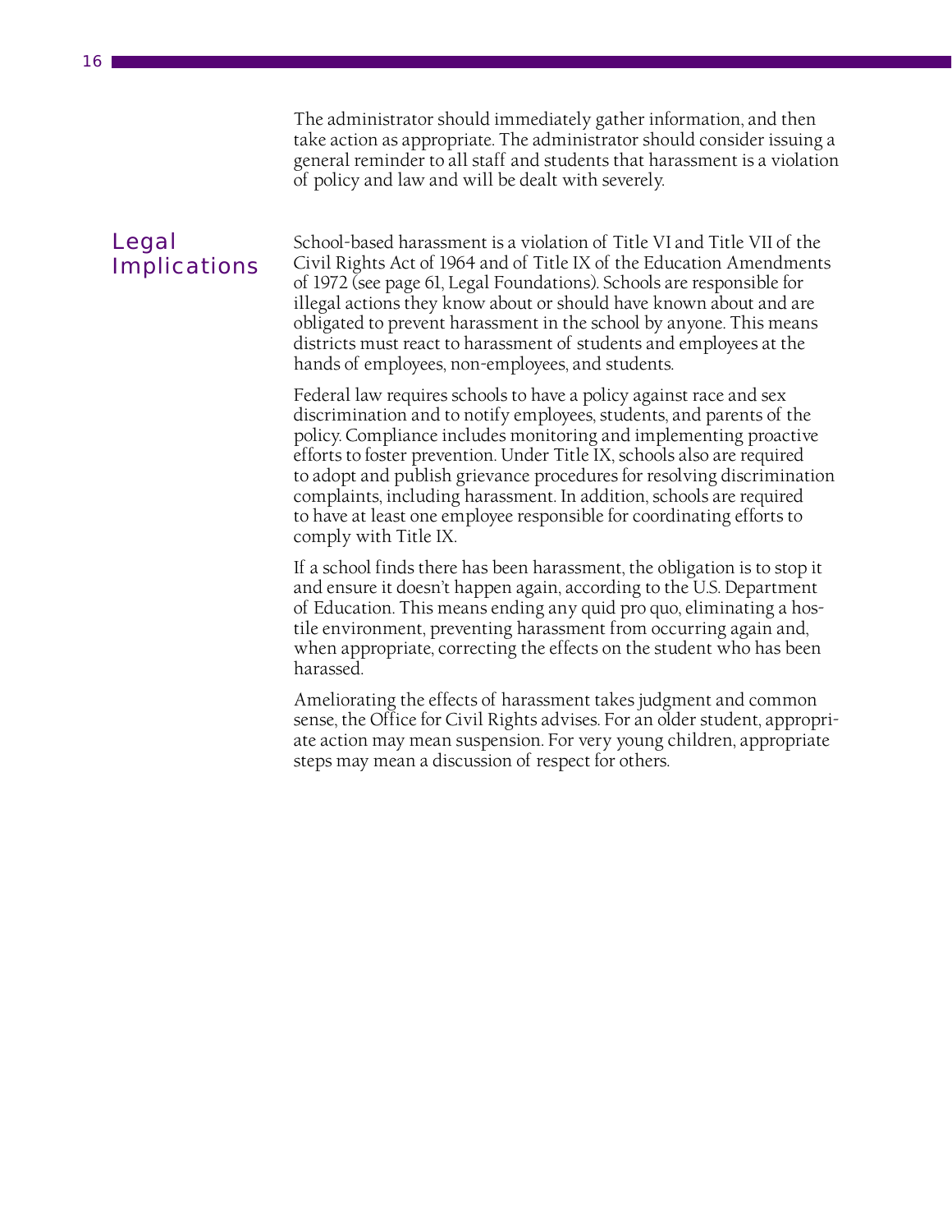The administrator should immediately gather information, and then take action as appropriate. The administrator should consider issuing a general reminder to all staff and students that harassment is a violation of policy and law and will be dealt with severely.

## Legal Implications

School-based harassment is a violation of Title VI and Title VII of the Civil Rights Act of 1964 and of Title IX of the Education Amendments of 1972 (see page 61, Legal Foundations). Schools are responsible for illegal actions they know about or should have known about and are obligated to prevent harassment in the school by anyone. This means districts must react to harassment of students and employees at the hands of employees, non-employees, and students.

Federal law requires schools to have a policy against race and sex discrimination and to notify employees, students, and parents of the policy. Compliance includes monitoring and implementing proactive efforts to foster prevention. Under Title IX, schools also are required to adopt and publish grievance procedures for resolving discrimination complaints, including harassment. In addition, schools are required to have at least one employee responsible for coordinating efforts to comply with Title IX.

If a school finds there has been harassment, the obligation is to stop it and ensure it doesn't happen again, according to the U.S. Department of Education. This means ending any quid pro quo, eliminating a hostile environment, preventing harassment from occurring again and, when appropriate, correcting the effects on the student who has been harassed.

Ameliorating the effects of harassment takes judgment and common sense, the Office for Civil Rights advises. For an older student, appropriate action may mean suspension. For very young children, appropriate steps may mean a discussion of respect for others.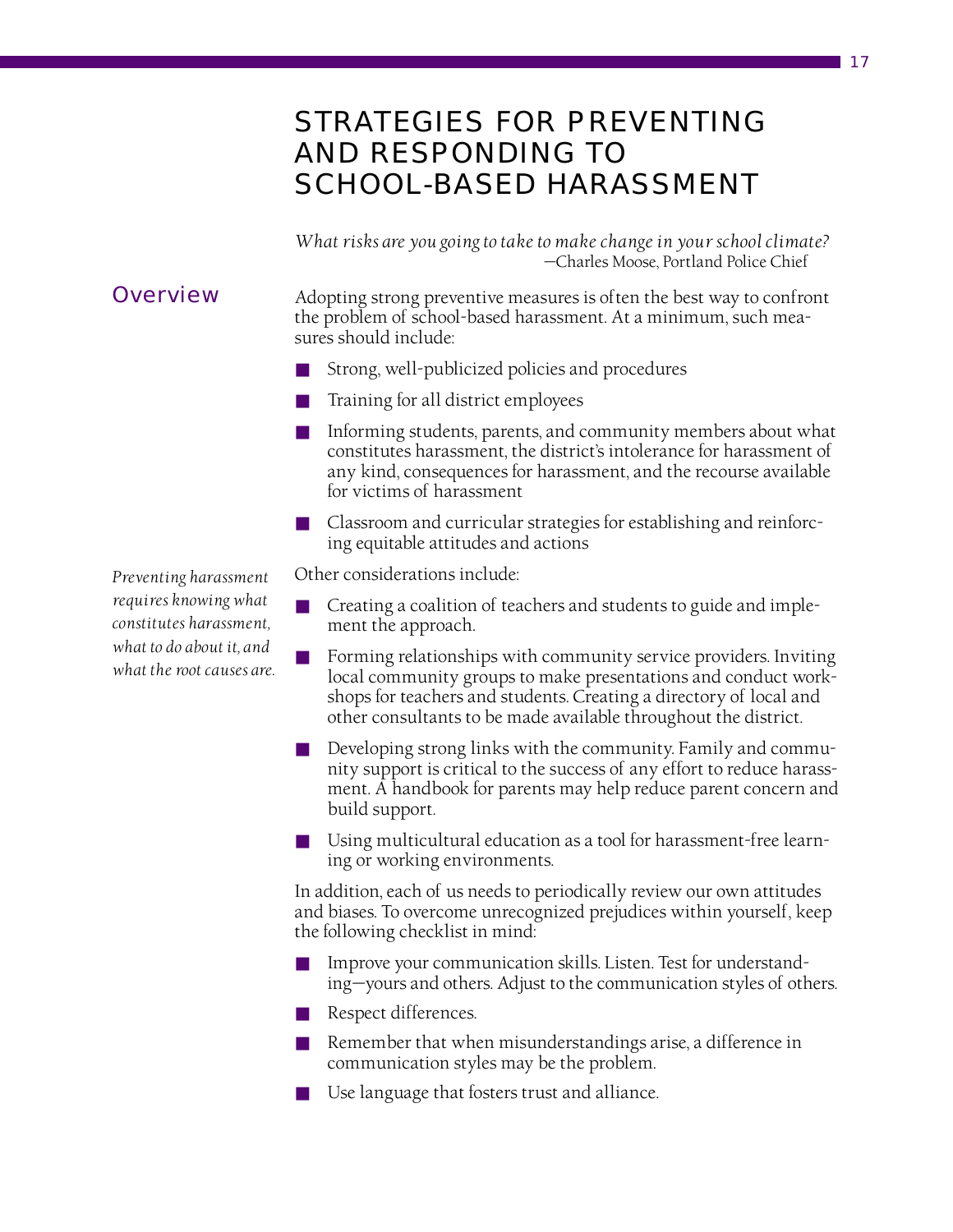# STRATEGIES FOR PREVENTING AND RESPONDING TO SCHOOL-BASED HARASSMENT

*What risks are you going to take to make change in your school climate?*
—Charles Moose, Portland Police Chief

## Overview

Adopting strong preventive measures is often the best way to confront the problem of school-based harassment. At a minimum, such measures should include:

- Strong, well-publicized policies and procedures
- Training for all district employees
- Informing students, parents, and community members about what constitutes harassment, the district's intolerance for harassment of any kind, consequences for harassment, and the recourse available for victims of harassment
- Classroom and curricular strategies for establishing and reinforcing equitable attitudes and actions

*Preventing harassment requires knowing what constitutes harassment, what to do about it, and what the root causes are.*

Other considerations include:

- Creating a coalition of teachers and students to guide and implement the approach.
- Forming relationships with community service providers. Inviting local community groups to make presentations and conduct workshops for teachers and students. Creating a directory of local and other consultants to be made available throughout the district.
- Developing strong links with the community. Family and community support is critical to the success of any effort to reduce harassment. A handbook for parents may help reduce parent concern and build support.
- Using multicultural education as a tool for harassment-free learning or working environments.

In addition, each of us needs to periodically review our own attitudes and biases. To overcome unrecognized prejudices within yourself, keep the following checklist in mind:

- Improve your communication skills. Listen. Test for understanding—yours and others. Adjust to the communication styles of others.
- Respect differences.
- Remember that when misunderstandings arise, a difference in communication styles may be the problem.
- Use language that fosters trust and alliance.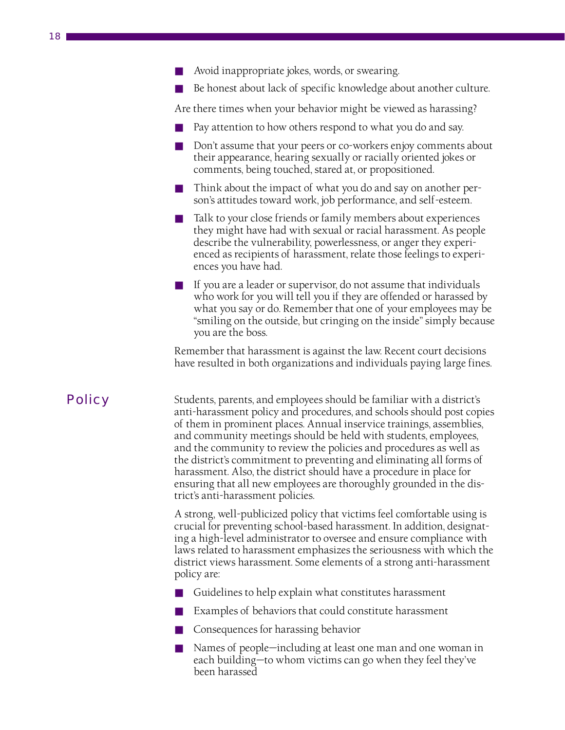- Avoid inappropriate jokes, words, or swearing.
- Be honest about lack of specific knowledge about another culture.

Are there times when your behavior might be viewed as harassing?

- Pay attention to how others respond to what you do and say.
- Don't assume that your peers or co-workers enjoy comments about their appearance, hearing sexually or racially oriented jokes or comments, being touched, stared at, or propositioned.
- Think about the impact of what you do and say on another person's attitudes toward work, job performance, and self-esteem.
- Talk to your close friends or family members about experiences they might have had with sexual or racial harassment. As people describe the vulnerability, powerlessness, or anger they experienced as recipients of harassment, relate those feelings to experiences you have had.
- If you are a leader or supervisor, do not assume that individuals who work for you will tell you if they are offended or harassed by what you say or do. Remember that one of your employees may be "smiling on the outside, but cringing on the inside" simply because you are the boss.

Remember that harassment is against the law. Recent court decisions have resulted in both organizations and individuals paying large fines.

## Policy

Students, parents, and employees should be familiar with a district's anti-harassment policy and procedures, and schools should post copies of them in prominent places. Annual inservice trainings, assemblies, and community meetings should be held with students, employees, and the community to review the policies and procedures as well as the district's commitment to preventing and eliminating all forms of harassment. Also, the district should have a procedure in place for ensuring that all new employees are thoroughly grounded in the district's anti-harassment policies.

A strong, well-publicized policy that victims feel comfortable using is crucial for preventing school-based harassment. In addition, designating a high-level administrator to oversee and ensure compliance with laws related to harassment emphasizes the seriousness with which the district views harassment. Some elements of a strong anti-harassment policy are:

- Guidelines to help explain what constitutes harassment
- Examples of behaviors that could constitute harassment
- Consequences for harassing behavior
- Names of people—including at least one man and one woman in each building—to whom victims can go when they feel they've been harassed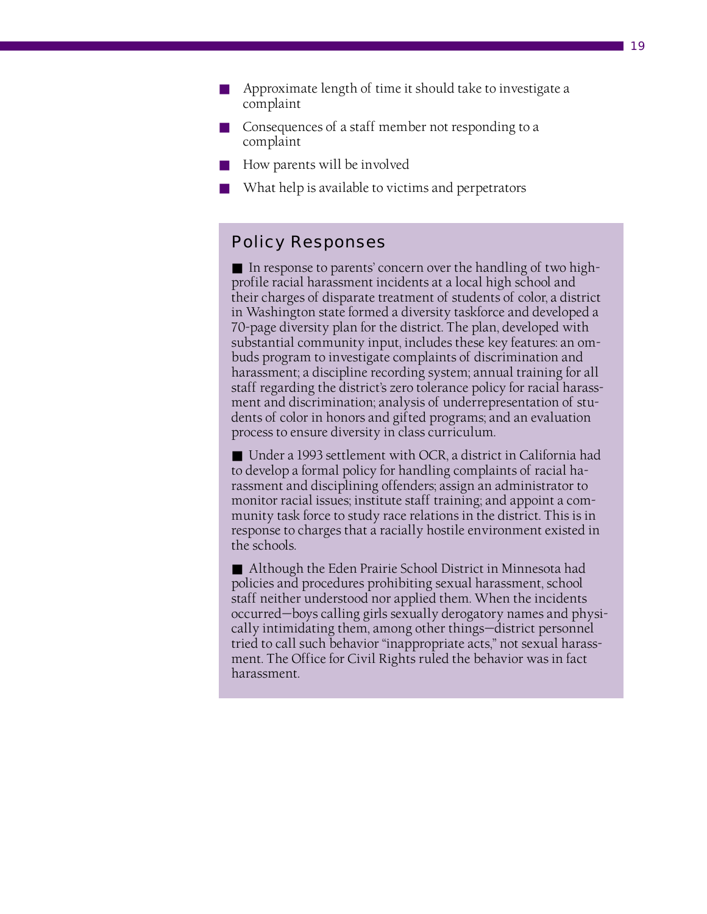- Approximate length of time it should take to investigate a complaint
- Consequences of a staff member not responding to a complaint
- How parents will be involved
- What help is available to victims and perpetrators

## Policy Responses

■ In response to parents' concern over the handling of two high-profile racial harassment incidents at a local high school and their charges of disparate treatment of students of color, a district in Washington state formed a diversity taskforce and developed a 70-page diversity plan for the district. The plan, developed with substantial community input, includes these key features: an ombuds program to investigate complaints of discrimination and harassment; a discipline recording system; annual training for all staff regarding the district's zero tolerance policy for racial harassment and discrimination; analysis of underrepresentation of students of color in honors and gifted programs; and an evaluation process to ensure diversity in class curriculum.

■ Under a 1993 settlement with OCR, a district in California had to develop a formal policy for handling complaints of racial harassment and disciplining offenders; assign an administrator to monitor racial issues; institute staff training; and appoint a community task force to study race relations in the district. This is in response to charges that a racially hostile environment existed in the schools.

■ Although the Eden Prairie School District in Minnesota had policies and procedures prohibiting sexual harassment, school staff neither understood nor applied them. When the incidents occurred—boys calling girls sexually derogatory names and physically intimidating them, among other things—district personnel tried to call such behavior "inappropriate acts," not sexual harassment. The Office for Civil Rights ruled the behavior was in fact harassment.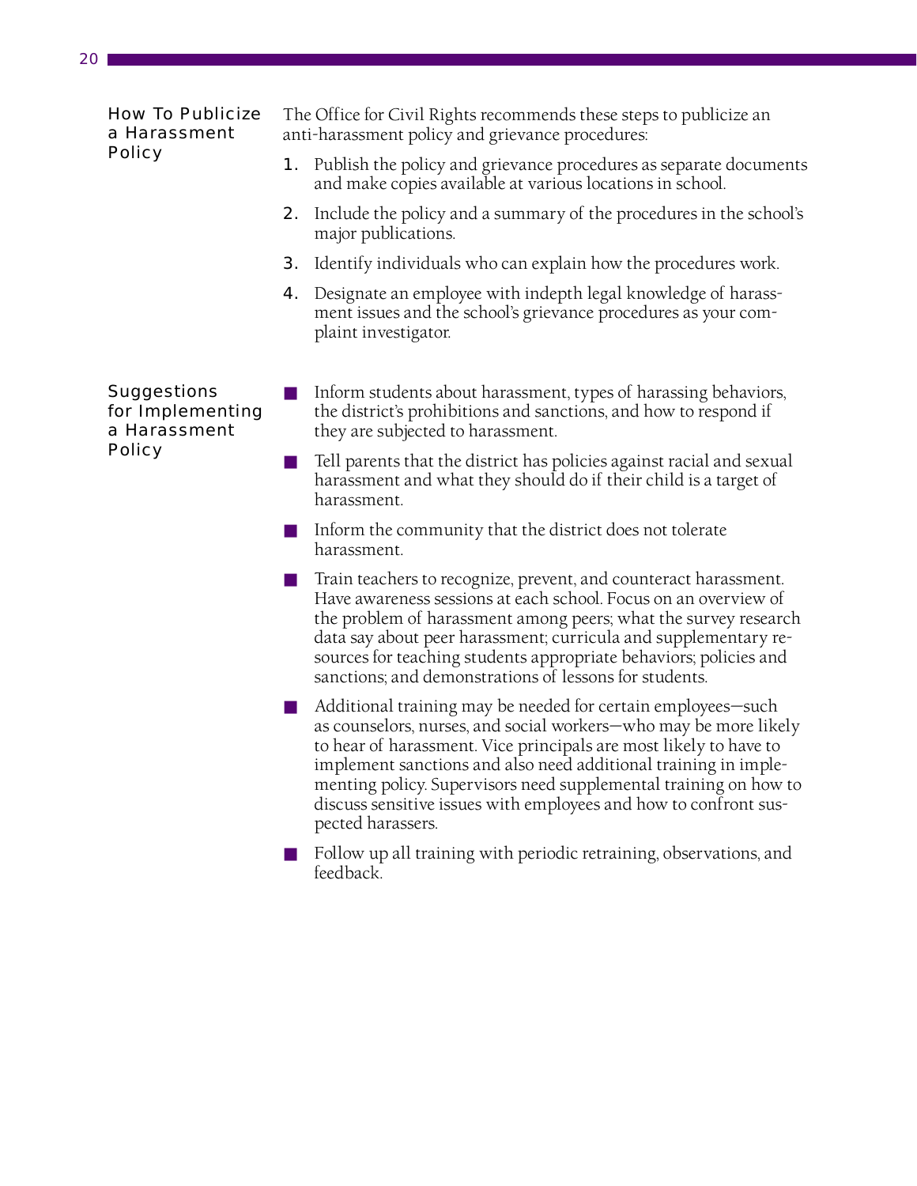## How To Publicize a Harassment Policy

The Office for Civil Rights recommends these steps to publicize an anti-harassment policy and grievance procedures:

1. Publish the policy and grievance procedures as separate documents and make copies available at various locations in school.
2. Include the policy and a summary of the procedures in the school's major publications.
3. Identify individuals who can explain how the procedures work.
4. Designate an employee with indepth legal knowledge of harassment issues and the school's grievance procedures as your complaint investigator.

## Suggestions for Implementing a Harassment Policy

- Inform students about harassment, types of harassing behaviors, the district's prohibitions and sanctions, and how to respond if they are subjected to harassment.
- Tell parents that the district has policies against racial and sexual harassment and what they should do if their child is a target of harassment.
- Inform the community that the district does not tolerate harassment.
- Train teachers to recognize, prevent, and counteract harassment. Have awareness sessions at each school. Focus on an overview of the problem of harassment among peers; what the survey research data say about peer harassment; curricula and supplementary resources for teaching students appropriate behaviors; policies and sanctions; and demonstrations of lessons for students.
- Additional training may be needed for certain employees—such as counselors, nurses, and social workers—who may be more likely to hear of harassment. Vice principals are most likely to have to implement sanctions and also need additional training in implementing policy. Supervisors need supplemental training on how to discuss sensitive issues with employees and how to confront suspected harassers.
- Follow up all training with periodic retraining, observations, and feedback.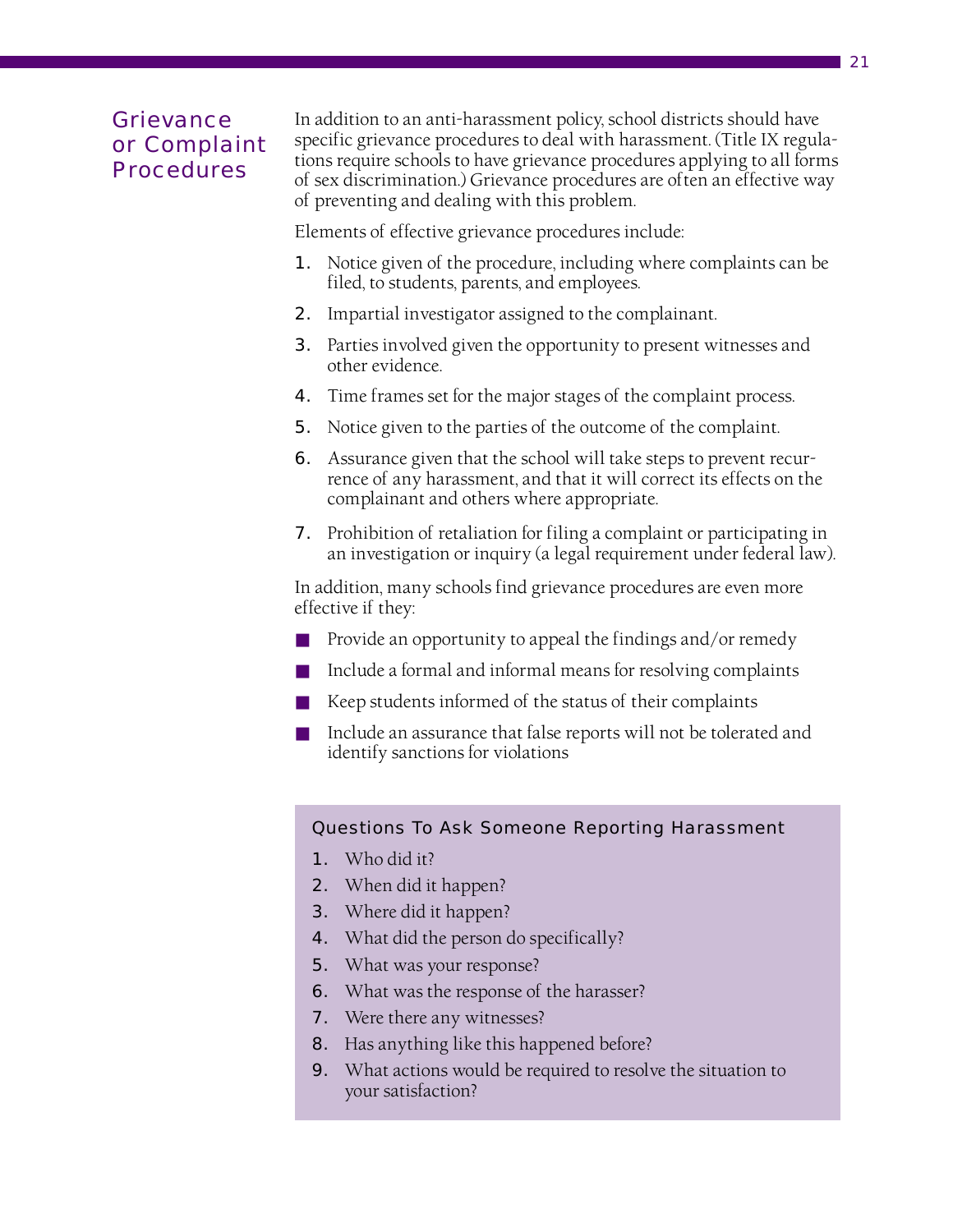## Grievance or Complaint Procedures

In addition to an anti-harassment policy, school districts should have specific grievance procedures to deal with harassment. (Title IX regulations require schools to have grievance procedures applying to all forms of sex discrimination.) Grievance procedures are often an effective way of preventing and dealing with this problem.

Elements of effective grievance procedures include:

1. Notice given of the procedure, including where complaints can be filed, to students, parents, and employees.
2. Impartial investigator assigned to the complainant.
3. Parties involved given the opportunity to present witnesses and other evidence.
4. Time frames set for the major stages of the complaint process.
5. Notice given to the parties of the outcome of the complaint.
6. Assurance given that the school will take steps to prevent recurrence of any harassment, and that it will correct its effects on the complainant and others where appropriate.
7. Prohibition of retaliation for filing a complaint or participating in an investigation or inquiry (a legal requirement under federal law).

In addition, many schools find grievance procedures are even more effective if they:

- Provide an opportunity to appeal the findings and/or remedy
- Include a formal and informal means for resolving complaints
- Keep students informed of the status of their complaints
- Include an assurance that false reports will not be tolerated and identify sanctions for violations

### Questions To Ask Someone Reporting Harassment

1. Who did it?
2. When did it happen?
3. Where did it happen?
4. What did the person do specifically?
5. What was your response?
6. What was the response of the harasser?
7. Were there any witnesses?
8. Has anything like this happened before?
9. What actions would be required to resolve the situation to your satisfaction?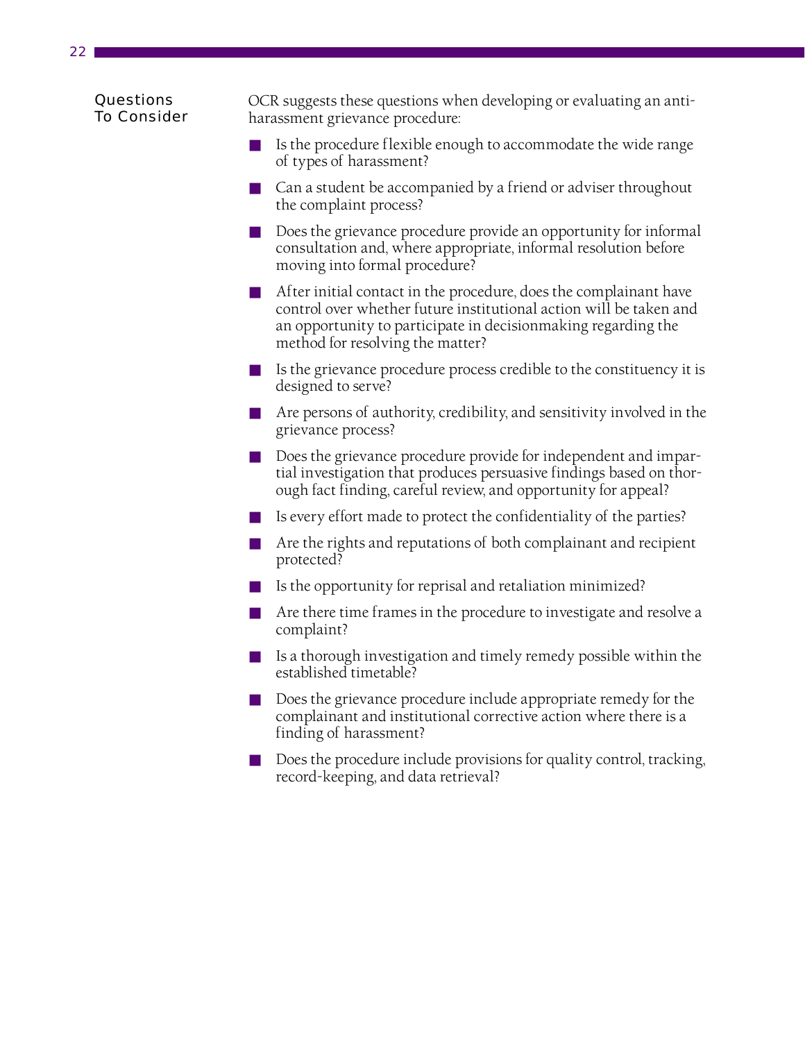## Questions To Consider

OCR suggests these questions when developing or evaluating an anti-harassment grievance procedure:

- Is the procedure flexible enough to accommodate the wide range of types of harassment?
- Can a student be accompanied by a friend or adviser throughout the complaint process?
- Does the grievance procedure provide an opportunity for informal consultation and, where appropriate, informal resolution before moving into formal procedure?
- After initial contact in the procedure, does the complainant have control over whether future institutional action will be taken and an opportunity to participate in decisionmaking regarding the method for resolving the matter?
- Is the grievance procedure process credible to the constituency it is designed to serve?
- Are persons of authority, credibility, and sensitivity involved in the grievance process?
- Does the grievance procedure provide for independent and impartial investigation that produces persuasive findings based on thorough fact finding, careful review, and opportunity for appeal?
- Is every effort made to protect the confidentiality of the parties?
- Are the rights and reputations of both complainant and recipient protected?
- Is the opportunity for reprisal and retaliation minimized?
- Are there time frames in the procedure to investigate and resolve a complaint?
- Is a thorough investigation and timely remedy possible within the established timetable?
- Does the grievance procedure include appropriate remedy for the complainant and institutional corrective action where there is a finding of harassment?
- Does the procedure include provisions for quality control, tracking, record-keeping, and data retrieval?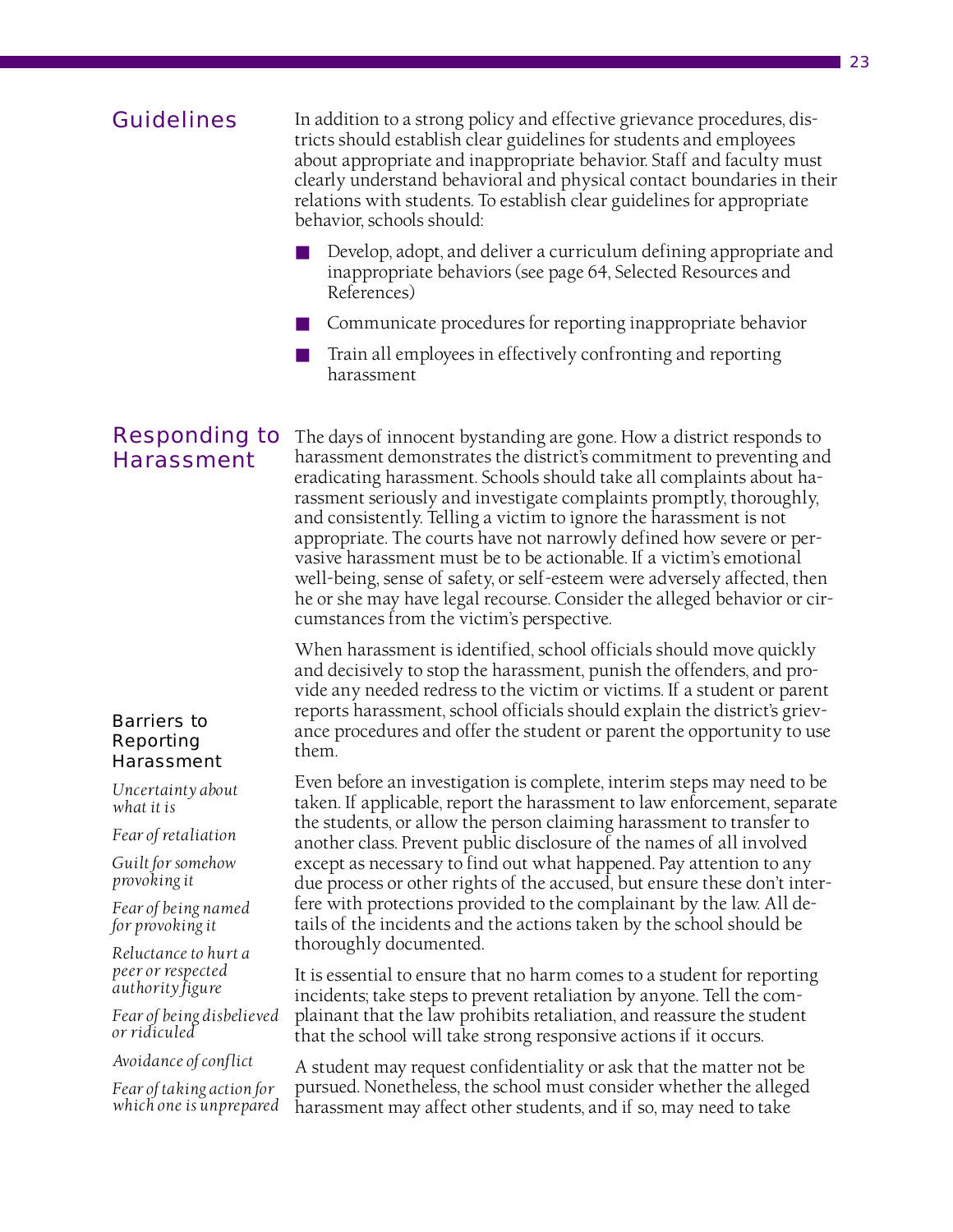## Guidelines

In addition to a strong policy and effective grievance procedures, districts should establish clear guidelines for students and employees about appropriate and inappropriate behavior. Staff and faculty must clearly understand behavioral and physical contact boundaries in their relations with students. To establish clear guidelines for appropriate behavior, schools should:

- Develop, adopt, and deliver a curriculum defining appropriate and inappropriate behaviors (see page 64, Selected Resources and References)
- Communicate procedures for reporting inappropriate behavior
- Train all employees in effectively confronting and reporting harassment

## Responding to Harassment

The days of innocent bystanding are gone. How a district responds to harassment demonstrates the district's commitment to preventing and eradicating harassment. Schools should take all complaints about harassment seriously and investigate complaints promptly, thoroughly, and consistently. Telling a victim to ignore the harassment is not appropriate. The courts have not narrowly defined how severe or pervasive harassment must be to be actionable. If a victim's emotional well-being, sense of safety, or self-esteem were adversely affected, then he or she may have legal recourse. Consider the alleged behavior or circumstances from the victim's perspective.

When harassment is identified, school officials should move quickly and decisively to stop the harassment, punish the offenders, and provide any needed redress to the victim or victims. If a student or parent reports harassment, school officials should explain the district's grievance procedures and offer the student or parent the opportunity to use them.

Even before an investigation is complete, interim steps may need to be taken. If applicable, report the harassment to law enforcement, separate the students, or allow the person claiming harassment to transfer to another class. Prevent public disclosure of the names of all involved except as necessary to find out what happened. Pay attention to any due process or other rights of the accused, but ensure these don't interfere with protections provided to the complainant by the law. All details of the incidents and the actions taken by the school should be thoroughly documented.

It is essential to ensure that no harm comes to a student for reporting incidents; take steps to prevent retaliation by anyone. Tell the complainant that the law prohibits retaliation, and reassure the student that the school will take strong responsive actions if it occurs.

A student may request confidentiality or ask that the matter not be pursued. Nonetheless, the school must consider whether the alleged harassment may affect other students, and if so, may need to take

### Barriers to Reporting Harassment

*Uncertainty about what it is*

*Fear of retaliation*

*Guilt for somehow provoking it*

*Fear of being named for provoking it*

*Reluctance to hurt a peer or respected authority figure*

*Fear of being disbelieved or ridiculed*

*Avoidance of conflict*

*Fear of taking action for which one is unprepared*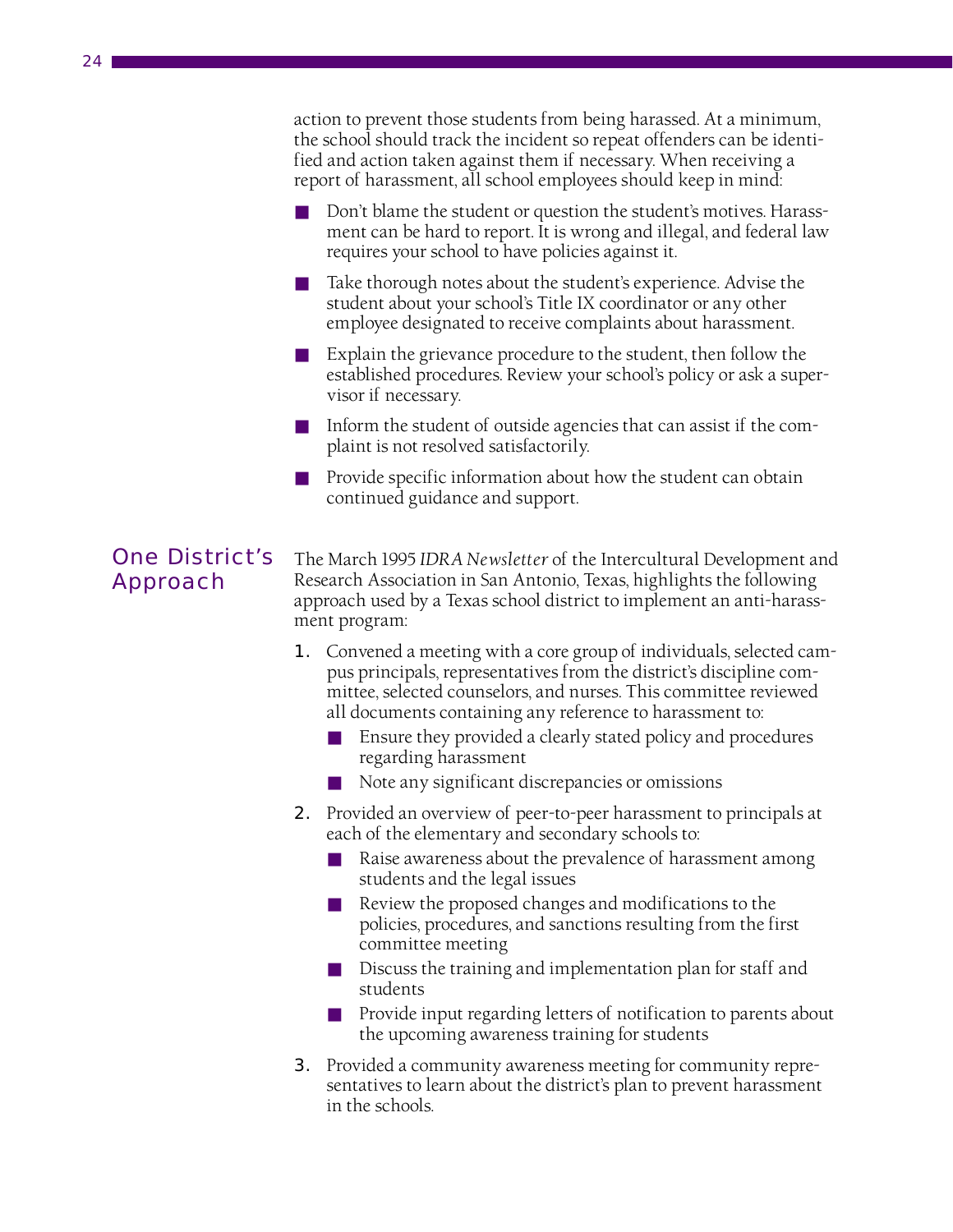action to prevent those students from being harassed. At a minimum, the school should track the incident so repeat offenders can be identified and action taken against them if necessary. When receiving a report of harassment, all school employees should keep in mind:

- Don't blame the student or question the student's motives. Harassment can be hard to report. It is wrong and illegal, and federal law requires your school to have policies against it.
- Take thorough notes about the student's experience. Advise the student about your school's Title IX coordinator or any other employee designated to receive complaints about harassment.
- Explain the grievance procedure to the student, then follow the established procedures. Review your school's policy or ask a supervisor if necessary.
- Inform the student of outside agencies that can assist if the complaint is not resolved satisfactorily.
- Provide specific information about how the student can obtain continued guidance and support.

## One District's Approach

The March 1995 *IDRA Newsletter* of the Intercultural Development and Research Association in San Antonio, Texas, highlights the following approach used by a Texas school district to implement an anti-harassment program:

1. Convened a meeting with a core group of individuals, selected campus principals, representatives from the district's discipline committee, selected counselors, and nurses. This committee reviewed all documents containing any reference to harassment to:
   - Ensure they provided a clearly stated policy and procedures regarding harassment
   - Note any significant discrepancies or omissions
2. Provided an overview of peer-to-peer harassment to principals at each of the elementary and secondary schools to:
   - Raise awareness about the prevalence of harassment among students and the legal issues
   - Review the proposed changes and modifications to the policies, procedures, and sanctions resulting from the first committee meeting
   - Discuss the training and implementation plan for staff and students
   - Provide input regarding letters of notification to parents about the upcoming awareness training for students
3. Provided a community awareness meeting for community representatives to learn about the district's plan to prevent harassment in the schools.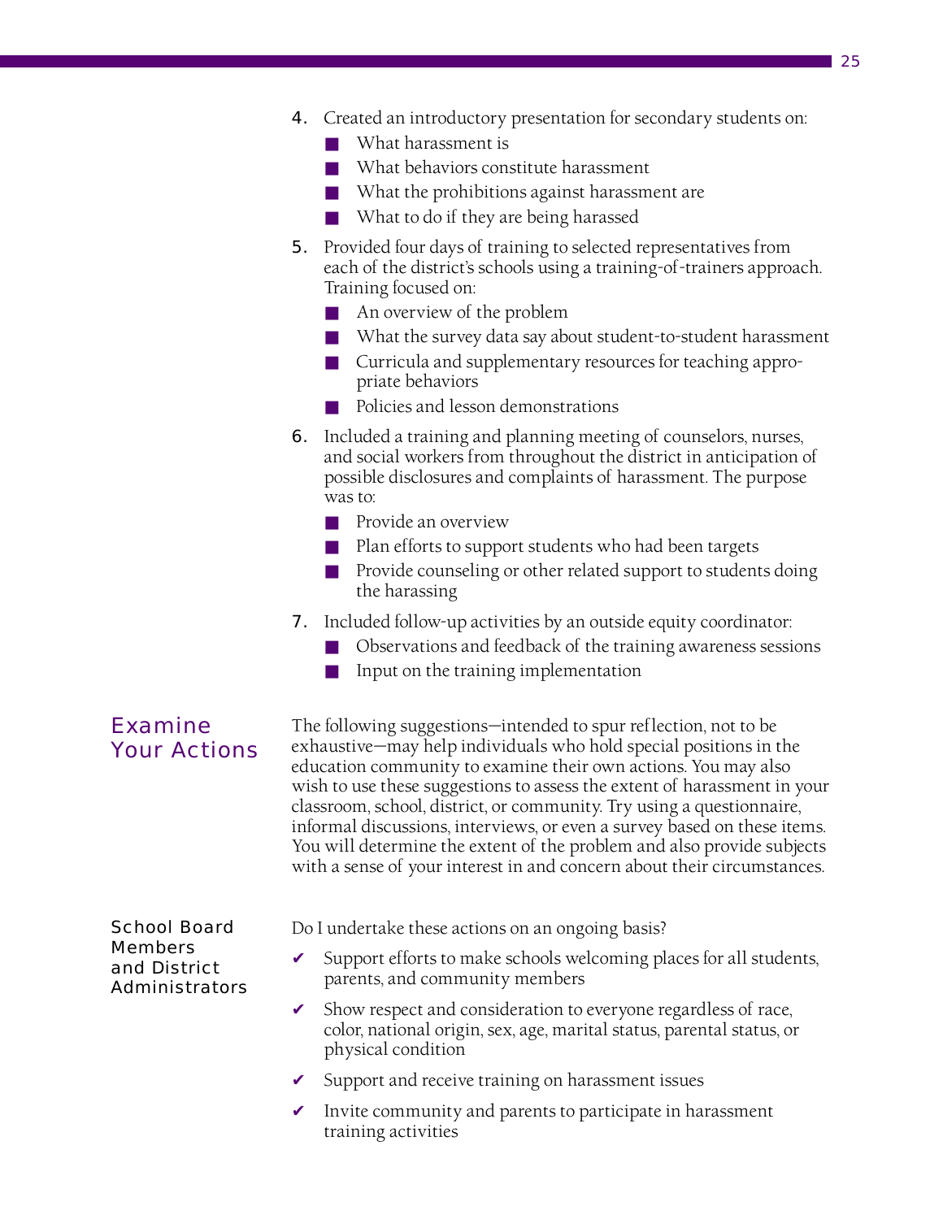4. Created an introductory presentation for secondary students on:
   - What harassment is
   - What behaviors constitute harassment
   - What the prohibitions against harassment are
   - What to do if they are being harassed

5. Provided four days of training to selected representatives from each of the district's schools using a training-of-trainers approach. Training focused on:
   - An overview of the problem
   - What the survey data say about student-to-student harassment
   - Curricula and supplementary resources for teaching appropriate behaviors
   - Policies and lesson demonstrations

6. Included a training and planning meeting of counselors, nurses, and social workers from throughout the district in anticipation of possible disclosures and complaints of harassment. The purpose was to:
   - Provide an overview
   - Plan efforts to support students who had been targets
   - Provide counseling or other related support to students doing the harassing

7. Included follow-up activities by an outside equity coordinator:
   - Observations and feedback of the training awareness sessions
   - Input on the training implementation

## Examine Your Actions

The following suggestions—intended to spur reflection, not to be exhaustive—may help individuals who hold special positions in the education community to examine their own actions. You may also wish to use these suggestions to assess the extent of harassment in your classroom, school, district, or community. Try using a questionnaire, informal discussions, interviews, or even a survey based on these items. You will determine the extent of the problem and also provide subjects with a sense of your interest in and concern about their circumstances.

### School Board Members and District Administrators

Do I undertake these actions on an ongoing basis?

- ✔ Support efforts to make schools welcoming places for all students, parents, and community members
- ✔ Show respect and consideration to everyone regardless of race, color, national origin, sex, age, marital status, parental status, or physical condition
- ✔ Support and receive training on harassment issues
- ✔ Invite community and parents to participate in harassment training activities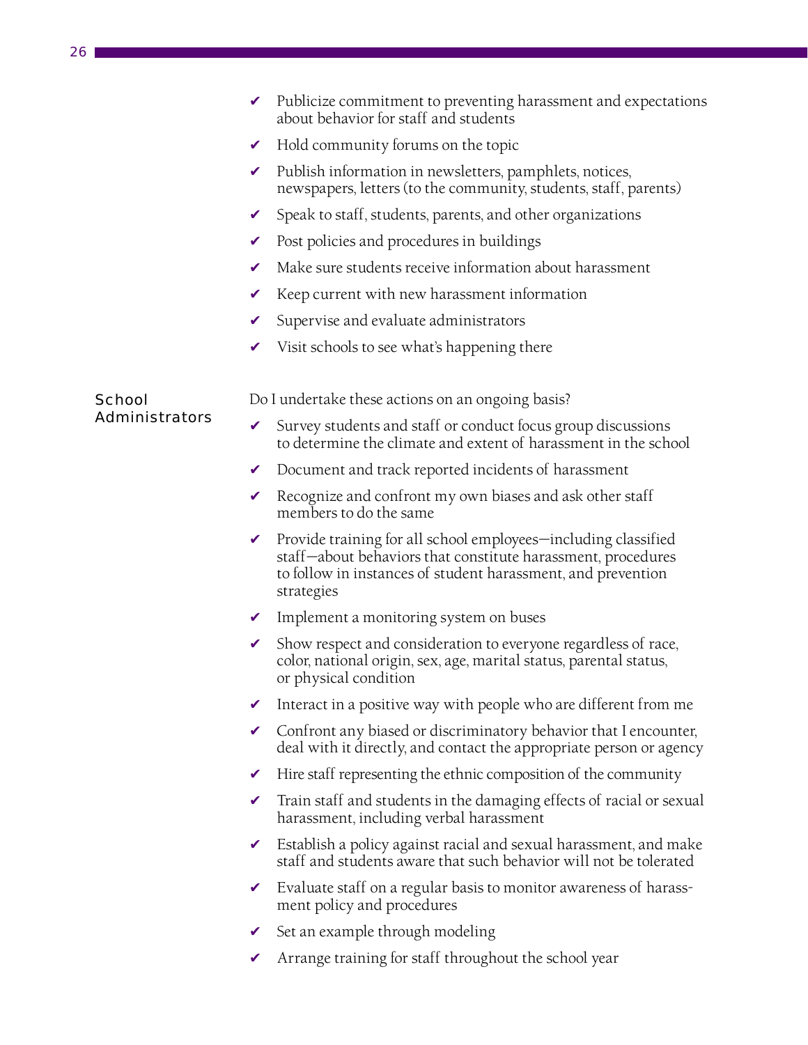- ✔ Publicize commitment to preventing harassment and expectations about behavior for staff and students
- ✔ Hold community forums on the topic
- ✔ Publish information in newsletters, pamphlets, notices, newspapers, letters (to the community, students, staff, parents)
- ✔ Speak to staff, students, parents, and other organizations
- ✔ Post policies and procedures in buildings
- ✔ Make sure students receive information about harassment
- ✔ Keep current with new harassment information
- ✔ Supervise and evaluate administrators
- ✔ Visit schools to see what's happening there

## School Administrators

Do I undertake these actions on an ongoing basis?

- ✔ Survey students and staff or conduct focus group discussions to determine the climate and extent of harassment in the school
- ✔ Document and track reported incidents of harassment
- ✔ Recognize and confront my own biases and ask other staff members to do the same
- ✔ Provide training for all school employees—including classified staff—about behaviors that constitute harassment, procedures to follow in instances of student harassment, and prevention strategies
- ✔ Implement a monitoring system on buses
- ✔ Show respect and consideration to everyone regardless of race, color, national origin, sex, age, marital status, parental status, or physical condition
- ✔ Interact in a positive way with people who are different from me
- ✔ Confront any biased or discriminatory behavior that I encounter, deal with it directly, and contact the appropriate person or agency
- ✔ Hire staff representing the ethnic composition of the community
- ✔ Train staff and students in the damaging effects of racial or sexual harassment, including verbal harassment
- ✔ Establish a policy against racial and sexual harassment, and make staff and students aware that such behavior will not be tolerated
- ✔ Evaluate staff on a regular basis to monitor awareness of harassment policy and procedures
- ✔ Set an example through modeling
- ✔ Arrange training for staff throughout the school year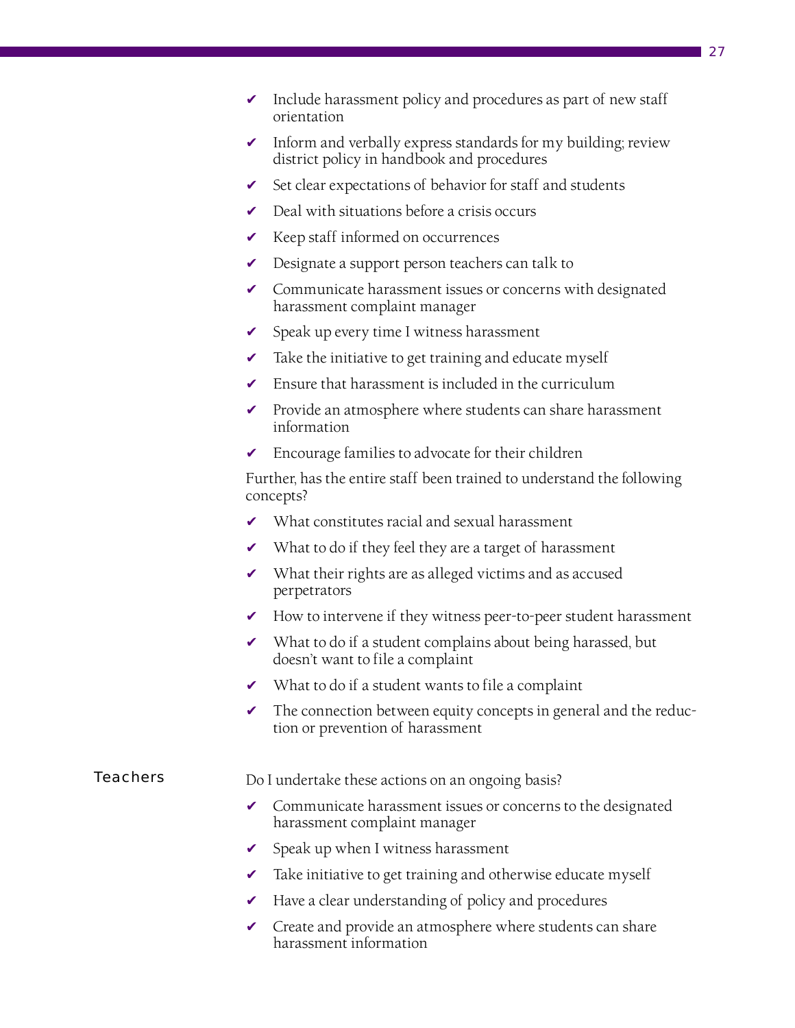- ✔ Include harassment policy and procedures as part of new staff orientation
- ✔ Inform and verbally express standards for my building; review district policy in handbook and procedures
- ✔ Set clear expectations of behavior for staff and students
- ✔ Deal with situations before a crisis occurs
- ✔ Keep staff informed on occurrences
- ✔ Designate a support person teachers can talk to
- ✔ Communicate harassment issues or concerns with designated harassment complaint manager
- ✔ Speak up every time I witness harassment
- ✔ Take the initiative to get training and educate myself
- ✔ Ensure that harassment is included in the curriculum
- ✔ Provide an atmosphere where students can share harassment information
- ✔ Encourage families to advocate for their children

Further, has the entire staff been trained to understand the following concepts?

- ✔ What constitutes racial and sexual harassment
- ✔ What to do if they feel they are a target of harassment
- ✔ What their rights are as alleged victims and as accused perpetrators
- ✔ How to intervene if they witness peer-to-peer student harassment
- ✔ What to do if a student complains about being harassed, but doesn't want to file a complaint
- ✔ What to do if a student wants to file a complaint
- ✔ The connection between equity concepts in general and the reduction or prevention of harassment

## Teachers

Do I undertake these actions on an ongoing basis?

- ✔ Communicate harassment issues or concerns to the designated harassment complaint manager
- ✔ Speak up when I witness harassment
- ✔ Take initiative to get training and otherwise educate myself
- ✔ Have a clear understanding of policy and procedures
- ✔ Create and provide an atmosphere where students can share harassment information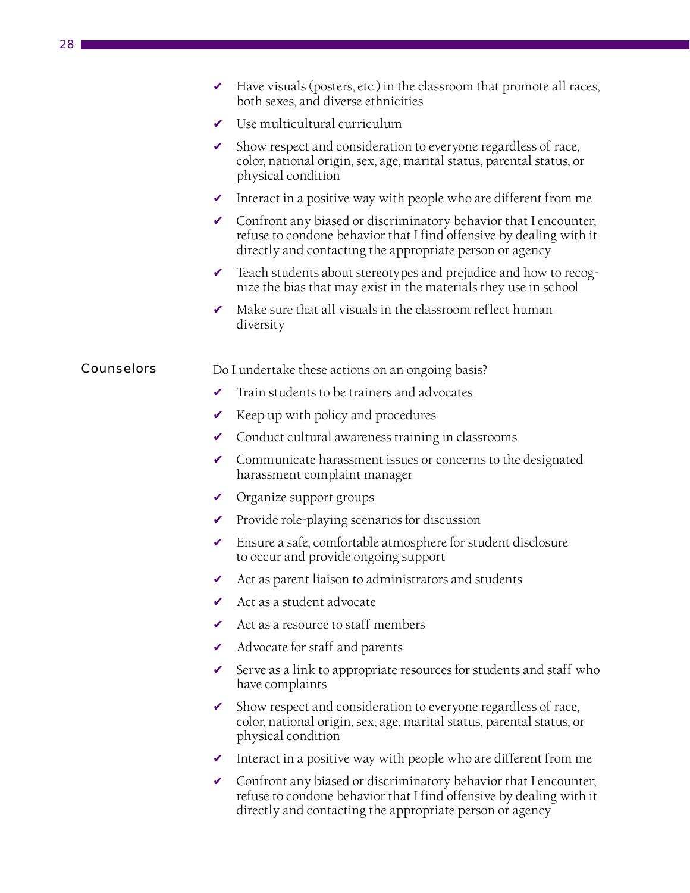- ✔ Have visuals (posters, etc.) in the classroom that promote all races, both sexes, and diverse ethnicities
- ✔ Use multicultural curriculum
- ✔ Show respect and consideration to everyone regardless of race, color, national origin, sex, age, marital status, parental status, or physical condition
- ✔ Interact in a positive way with people who are different from me
- ✔ Confront any biased or discriminatory behavior that I encounter; refuse to condone behavior that I find offensive by dealing with it directly and contacting the appropriate person or agency
- ✔ Teach students about stereotypes and prejudice and how to recognize the bias that may exist in the materials they use in school
- ✔ Make sure that all visuals in the classroom reflect human diversity

### Counselors

Do I undertake these actions on an ongoing basis?

- ✔ Train students to be trainers and advocates
- ✔ Keep up with policy and procedures
- ✔ Conduct cultural awareness training in classrooms
- ✔ Communicate harassment issues or concerns to the designated harassment complaint manager
- ✔ Organize support groups
- ✔ Provide role-playing scenarios for discussion
- ✔ Ensure a safe, comfortable atmosphere for student disclosure to occur and provide ongoing support
- ✔ Act as parent liaison to administrators and students
- ✔ Act as a student advocate
- ✔ Act as a resource to staff members
- ✔ Advocate for staff and parents
- ✔ Serve as a link to appropriate resources for students and staff who have complaints
- ✔ Show respect and consideration to everyone regardless of race, color, national origin, sex, age, marital status, parental status, or physical condition
- ✔ Interact in a positive way with people who are different from me
- ✔ Confront any biased or discriminatory behavior that I encounter; refuse to condone behavior that I find offensive by dealing with it directly and contacting the appropriate person or agency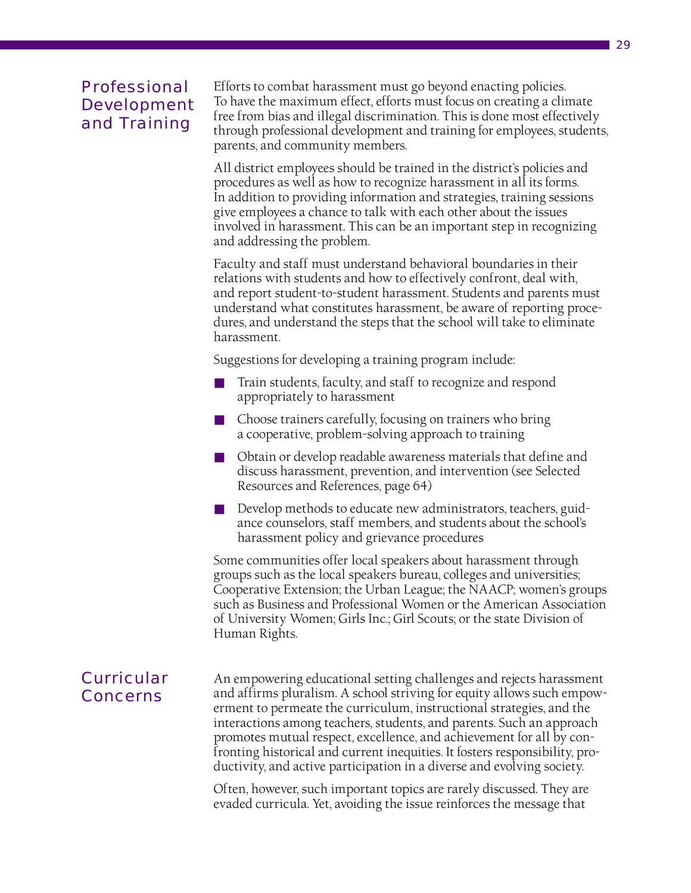## Professional Development and Training

Efforts to combat harassment must go beyond enacting policies. To have the maximum effect, efforts must focus on creating a climate free from bias and illegal discrimination. This is done most effectively through professional development and training for employees, students, parents, and community members.

All district employees should be trained in the district's policies and procedures as well as how to recognize harassment in all its forms. In addition to providing information and strategies, training sessions give employees a chance to talk with each other about the issues involved in harassment. This can be an important step in recognizing and addressing the problem.

Faculty and staff must understand behavioral boundaries in their relations with students and how to effectively confront, deal with, and report student-to-student harassment. Students and parents must understand what constitutes harassment, be aware of reporting procedures, and understand the steps that the school will take to eliminate harassment.

Suggestions for developing a training program include:

- Train students, faculty, and staff to recognize and respond appropriately to harassment
- Choose trainers carefully, focusing on trainers who bring a cooperative, problem-solving approach to training
- Obtain or develop readable awareness materials that define and discuss harassment, prevention, and intervention (see Selected Resources and References, page 64)
- Develop methods to educate new administrators, teachers, guidance counselors, staff members, and students about the school's harassment policy and grievance procedures

Some communities offer local speakers about harassment through groups such as the local speakers bureau, colleges and universities; Cooperative Extension; the Urban League; the NAACP; women's groups such as Business and Professional Women or the American Association of University Women; Girls Inc.; Girl Scouts; or the state Division of Human Rights.

## Curricular Concerns

An empowering educational setting challenges and rejects harassment and affirms pluralism. A school striving for equity allows such empowerment to permeate the curriculum, instructional strategies, and the interactions among teachers, students, and parents. Such an approach promotes mutual respect, excellence, and achievement for all by confronting historical and current inequities. It fosters responsibility, productivity, and active participation in a diverse and evolving society.

Often, however, such important topics are rarely discussed. They are evaded curricula. Yet, avoiding the issue reinforces the message that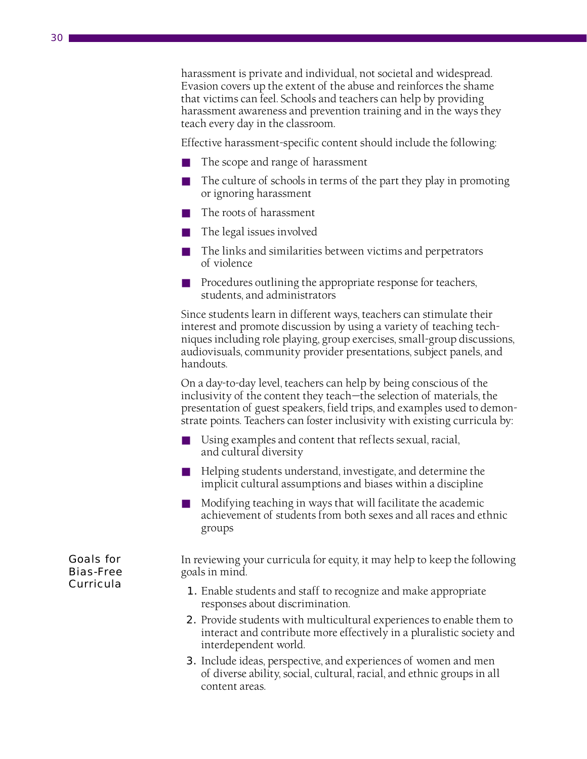harassment is private and individual, not societal and widespread. Evasion covers up the extent of the abuse and reinforces the shame that victims can feel. Schools and teachers can help by providing harassment awareness and prevention training and in the ways they teach every day in the classroom.

Effective harassment-specific content should include the following:

- The scope and range of harassment
- The culture of schools in terms of the part they play in promoting or ignoring harassment
- The roots of harassment
- The legal issues involved
- The links and similarities between victims and perpetrators of violence
- Procedures outlining the appropriate response for teachers, students, and administrators

Since students learn in different ways, teachers can stimulate their interest and promote discussion by using a variety of teaching techniques including role playing, group exercises, small-group discussions, audiovisuals, community provider presentations, subject panels, and handouts.

On a day-to-day level, teachers can help by being conscious of the inclusivity of the content they teach—the selection of materials, the presentation of guest speakers, field trips, and examples used to demonstrate points. Teachers can foster inclusivity with existing curricula by:

- Using examples and content that reflects sexual, racial, and cultural diversity
- Helping students understand, investigate, and determine the implicit cultural assumptions and biases within a discipline
- Modifying teaching in ways that will facilitate the academic achievement of students from both sexes and all races and ethnic groups

## Goals for Bias-Free Curricula

In reviewing your curricula for equity, it may help to keep the following goals in mind.

1. Enable students and staff to recognize and make appropriate responses about discrimination.
2. Provide students with multicultural experiences to enable them to interact and contribute more effectively in a pluralistic society and interdependent world.
3. Include ideas, perspective, and experiences of women and men of diverse ability, social, cultural, racial, and ethnic groups in all content areas.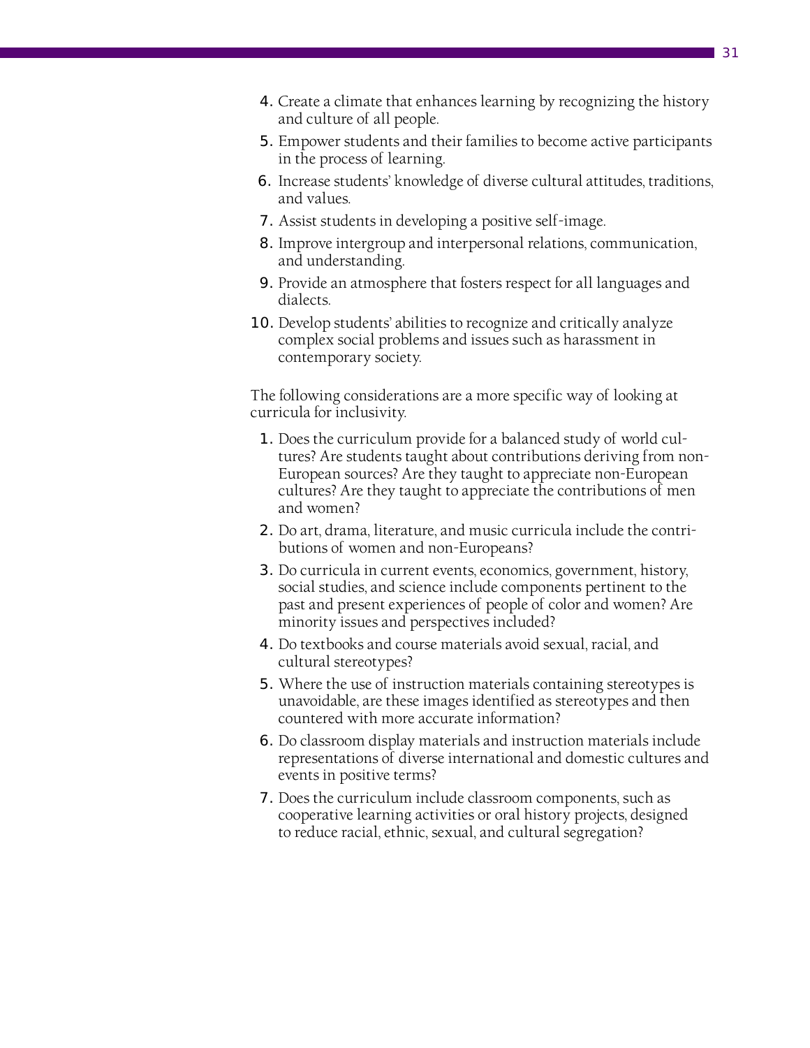4. Create a climate that enhances learning by recognizing the history and culture of all people.
5. Empower students and their families to become active participants in the process of learning.
6. Increase students' knowledge of diverse cultural attitudes, traditions, and values.
7. Assist students in developing a positive self-image.
8. Improve intergroup and interpersonal relations, communication, and understanding.
9. Provide an atmosphere that fosters respect for all languages and dialects.
10. Develop students' abilities to recognize and critically analyze complex social problems and issues such as harassment in contemporary society.

The following considerations are a more specific way of looking at curricula for inclusivity.

1. Does the curriculum provide for a balanced study of world cultures? Are students taught about contributions deriving from non-European sources? Are they taught to appreciate non-European cultures? Are they taught to appreciate the contributions of men and women?
2. Do art, drama, literature, and music curricula include the contributions of women and non-Europeans?
3. Do curricula in current events, economics, government, history, social studies, and science include components pertinent to the past and present experiences of people of color and women? Are minority issues and perspectives included?
4. Do textbooks and course materials avoid sexual, racial, and cultural stereotypes?
5. Where the use of instruction materials containing stereotypes is unavoidable, are these images identified as stereotypes and then countered with more accurate information?
6. Do classroom display materials and instruction materials include representations of diverse international and domestic cultures and events in positive terms?
7. Does the curriculum include classroom components, such as cooperative learning activities or oral history projects, designed to reduce racial, ethnic, sexual, and cultural segregation?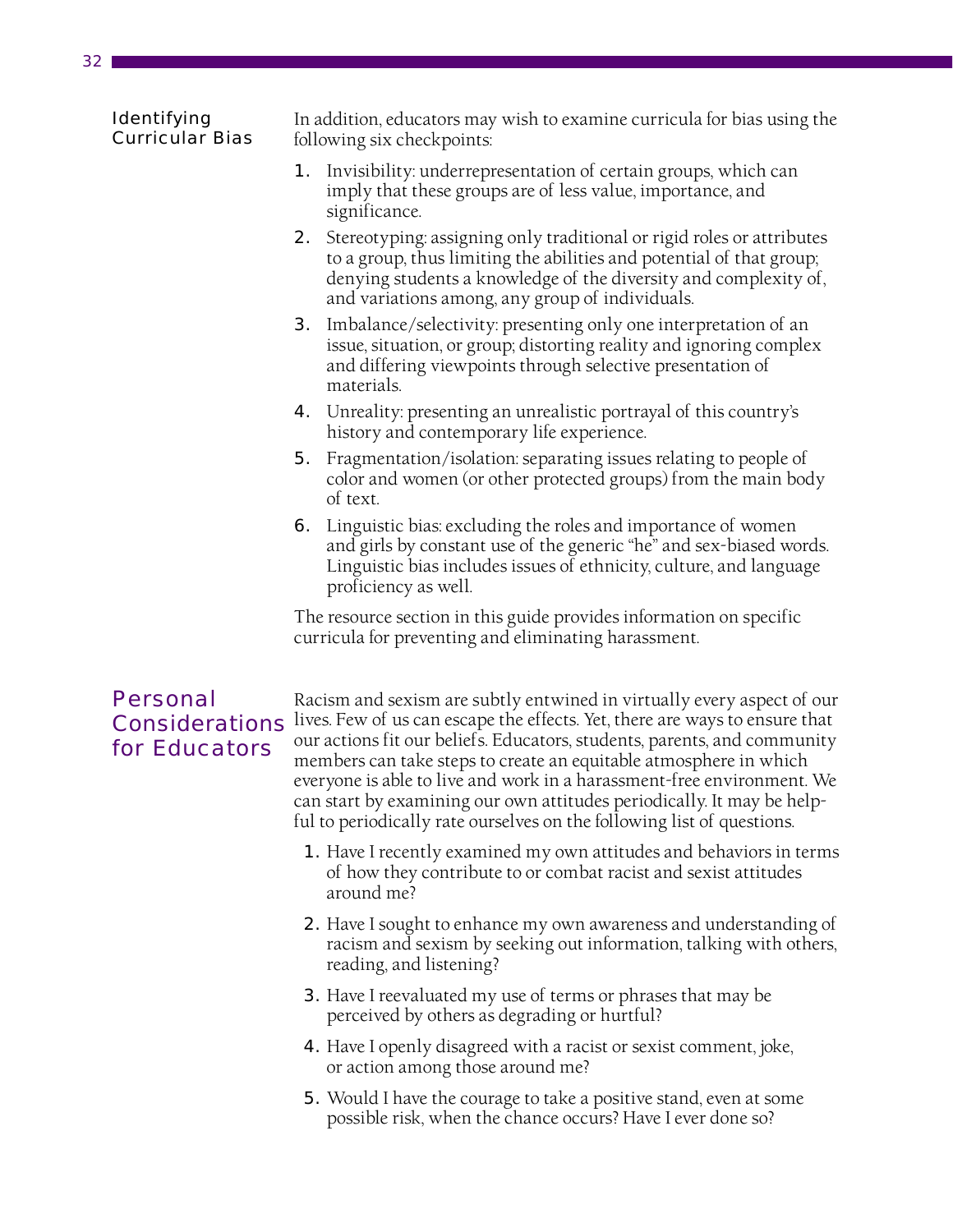## Identifying Curricular Bias

In addition, educators may wish to examine curricula for bias using the following six checkpoints:

1. Invisibility: underrepresentation of certain groups, which can imply that these groups are of less value, importance, and significance.
2. Stereotyping: assigning only traditional or rigid roles or attributes to a group, thus limiting the abilities and potential of that group; denying students a knowledge of the diversity and complexity of, and variations among, any group of individuals.
3. Imbalance/selectivity: presenting only one interpretation of an issue, situation, or group; distorting reality and ignoring complex and differing viewpoints through selective presentation of materials.
4. Unreality: presenting an unrealistic portrayal of this country's history and contemporary life experience.
5. Fragmentation/isolation: separating issues relating to people of color and women (or other protected groups) from the main body of text.
6. Linguistic bias: excluding the roles and importance of women and girls by constant use of the generic "he" and sex-biased words. Linguistic bias includes issues of ethnicity, culture, and language proficiency as well.

The resource section in this guide provides information on specific curricula for preventing and eliminating harassment.

## Personal Considerations for Educators

Racism and sexism are subtly entwined in virtually every aspect of our lives. Few of us can escape the effects. Yet, there are ways to ensure that our actions fit our beliefs. Educators, students, parents, and community members can take steps to create an equitable atmosphere in which everyone is able to live and work in a harassment-free environment. We can start by examining our own attitudes periodically. It may be helpful to periodically rate ourselves on the following list of questions.

1. Have I recently examined my own attitudes and behaviors in terms of how they contribute to or combat racist and sexist attitudes around me?
2. Have I sought to enhance my own awareness and understanding of racism and sexism by seeking out information, talking with others, reading, and listening?
3. Have I reevaluated my use of terms or phrases that may be perceived by others as degrading or hurtful?
4. Have I openly disagreed with a racist or sexist comment, joke, or action among those around me?
5. Would I have the courage to take a positive stand, even at some possible risk, when the chance occurs? Have I ever done so?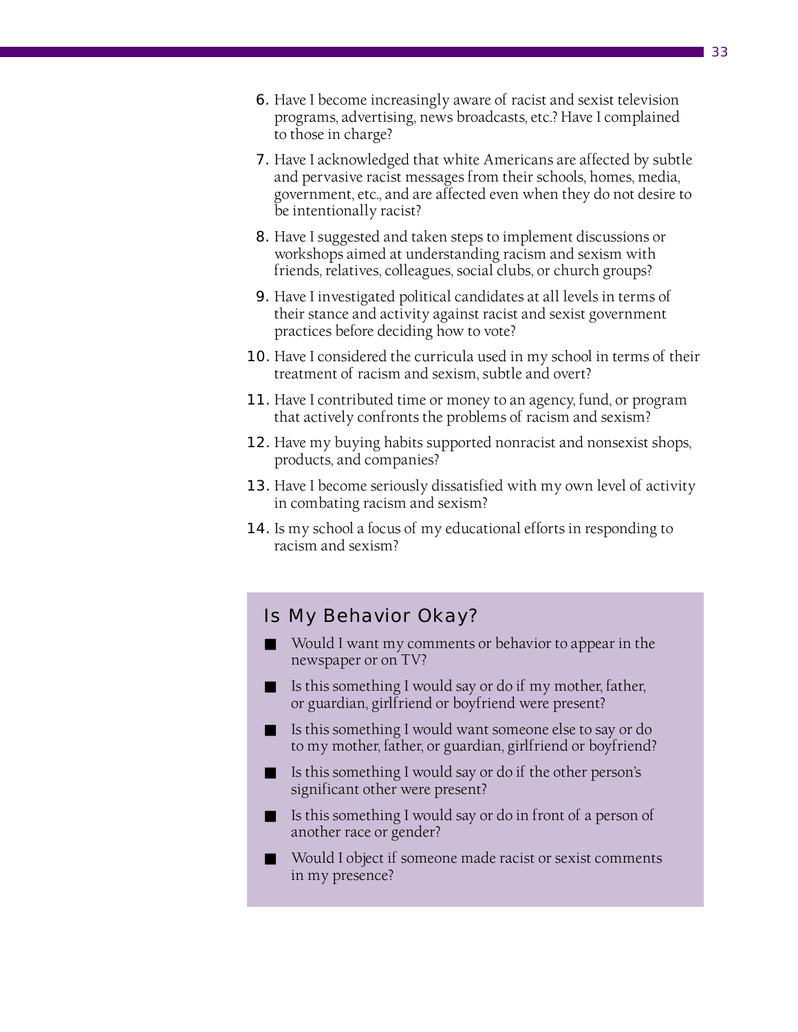6. Have I become increasingly aware of racist and sexist television programs, advertising, news broadcasts, etc.? Have I complained to those in charge?
7. Have I acknowledged that white Americans are affected by subtle and pervasive racist messages from their schools, homes, media, government, etc., and are affected even when they do not desire to be intentionally racist?
8. Have I suggested and taken steps to implement discussions or workshops aimed at understanding racism and sexism with friends, relatives, colleagues, social clubs, or church groups?
9. Have I investigated political candidates at all levels in terms of their stance and activity against racist and sexist government practices before deciding how to vote?
10. Have I considered the curricula used in my school in terms of their treatment of racism and sexism, subtle and overt?
11. Have I contributed time or money to an agency, fund, or program that actively confronts the problems of racism and sexism?
12. Have my buying habits supported nonracist and nonsexist shops, products, and companies?
13. Have I become seriously dissatisfied with my own level of activity in combating racism and sexism?
14. Is my school a focus of my educational efforts in responding to racism and sexism?

## Is My Behavior Okay?

- Would I want my comments or behavior to appear in the newspaper or on TV?
- Is this something I would say or do if my mother, father, or guardian, girlfriend or boyfriend were present?
- Is this something I would want someone else to say or do to my mother, father, or guardian, girlfriend or boyfriend?
- Is this something I would say or do if the other person's significant other were present?
- Is this something I would say or do in front of a person of another race or gender?
- Would I object if someone made racist or sexist comments in my presence?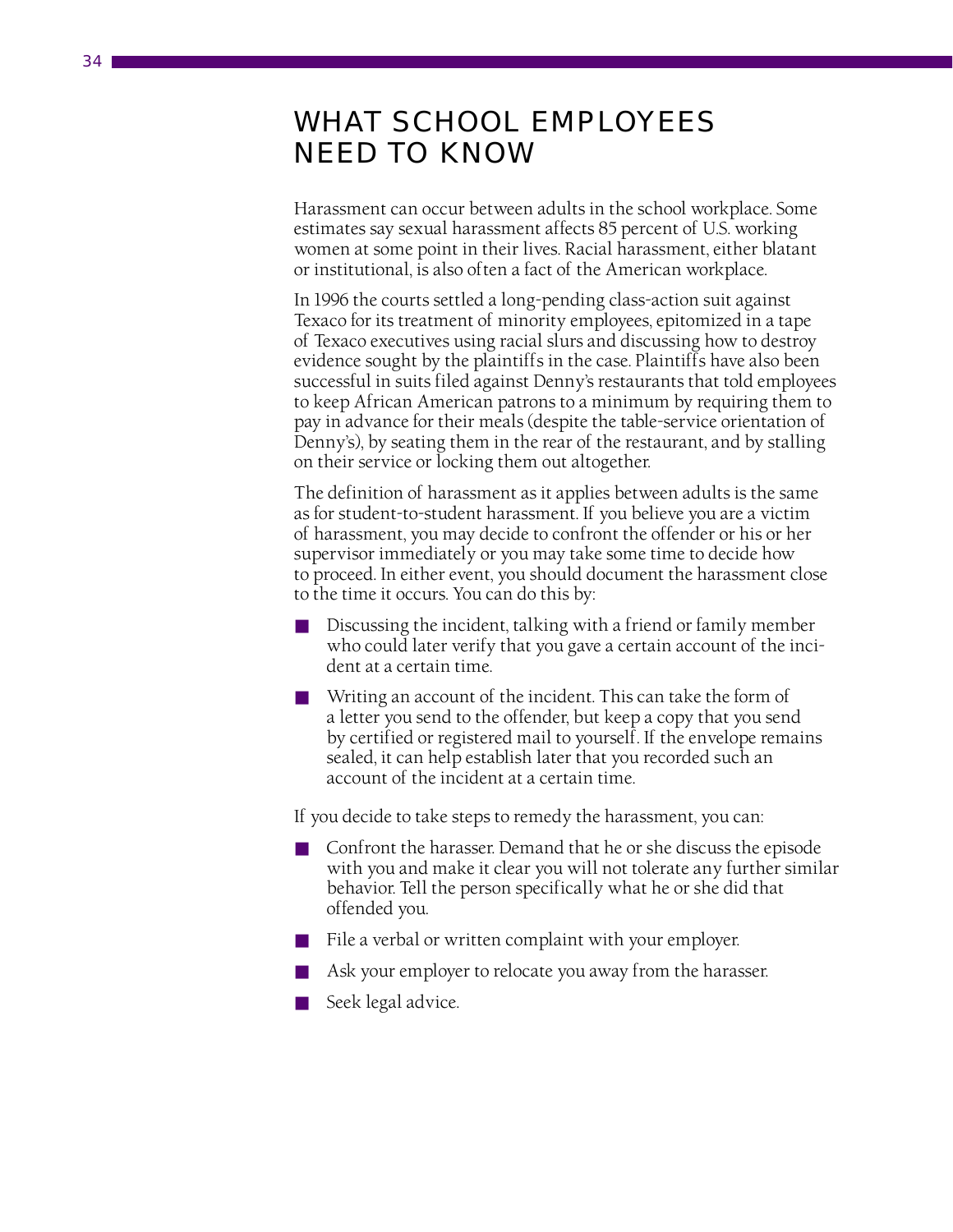# WHAT SCHOOL EMPLOYEES NEED TO KNOW

Harassment can occur between adults in the school workplace. Some estimates say sexual harassment affects 85 percent of U.S. working women at some point in their lives. Racial harassment, either blatant or institutional, is also often a fact of the American workplace.

In 1996 the courts settled a long-pending class-action suit against Texaco for its treatment of minority employees, epitomized in a tape of Texaco executives using racial slurs and discussing how to destroy evidence sought by the plaintiffs in the case. Plaintiffs have also been successful in suits filed against Denny's restaurants that told employees to keep African American patrons to a minimum by requiring them to pay in advance for their meals (despite the table-service orientation of Denny's), by seating them in the rear of the restaurant, and by stalling on their service or locking them out altogether.

The definition of harassment as it applies between adults is the same as for student-to-student harassment. If you believe you are a victim of harassment, you may decide to confront the offender or his or her supervisor immediately or you may take some time to decide how to proceed. In either event, you should document the harassment close to the time it occurs. You can do this by:

- Discussing the incident, talking with a friend or family member who could later verify that you gave a certain account of the incident at a certain time.
- Writing an account of the incident. This can take the form of a letter you send to the offender, but keep a copy that you send by certified or registered mail to yourself. If the envelope remains sealed, it can help establish later that you recorded such an account of the incident at a certain time.

If you decide to take steps to remedy the harassment, you can:

- Confront the harasser. Demand that he or she discuss the episode with you and make it clear you will not tolerate any further similar behavior. Tell the person specifically what he or she did that offended you.
- File a verbal or written complaint with your employer.
- Ask your employer to relocate you away from the harasser.
- Seek legal advice.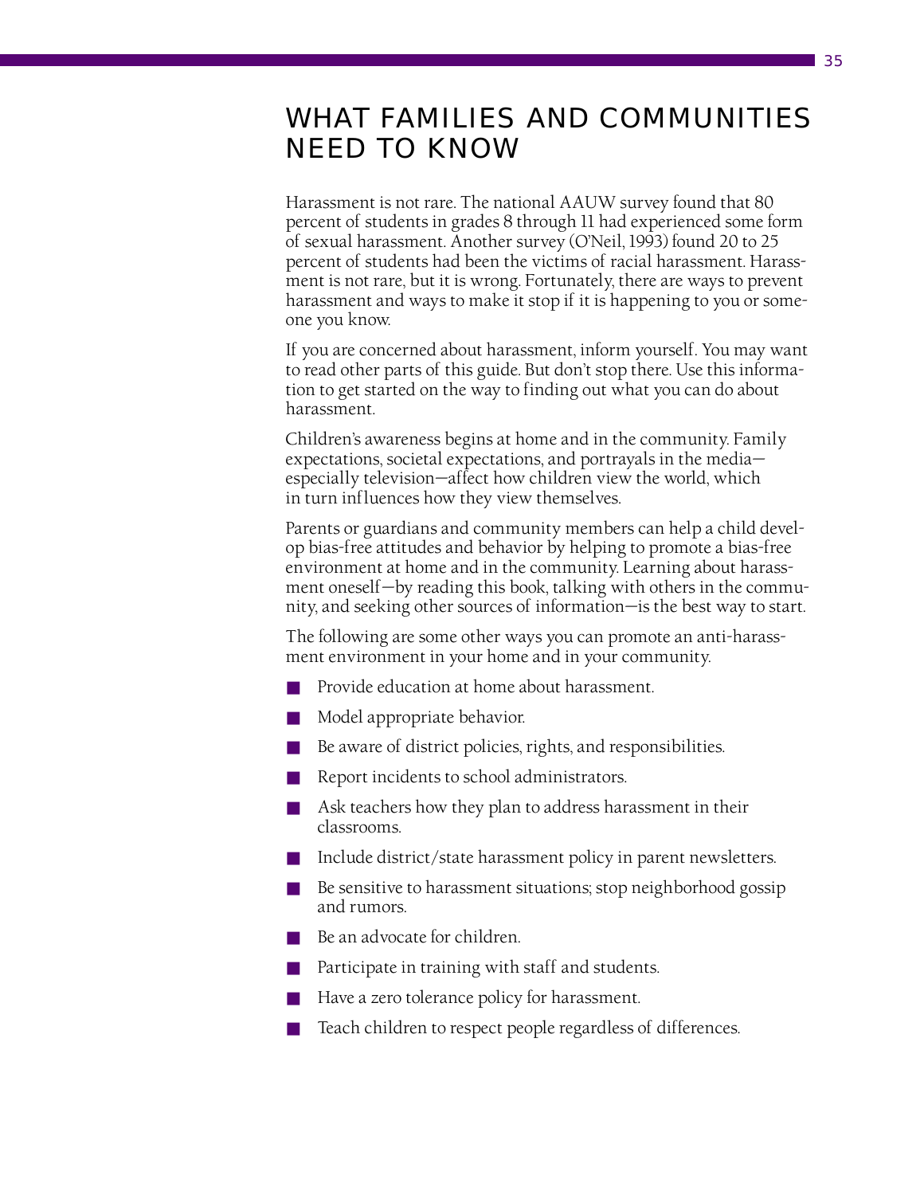# WHAT FAMILIES AND COMMUNITIES NEED TO KNOW

Harassment is not rare. The national AAUW survey found that 80 percent of students in grades 8 through 11 had experienced some form of sexual harassment. Another survey (O'Neil, 1993) found 20 to 25 percent of students had been the victims of racial harassment. Harassment is not rare, but it is wrong. Fortunately, there are ways to prevent harassment and ways to make it stop if it is happening to you or someone you know.

If you are concerned about harassment, inform yourself. You may want to read other parts of this guide. But don't stop there. Use this information to get started on the way to finding out what you can do about harassment.

Children's awareness begins at home and in the community. Family expectations, societal expectations, and portrayals in the media—especially television—affect how children view the world, which in turn influences how they view themselves.

Parents or guardians and community members can help a child develop bias-free attitudes and behavior by helping to promote a bias-free environment at home and in the community. Learning about harassment oneself—by reading this book, talking with others in the community, and seeking other sources of information—is the best way to start.

The following are some other ways you can promote an anti-harassment environment in your home and in your community.

- Provide education at home about harassment.
- Model appropriate behavior.
- Be aware of district policies, rights, and responsibilities.
- Report incidents to school administrators.
- Ask teachers how they plan to address harassment in their classrooms.
- Include district/state harassment policy in parent newsletters.
- Be sensitive to harassment situations; stop neighborhood gossip and rumors.
- Be an advocate for children.
- Participate in training with staff and students.
- Have a zero tolerance policy for harassment.
- Teach children to respect people regardless of differences.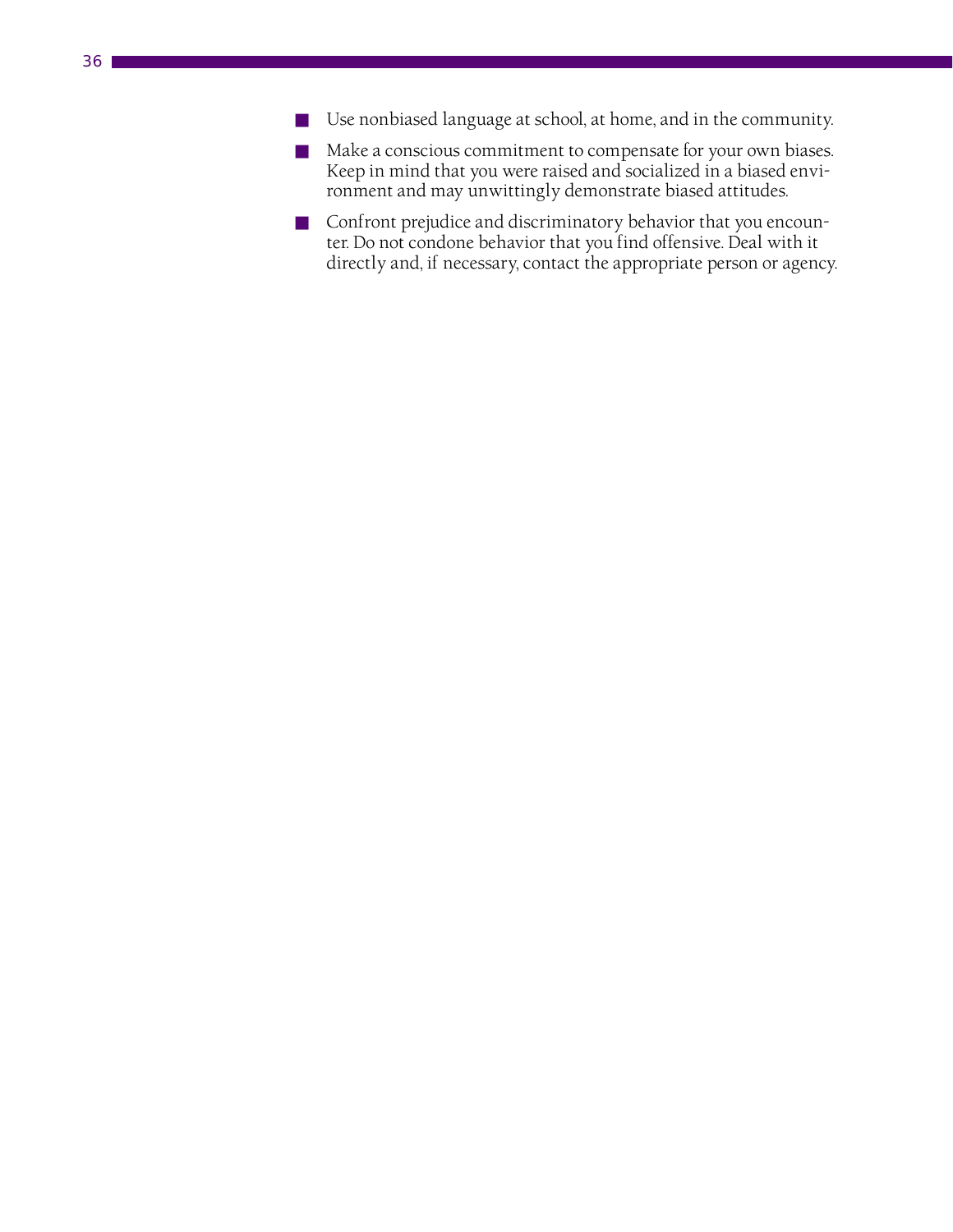- Use nonbiased language at school, at home, and in the community.
- Make a conscious commitment to compensate for your own biases. Keep in mind that you were raised and socialized in a biased environment and may unwittingly demonstrate biased attitudes.
- Confront prejudice and discriminatory behavior that you encounter. Do not condone behavior that you find offensive. Deal with it directly and, if necessary, contact the appropriate person or agency.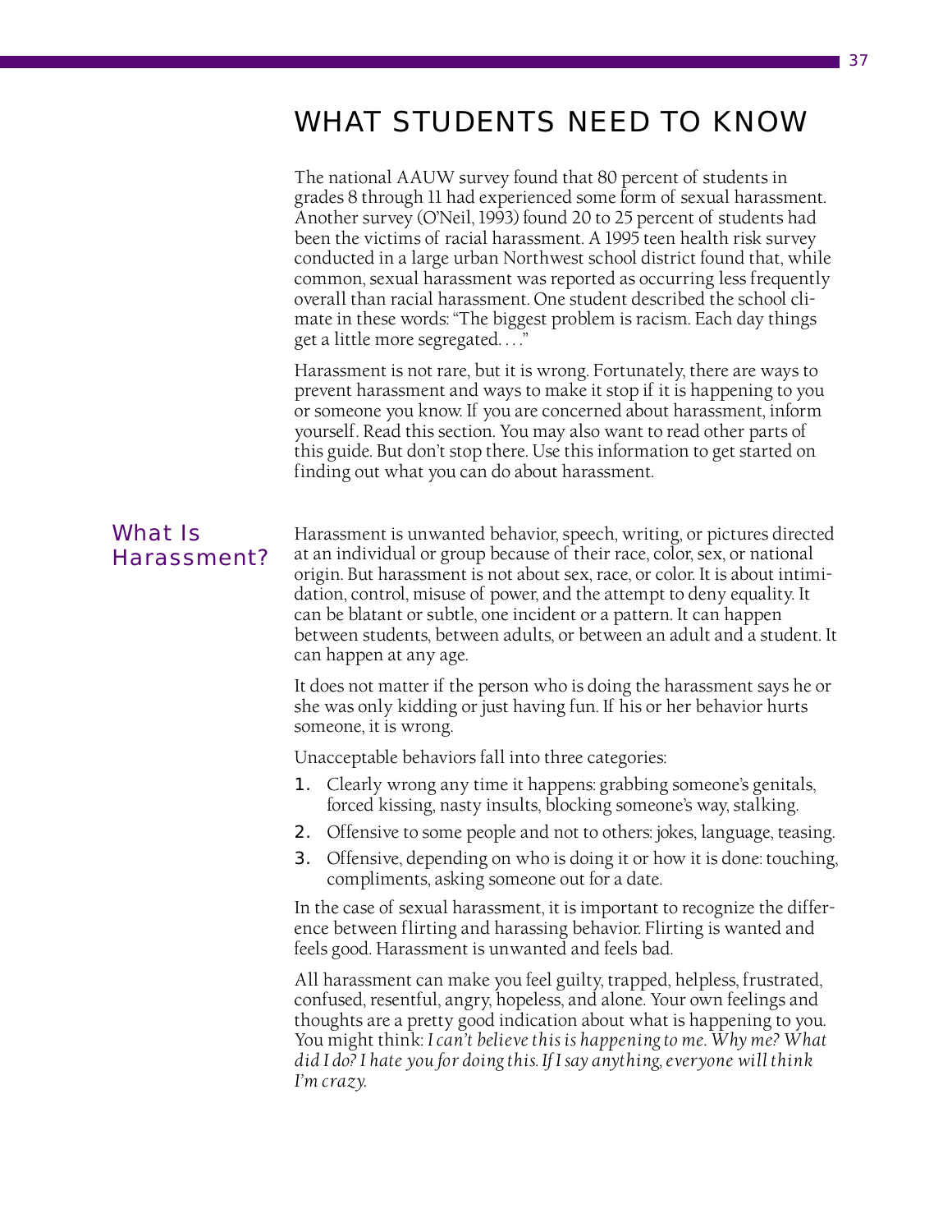# WHAT STUDENTS NEED TO KNOW

The national AAUW survey found that 80 percent of students in grades 8 through 11 had experienced some form of sexual harassment. Another survey (O'Neil, 1993) found 20 to 25 percent of students had been the victims of racial harassment. A 1995 teen health risk survey conducted in a large urban Northwest school district found that, while common, sexual harassment was reported as occurring less frequently overall than racial harassment. One student described the school climate in these words: "The biggest problem is racism. Each day things get a little more segregated. . . ."

Harassment is not rare, but it is wrong. Fortunately, there are ways to prevent harassment and ways to make it stop if it is happening to you or someone you know. If you are concerned about harassment, inform yourself. Read this section. You may also want to read other parts of this guide. But don't stop there. Use this information to get started on finding out what you can do about harassment.

## What Is Harassment?

Harassment is unwanted behavior, speech, writing, or pictures directed at an individual or group because of their race, color, sex, or national origin. But harassment is not about sex, race, or color. It is about intimidation, control, misuse of power, and the attempt to deny equality. It can be blatant or subtle, one incident or a pattern. It can happen between students, between adults, or between an adult and a student. It can happen at any age.

It does not matter if the person who is doing the harassment says he or she was only kidding or just having fun. If his or her behavior hurts someone, it is wrong.

Unacceptable behaviors fall into three categories:

1. Clearly wrong any time it happens: grabbing someone's genitals, forced kissing, nasty insults, blocking someone's way, stalking.
2. Offensive to some people and not to others: jokes, language, teasing.
3. Offensive, depending on who is doing it or how it is done: touching, compliments, asking someone out for a date.

In the case of sexual harassment, it is important to recognize the difference between flirting and harassing behavior. Flirting is wanted and feels good. Harassment is unwanted and feels bad.

All harassment can make you feel guilty, trapped, helpless, frustrated, confused, resentful, angry, hopeless, and alone. Your own feelings and thoughts are a pretty good indication about what is happening to you. You might think: *I can't believe this is happening to me. Why me? What did I do? I hate you for doing this. If I say anything, everyone will think I'm crazy.*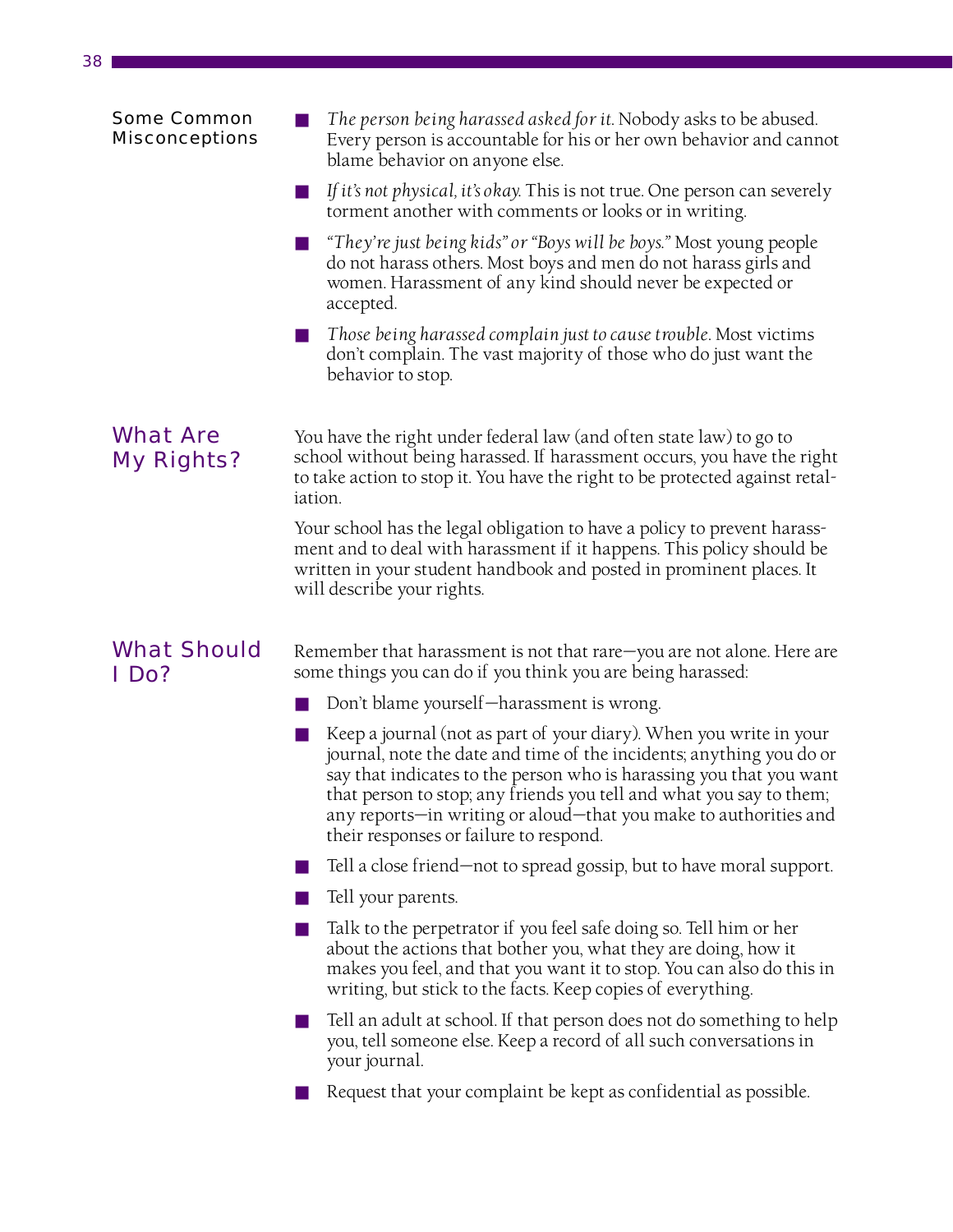### Some Common Misconceptions

- *The person being harassed asked for it.* Nobody asks to be abused. Every person is accountable for his or her own behavior and cannot blame behavior on anyone else.
- *If it's not physical, it's okay.* This is not true. One person can severely torment another with comments or looks or in writing.
- *"They're just being kids" or "Boys will be boys."* Most young people do not harass others. Most boys and men do not harass girls and women. Harassment of any kind should never be expected or accepted.
- *Those being harassed complain just to cause trouble.* Most victims don't complain. The vast majority of those who do just want the behavior to stop.

## What Are My Rights?

You have the right under federal law (and often state law) to go to school without being harassed. If harassment occurs, you have the right to take action to stop it. You have the right to be protected against retaliation.

Your school has the legal obligation to have a policy to prevent harassment and to deal with harassment if it happens. This policy should be written in your student handbook and posted in prominent places. It will describe your rights.

## What Should I Do?

Remember that harassment is not that rare—you are not alone. Here are some things you can do if you think you are being harassed:

- Don't blame yourself—harassment is wrong.
- Keep a journal (not as part of your diary). When you write in your journal, note the date and time of the incidents; anything you do or say that indicates to the person who is harassing you that you want that person to stop; any friends you tell and what you say to them; any reports—in writing or aloud—that you make to authorities and their responses or failure to respond.
- Tell a close friend—not to spread gossip, but to have moral support.
- Tell your parents.
- Talk to the perpetrator if you feel safe doing so. Tell him or her about the actions that bother you, what they are doing, how it makes you feel, and that you want it to stop. You can also do this in writing, but stick to the facts. Keep copies of everything.
- Tell an adult at school. If that person does not do something to help you, tell someone else. Keep a record of all such conversations in your journal.
- Request that your complaint be kept as confidential as possible.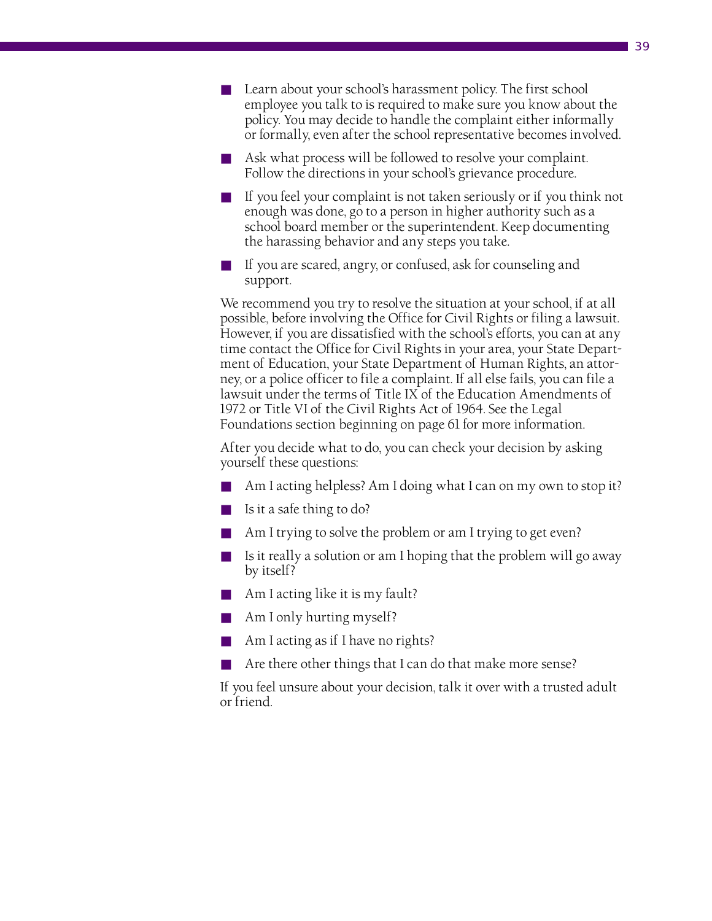- Learn about your school's harassment policy. The first school employee you talk to is required to make sure you know about the policy. You may decide to handle the complaint either informally or formally, even after the school representative becomes involved.
- Ask what process will be followed to resolve your complaint. Follow the directions in your school's grievance procedure.
- If you feel your complaint is not taken seriously or if you think not enough was done, go to a person in higher authority such as a school board member or the superintendent. Keep documenting the harassing behavior and any steps you take.
- If you are scared, angry, or confused, ask for counseling and support.

We recommend you try to resolve the situation at your school, if at all possible, before involving the Office for Civil Rights or filing a lawsuit. However, if you are dissatisfied with the school's efforts, you can at any time contact the Office for Civil Rights in your area, your State Department of Education, your State Department of Human Rights, an attorney, or a police officer to file a complaint. If all else fails, you can file a lawsuit under the terms of Title IX of the Education Amendments of 1972 or Title VI of the Civil Rights Act of 1964. See the Legal Foundations section beginning on page 61 for more information.

After you decide what to do, you can check your decision by asking yourself these questions:

- Am I acting helpless? Am I doing what I can on my own to stop it?
- Is it a safe thing to do?
- Am I trying to solve the problem or am I trying to get even?
- Is it really a solution or am I hoping that the problem will go away by itself?
- Am I acting like it is my fault?
- Am I only hurting myself?
- Am I acting as if I have no rights?
- Are there other things that I can do that make more sense?

If you feel unsure about your decision, talk it over with a trusted adult or friend.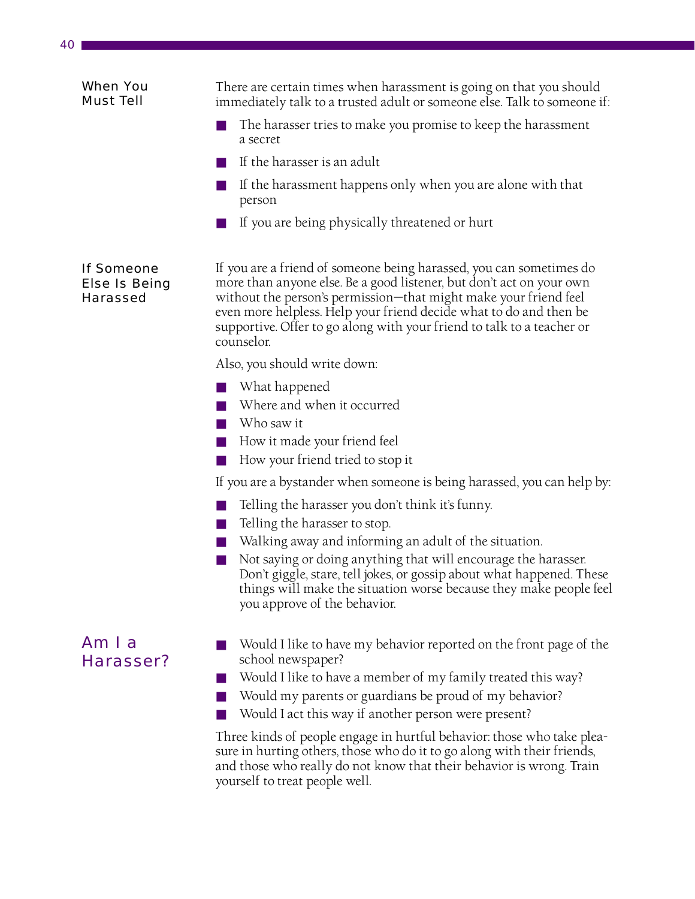## When You Must Tell

There are certain times when harassment is going on that you should immediately talk to a trusted adult or someone else. Talk to someone if:

- The harasser tries to make you promise to keep the harassment a secret
- If the harasser is an adult
- If the harassment happens only when you are alone with that person
- If you are being physically threatened or hurt

## If Someone Else Is Being Harassed

If you are a friend of someone being harassed, you can sometimes do more than anyone else. Be a good listener, but don't act on your own without the person's permission—that might make your friend feel even more helpless. Help your friend decide what to do and then be supportive. Offer to go along with your friend to talk to a teacher or counselor.

Also, you should write down:

- What happened
- Where and when it occurred
- Who saw it
- How it made your friend feel
- How your friend tried to stop it

If you are a bystander when someone is being harassed, you can help by:

- Telling the harasser you don't think it's funny.
- Telling the harasser to stop.
- Walking away and informing an adult of the situation.
- Not saying or doing anything that will encourage the harasser. Don't giggle, stare, tell jokes, or gossip about what happened. These things will make the situation worse because they make people feel you approve of the behavior.

## Am I a Harasser?

- Would I like to have my behavior reported on the front page of the school newspaper?
- Would I like to have a member of my family treated this way?
- Would my parents or guardians be proud of my behavior?
- Would I act this way if another person were present?

Three kinds of people engage in hurtful behavior: those who take pleasure in hurting others, those who do it to go along with their friends, and those who really do not know that their behavior is wrong. Train yourself to treat people well.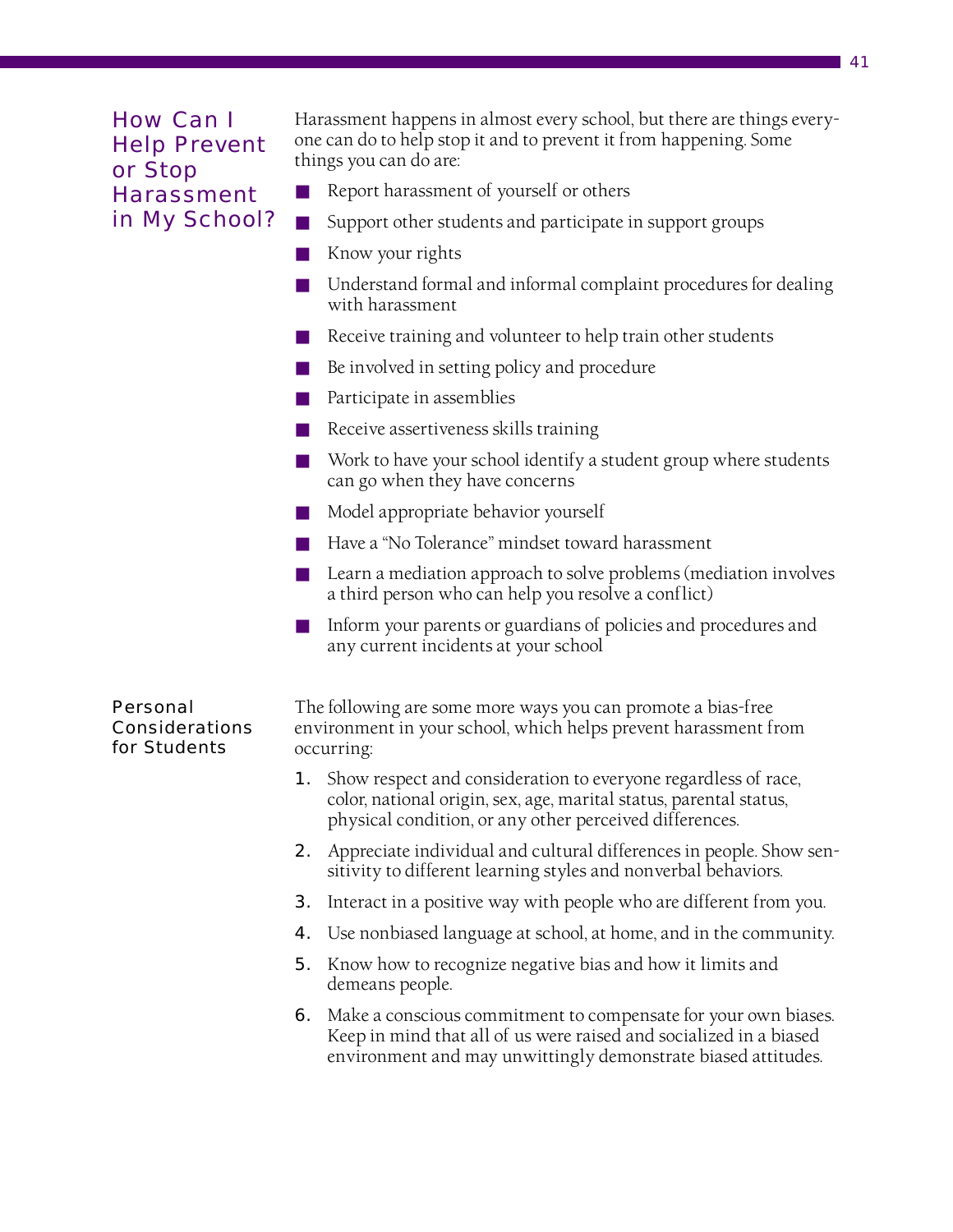## How Can I Help Prevent or Stop Harassment in My School?

Harassment happens in almost every school, but there are things everyone can do to help stop it and to prevent it from happening. Some things you can do are:

- Report harassment of yourself or others
- Support other students and participate in support groups
- Know your rights
- Understand formal and informal complaint procedures for dealing with harassment
- Receive training and volunteer to help train other students
- Be involved in setting policy and procedure
- Participate in assemblies
- Receive assertiveness skills training
- Work to have your school identify a student group where students can go when they have concerns
- Model appropriate behavior yourself
- Have a "No Tolerance" mindset toward harassment
- Learn a mediation approach to solve problems (mediation involves a third person who can help you resolve a conflict)
- Inform your parents or guardians of policies and procedures and any current incidents at your school

### Personal Considerations for Students

The following are some more ways you can promote a bias-free environment in your school, which helps prevent harassment from occurring:

1. Show respect and consideration to everyone regardless of race, color, national origin, sex, age, marital status, parental status, physical condition, or any other perceived differences.
2. Appreciate individual and cultural differences in people. Show sensitivity to different learning styles and nonverbal behaviors.
3. Interact in a positive way with people who are different from you.
4. Use nonbiased language at school, at home, and in the community.
5. Know how to recognize negative bias and how it limits and demeans people.
6. Make a conscious commitment to compensate for your own biases. Keep in mind that all of us were raised and socialized in a biased environment and may unwittingly demonstrate biased attitudes.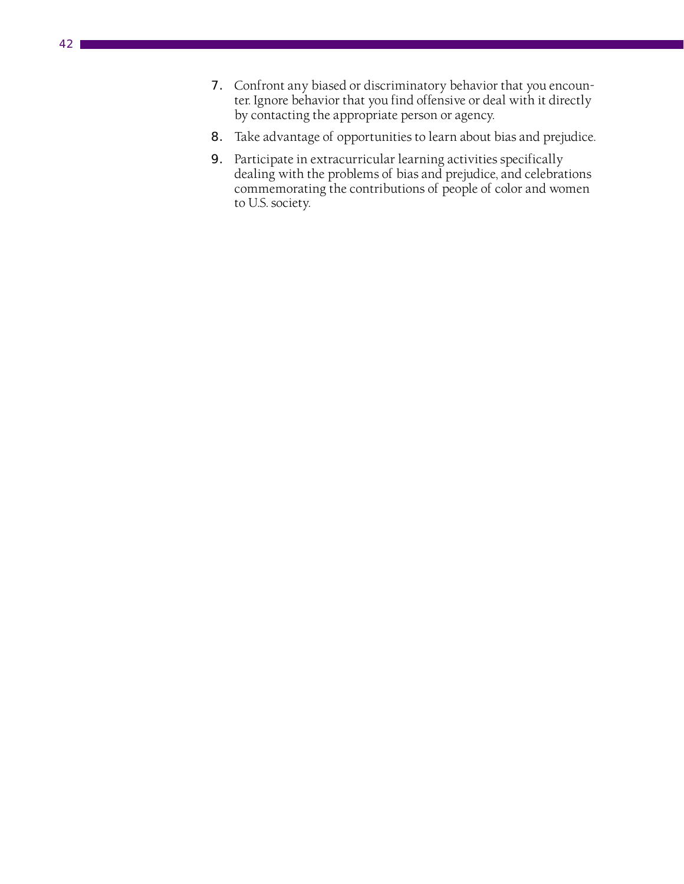7. Confront any biased or discriminatory behavior that you encounter. Ignore behavior that you find offensive or deal with it directly by contacting the appropriate person or agency.
8. Take advantage of opportunities to learn about bias and prejudice.
9. Participate in extracurricular learning activities specifically dealing with the problems of bias and prejudice, and celebrations commemorating the contributions of people of color and women to U.S. society.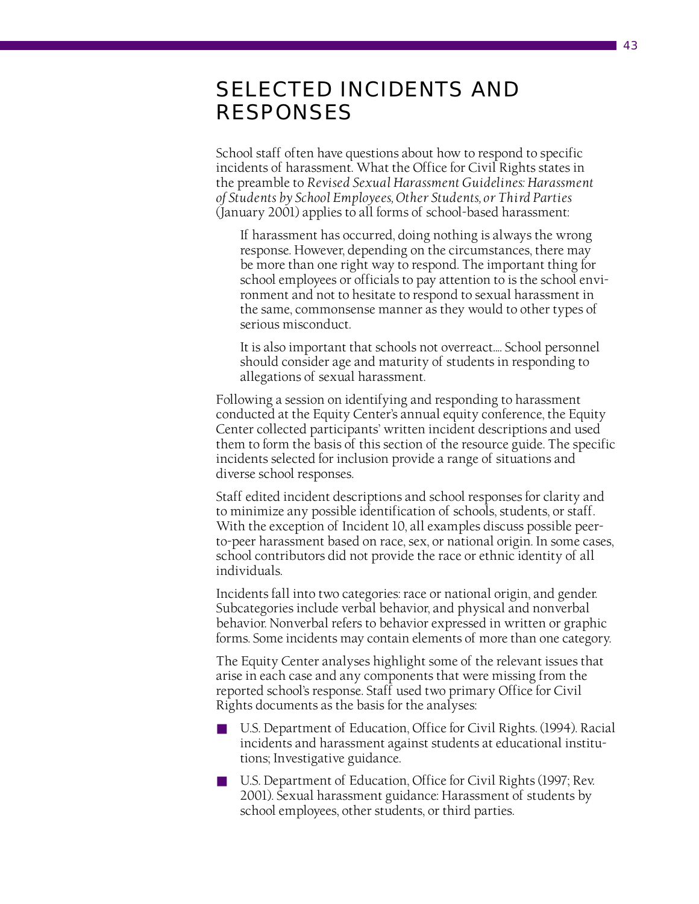# SELECTED INCIDENTS AND RESPONSES

School staff often have questions about how to respond to specific incidents of harassment. What the Office for Civil Rights states in the preamble to *Revised Sexual Harassment Guidelines: Harassment of Students by School Employees, Other Students, or Third Parties* (January 2001) applies to all forms of school-based harassment:

> If harassment has occurred, doing nothing is always the wrong response. However, depending on the circumstances, there may be more than one right way to respond. The important thing for school employees or officials to pay attention to is the school environment and not to hesitate to respond to sexual harassment in the same, commonsense manner as they would to other types of serious misconduct.
>
> It is also important that schools not overreact.... School personnel should consider age and maturity of students in responding to allegations of sexual harassment.

Following a session on identifying and responding to harassment conducted at the Equity Center's annual equity conference, the Equity Center collected participants' written incident descriptions and used them to form the basis of this section of the resource guide. The specific incidents selected for inclusion provide a range of situations and diverse school responses.

Staff edited incident descriptions and school responses for clarity and to minimize any possible identification of schools, students, or staff. With the exception of Incident 10, all examples discuss possible peer-to-peer harassment based on race, sex, or national origin. In some cases, school contributors did not provide the race or ethnic identity of all individuals.

Incidents fall into two categories: race or national origin, and gender. Subcategories include verbal behavior, and physical and nonverbal behavior. Nonverbal refers to behavior expressed in written or graphic forms. Some incidents may contain elements of more than one category.

The Equity Center analyses highlight some of the relevant issues that arise in each case and any components that were missing from the reported school's response. Staff used two primary Office for Civil Rights documents as the basis for the analyses:

- U.S. Department of Education, Office for Civil Rights. (1994). Racial incidents and harassment against students at educational institutions; Investigative guidance.
- U.S. Department of Education, Office for Civil Rights (1997; Rev. 2001). Sexual harassment guidance: Harassment of students by school employees, other students, or third parties.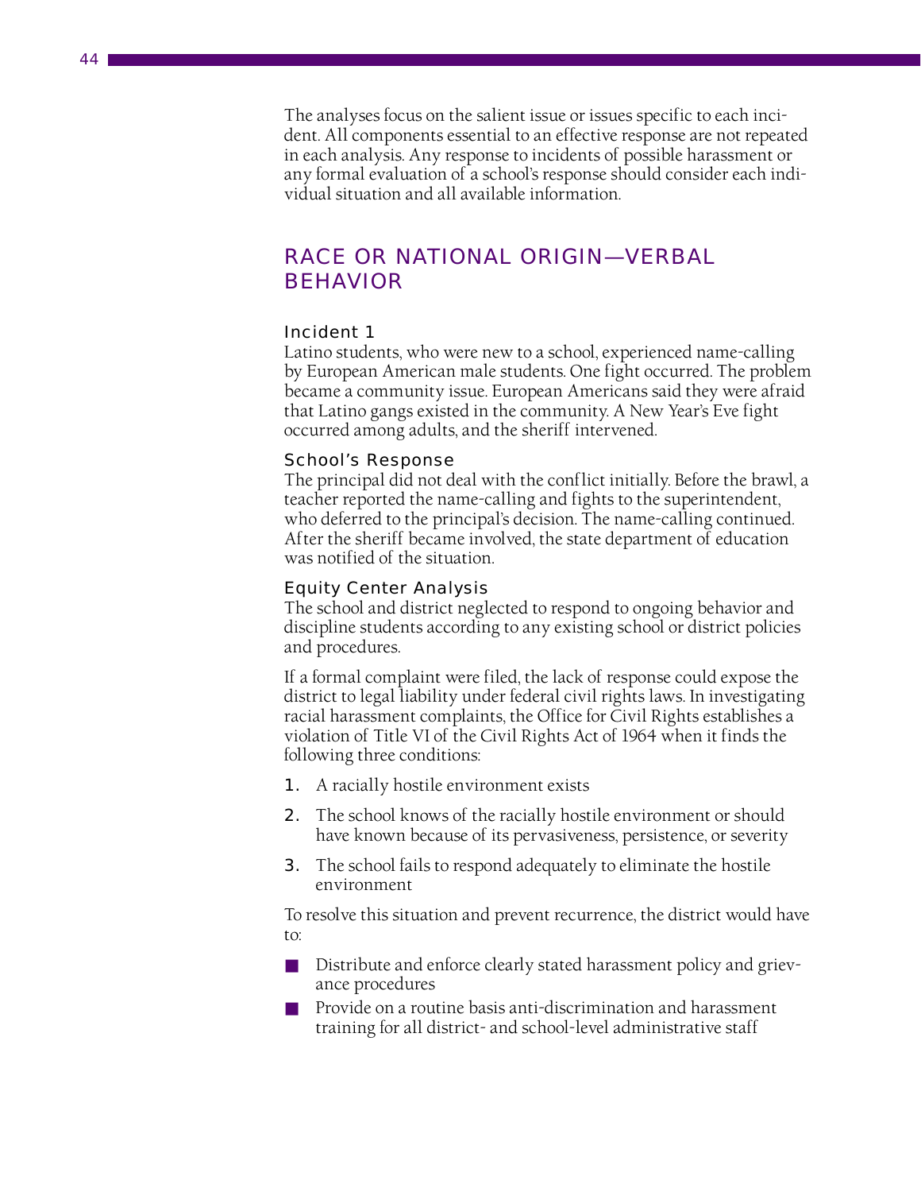The analyses focus on the salient issue or issues specific to each incident. All components essential to an effective response are not repeated in each analysis. Any response to incidents of possible harassment or any formal evaluation of a school's response should consider each individual situation and all available information.

## RACE OR NATIONAL ORIGIN—VERBAL BEHAVIOR

### Incident 1

Latino students, who were new to a school, experienced name-calling by European American male students. One fight occurred. The problem became a community issue. European Americans said they were afraid that Latino gangs existed in the community. A New Year's Eve fight occurred among adults, and the sheriff intervened.

### School's Response

The principal did not deal with the conflict initially. Before the brawl, a teacher reported the name-calling and fights to the superintendent, who deferred to the principal's decision. The name-calling continued. After the sheriff became involved, the state department of education was notified of the situation.

### Equity Center Analysis

The school and district neglected to respond to ongoing behavior and discipline students according to any existing school or district policies and procedures.

If a formal complaint were filed, the lack of response could expose the district to legal liability under federal civil rights laws. In investigating racial harassment complaints, the Office for Civil Rights establishes a violation of Title VI of the Civil Rights Act of 1964 when it finds the following three conditions:

1. A racially hostile environment exists
2. The school knows of the racially hostile environment or should have known because of its pervasiveness, persistence, or severity
3. The school fails to respond adequately to eliminate the hostile environment

To resolve this situation and prevent recurrence, the district would have to:

- Distribute and enforce clearly stated harassment policy and grievance procedures
- Provide on a routine basis anti-discrimination and harassment training for all district- and school-level administrative staff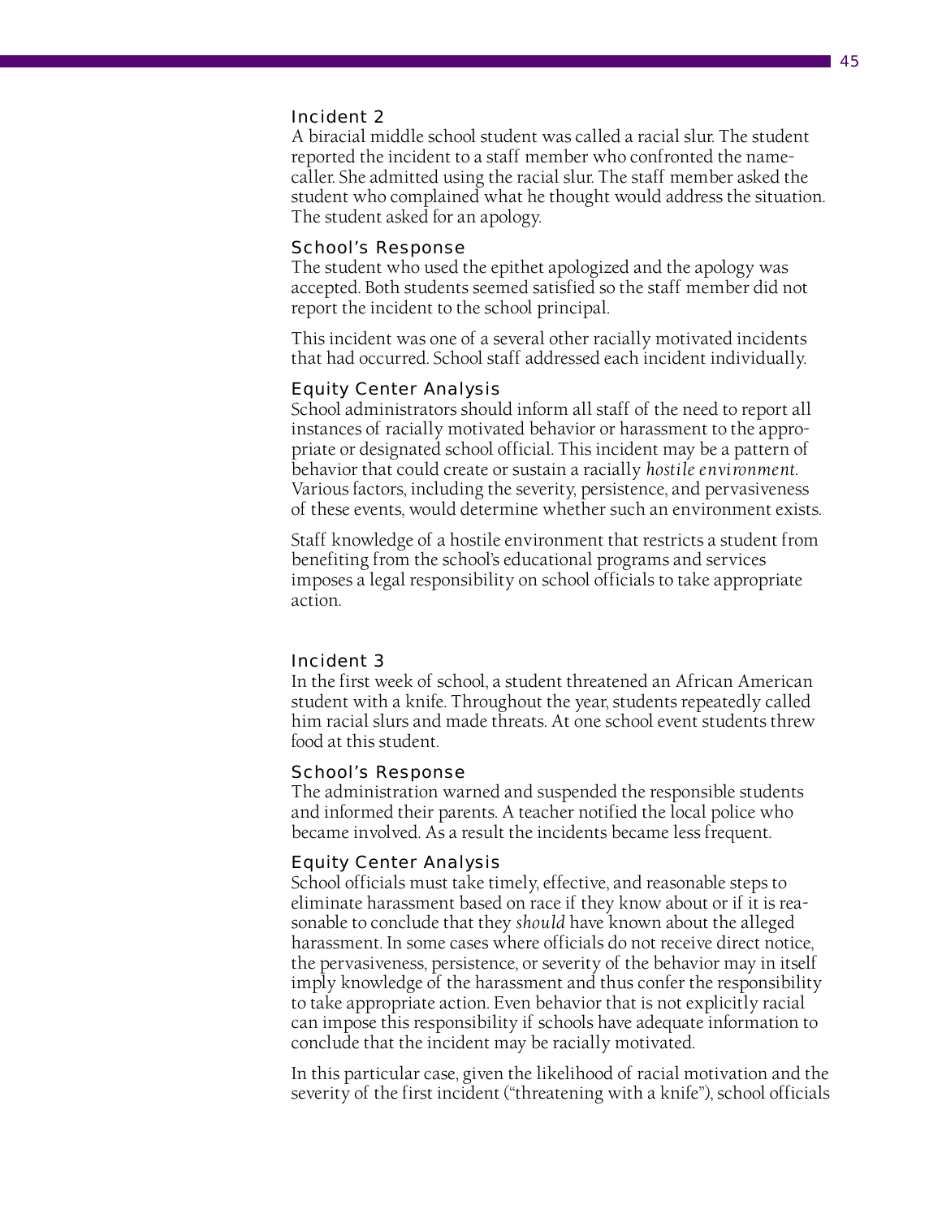### Incident 2

A biracial middle school student was called a racial slur. The student reported the incident to a staff member who confronted the name-caller. She admitted using the racial slur. The staff member asked the student who complained what he thought would address the situation. The student asked for an apology.

#### School's Response

The student who used the epithet apologized and the apology was accepted. Both students seemed satisfied so the staff member did not report the incident to the school principal.

This incident was one of a several other racially motivated incidents that had occurred. School staff addressed each incident individually.

#### Equity Center Analysis

School administrators should inform all staff of the need to report all instances of racially motivated behavior or harassment to the appropriate or designated school official. This incident may be a pattern of behavior that could create or sustain a racially *hostile environment*. Various factors, including the severity, persistence, and pervasiveness of these events, would determine whether such an environment exists.

Staff knowledge of a hostile environment that restricts a student from benefiting from the school's educational programs and services imposes a legal responsibility on school officials to take appropriate action.

### Incident 3

In the first week of school, a student threatened an African American student with a knife. Throughout the year, students repeatedly called him racial slurs and made threats. At one school event students threw food at this student.

#### School's Response

The administration warned and suspended the responsible students and informed their parents. A teacher notified the local police who became involved. As a result the incidents became less frequent.

#### Equity Center Analysis

School officials must take timely, effective, and reasonable steps to eliminate harassment based on race if they know about or if it is reasonable to conclude that they *should* have known about the alleged harassment. In some cases where officials do not receive direct notice, the pervasiveness, persistence, or severity of the behavior may in itself imply knowledge of the harassment and thus confer the responsibility to take appropriate action. Even behavior that is not explicitly racial can impose this responsibility if schools have adequate information to conclude that the incident may be racially motivated.

In this particular case, given the likelihood of racial motivation and the severity of the first incident ("threatening with a knife"), school officials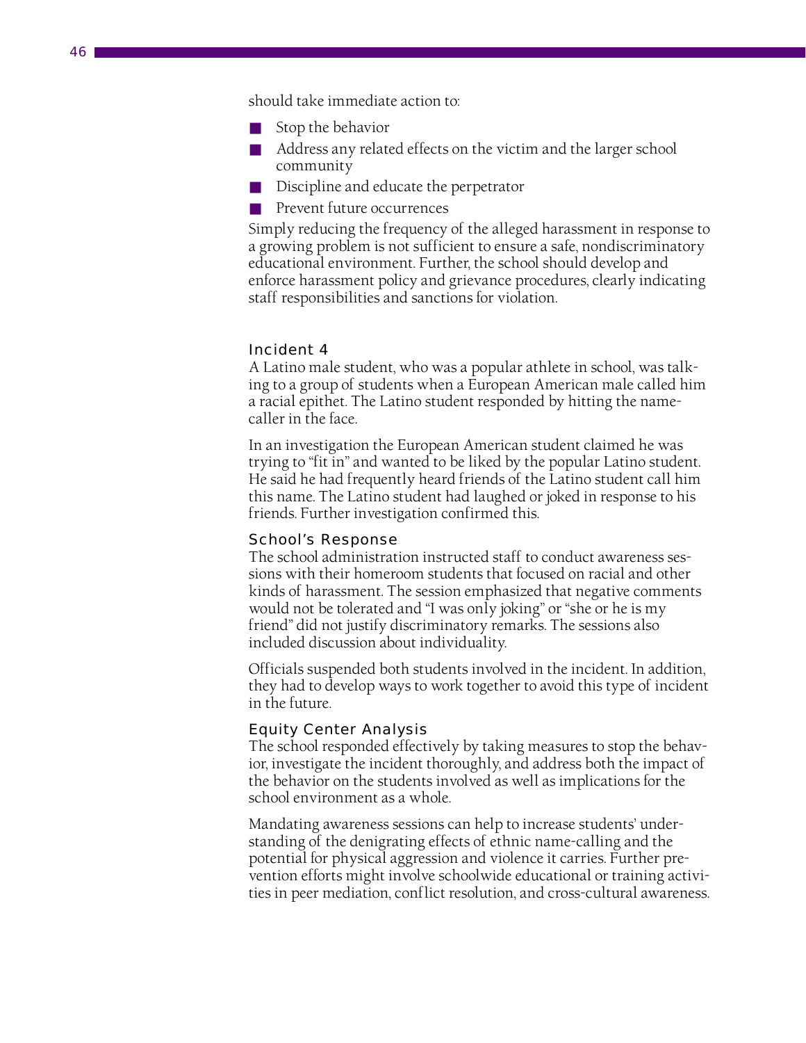should take immediate action to:

- Stop the behavior
- Address any related effects on the victim and the larger school community
- Discipline and educate the perpetrator
- Prevent future occurrences

Simply reducing the frequency of the alleged harassment in response to a growing problem is not sufficient to ensure a safe, nondiscriminatory educational environment. Further, the school should develop and enforce harassment policy and grievance procedures, clearly indicating staff responsibilities and sanctions for violation.

### Incident 4

A Latino male student, who was a popular athlete in school, was talking to a group of students when a European American male called him a racial epithet. The Latino student responded by hitting the name-caller in the face.

In an investigation the European American student claimed he was trying to "fit in" and wanted to be liked by the popular Latino student. He said he had frequently heard friends of the Latino student call him this name. The Latino student had laughed or joked in response to his friends. Further investigation confirmed this.

#### School's Response

The school administration instructed staff to conduct awareness sessions with their homeroom students that focused on racial and other kinds of harassment. The session emphasized that negative comments would not be tolerated and "I was only joking" or "she or he is my friend" did not justify discriminatory remarks. The sessions also included discussion about individuality.

Officials suspended both students involved in the incident. In addition, they had to develop ways to work together to avoid this type of incident in the future.

#### Equity Center Analysis

The school responded effectively by taking measures to stop the behavior, investigate the incident thoroughly, and address both the impact of the behavior on the students involved as well as implications for the school environment as a whole.

Mandating awareness sessions can help to increase students' understanding of the denigrating effects of ethnic name-calling and the potential for physical aggression and violence it carries. Further prevention efforts might involve schoolwide educational or training activities in peer mediation, conflict resolution, and cross-cultural awareness.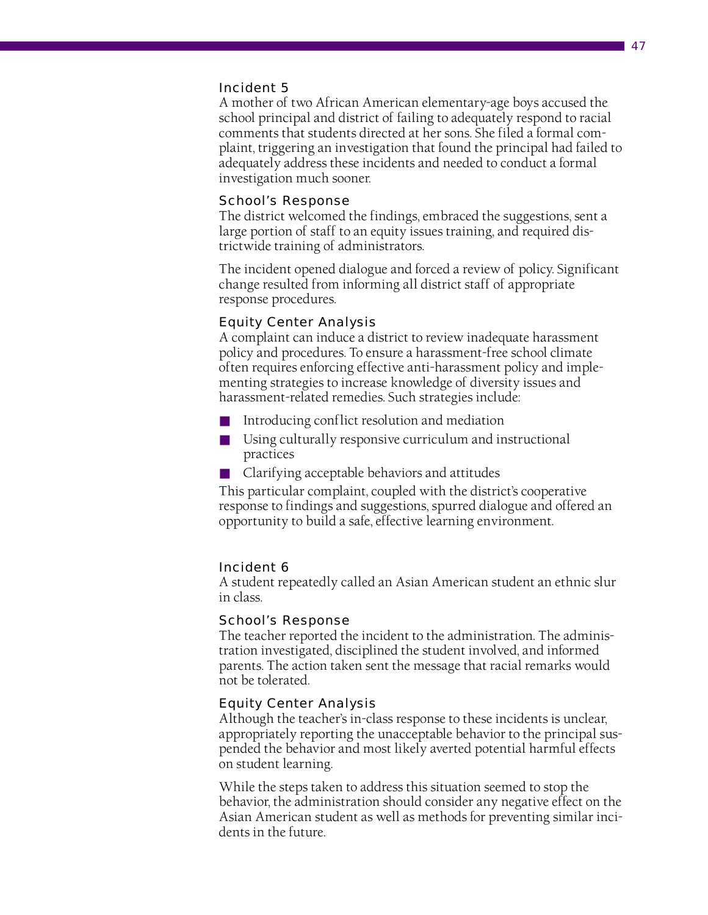### Incident 5

A mother of two African American elementary-age boys accused the school principal and district of failing to adequately respond to racial comments that students directed at her sons. She filed a formal complaint, triggering an investigation that found the principal had failed to adequately address these incidents and needed to conduct a formal investigation much sooner.

### School's Response

The district welcomed the findings, embraced the suggestions, sent a large portion of staff to an equity issues training, and required districtwide training of administrators.

The incident opened dialogue and forced a review of policy. Significant change resulted from informing all district staff of appropriate response procedures.

### Equity Center Analysis

A complaint can induce a district to review inadequate harassment policy and procedures. To ensure a harassment-free school climate often requires enforcing effective anti-harassment policy and implementing strategies to increase knowledge of diversity issues and harassment-related remedies. Such strategies include:

- Introducing conflict resolution and mediation
- Using culturally responsive curriculum and instructional practices
- Clarifying acceptable behaviors and attitudes

This particular complaint, coupled with the district's cooperative response to findings and suggestions, spurred dialogue and offered an opportunity to build a safe, effective learning environment.

### Incident 6

A student repeatedly called an Asian American student an ethnic slur in class.

### School's Response

The teacher reported the incident to the administration. The administration investigated, disciplined the student involved, and informed parents. The action taken sent the message that racial remarks would not be tolerated.

### Equity Center Analysis

Although the teacher's in-class response to these incidents is unclear, appropriately reporting the unacceptable behavior to the principal suspended the behavior and most likely averted potential harmful effects on student learning.

While the steps taken to address this situation seemed to stop the behavior, the administration should consider any negative effect on the Asian American student as well as methods for preventing similar incidents in the future.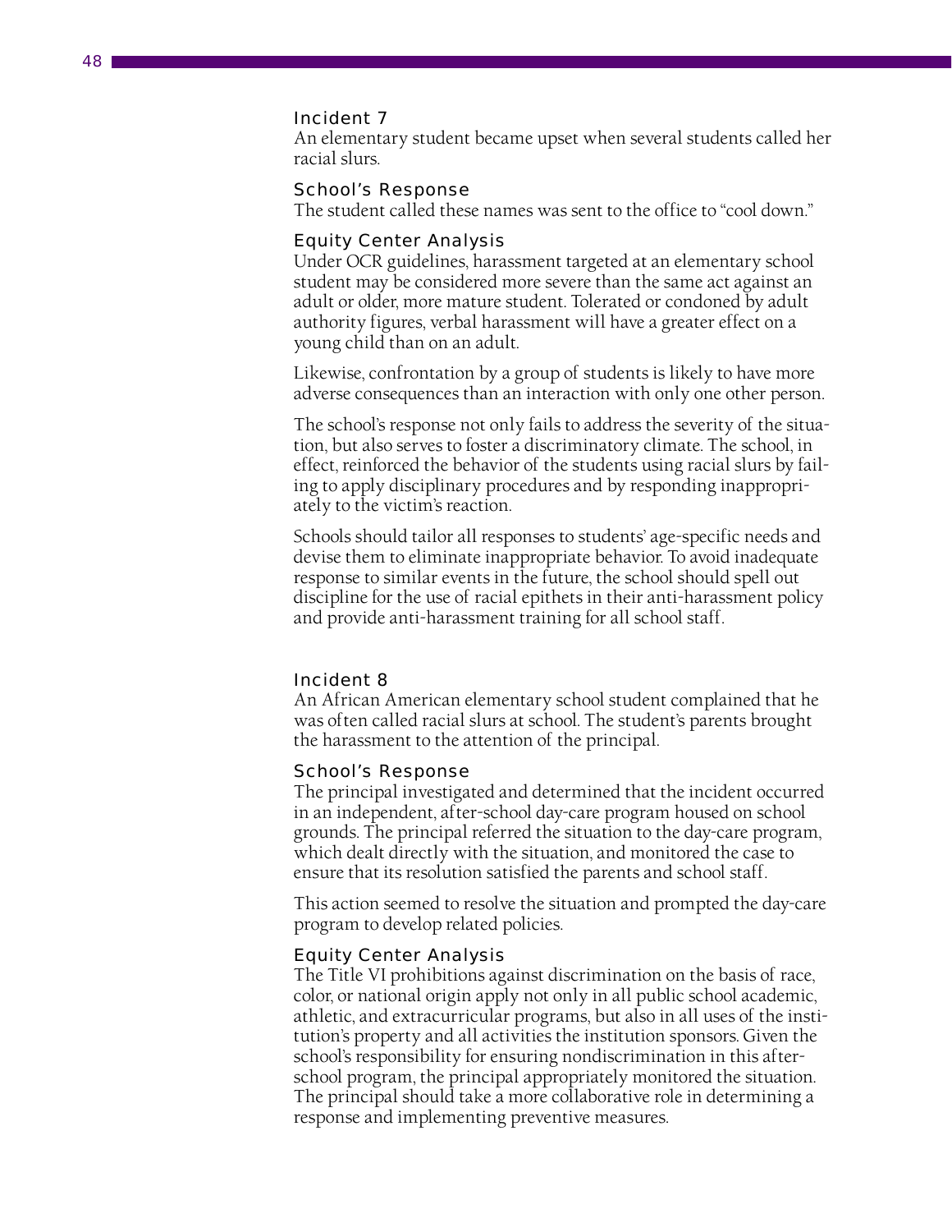### Incident 7

An elementary student became upset when several students called her racial slurs.

### School's Response

The student called these names was sent to the office to "cool down."

### Equity Center Analysis

Under OCR guidelines, harassment targeted at an elementary school student may be considered more severe than the same act against an adult or older, more mature student. Tolerated or condoned by adult authority figures, verbal harassment will have a greater effect on a young child than on an adult.

Likewise, confrontation by a group of students is likely to have more adverse consequences than an interaction with only one other person.

The school's response not only fails to address the severity of the situation, but also serves to foster a discriminatory climate. The school, in effect, reinforced the behavior of the students using racial slurs by failing to apply disciplinary procedures and by responding inappropriately to the victim's reaction.

Schools should tailor all responses to students' age-specific needs and devise them to eliminate inappropriate behavior. To avoid inadequate response to similar events in the future, the school should spell out discipline for the use of racial epithets in their anti-harassment policy and provide anti-harassment training for all school staff.

### Incident 8

An African American elementary school student complained that he was often called racial slurs at school. The student's parents brought the harassment to the attention of the principal.

### School's Response

The principal investigated and determined that the incident occurred in an independent, after-school day-care program housed on school grounds. The principal referred the situation to the day-care program, which dealt directly with the situation, and monitored the case to ensure that its resolution satisfied the parents and school staff.

This action seemed to resolve the situation and prompted the day-care program to develop related policies.

### Equity Center Analysis

The Title VI prohibitions against discrimination on the basis of race, color, or national origin apply not only in all public school academic, athletic, and extracurricular programs, but also in all uses of the institution's property and all activities the institution sponsors. Given the school's responsibility for ensuring nondiscrimination in this after-school program, the principal appropriately monitored the situation. The principal should take a more collaborative role in determining a response and implementing preventive measures.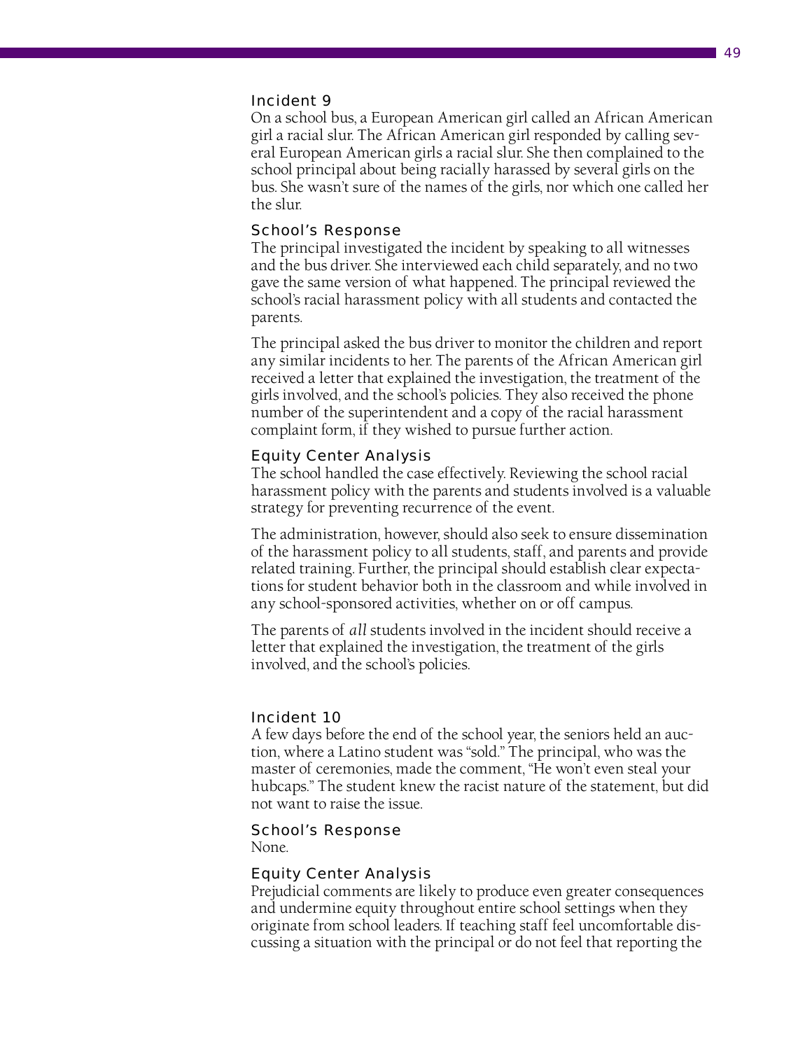### Incident 9

On a school bus, a European American girl called an African American girl a racial slur. The African American girl responded by calling several European American girls a racial slur. She then complained to the school principal about being racially harassed by several girls on the bus. She wasn't sure of the names of the girls, nor which one called her the slur.

### School's Response

The principal investigated the incident by speaking to all witnesses and the bus driver. She interviewed each child separately, and no two gave the same version of what happened. The principal reviewed the school's racial harassment policy with all students and contacted the parents.

The principal asked the bus driver to monitor the children and report any similar incidents to her. The parents of the African American girl received a letter that explained the investigation, the treatment of the girls involved, and the school's policies. They also received the phone number of the superintendent and a copy of the racial harassment complaint form, if they wished to pursue further action.

### Equity Center Analysis

The school handled the case effectively. Reviewing the school racial harassment policy with the parents and students involved is a valuable strategy for preventing recurrence of the event.

The administration, however, should also seek to ensure dissemination of the harassment policy to all students, staff, and parents and provide related training. Further, the principal should establish clear expectations for student behavior both in the classroom and while involved in any school-sponsored activities, whether on or off campus.

The parents of *all* students involved in the incident should receive a letter that explained the investigation, the treatment of the girls involved, and the school's policies.

### Incident 10

A few days before the end of the school year, the seniors held an auction, where a Latino student was "sold." The principal, who was the master of ceremonies, made the comment, "He won't even steal your hubcaps." The student knew the racist nature of the statement, but did not want to raise the issue.

### School's Response

None.

### Equity Center Analysis

Prejudicial comments are likely to produce even greater consequences and undermine equity throughout entire school settings when they originate from school leaders. If teaching staff feel uncomfortable discussing a situation with the principal or do not feel that reporting the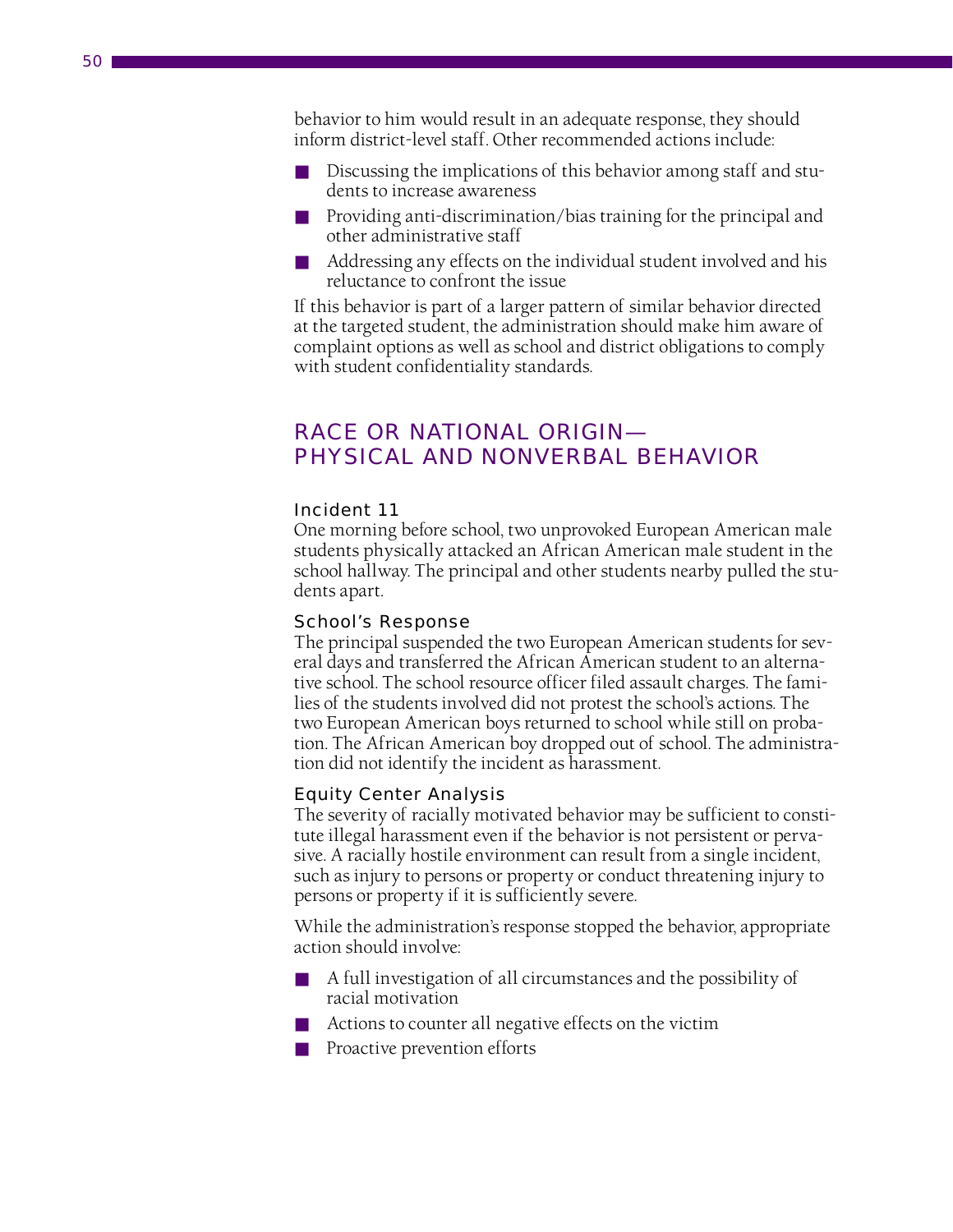behavior to him would result in an adequate response, they should inform district-level staff. Other recommended actions include:

- Discussing the implications of this behavior among staff and students to increase awareness
- Providing anti-discrimination/bias training for the principal and other administrative staff
- Addressing any effects on the individual student involved and his reluctance to confront the issue

If this behavior is part of a larger pattern of similar behavior directed at the targeted student, the administration should make him aware of complaint options as well as school and district obligations to comply with student confidentiality standards.

## RACE OR NATIONAL ORIGIN—PHYSICAL AND NONVERBAL BEHAVIOR

### Incident 11

One morning before school, two unprovoked European American male students physically attacked an African American male student in the school hallway. The principal and other students nearby pulled the students apart.

### School's Response

The principal suspended the two European American students for several days and transferred the African American student to an alternative school. The school resource officer filed assault charges. The families of the students involved did not protest the school's actions. The two European American boys returned to school while still on probation. The African American boy dropped out of school. The administration did not identify the incident as harassment.

### Equity Center Analysis

The severity of racially motivated behavior may be sufficient to constitute illegal harassment even if the behavior is not persistent or pervasive. A racially hostile environment can result from a single incident, such as injury to persons or property or conduct threatening injury to persons or property if it is sufficiently severe.

While the administration's response stopped the behavior, appropriate action should involve:

- A full investigation of all circumstances and the possibility of racial motivation
- Actions to counter all negative effects on the victim
- Proactive prevention efforts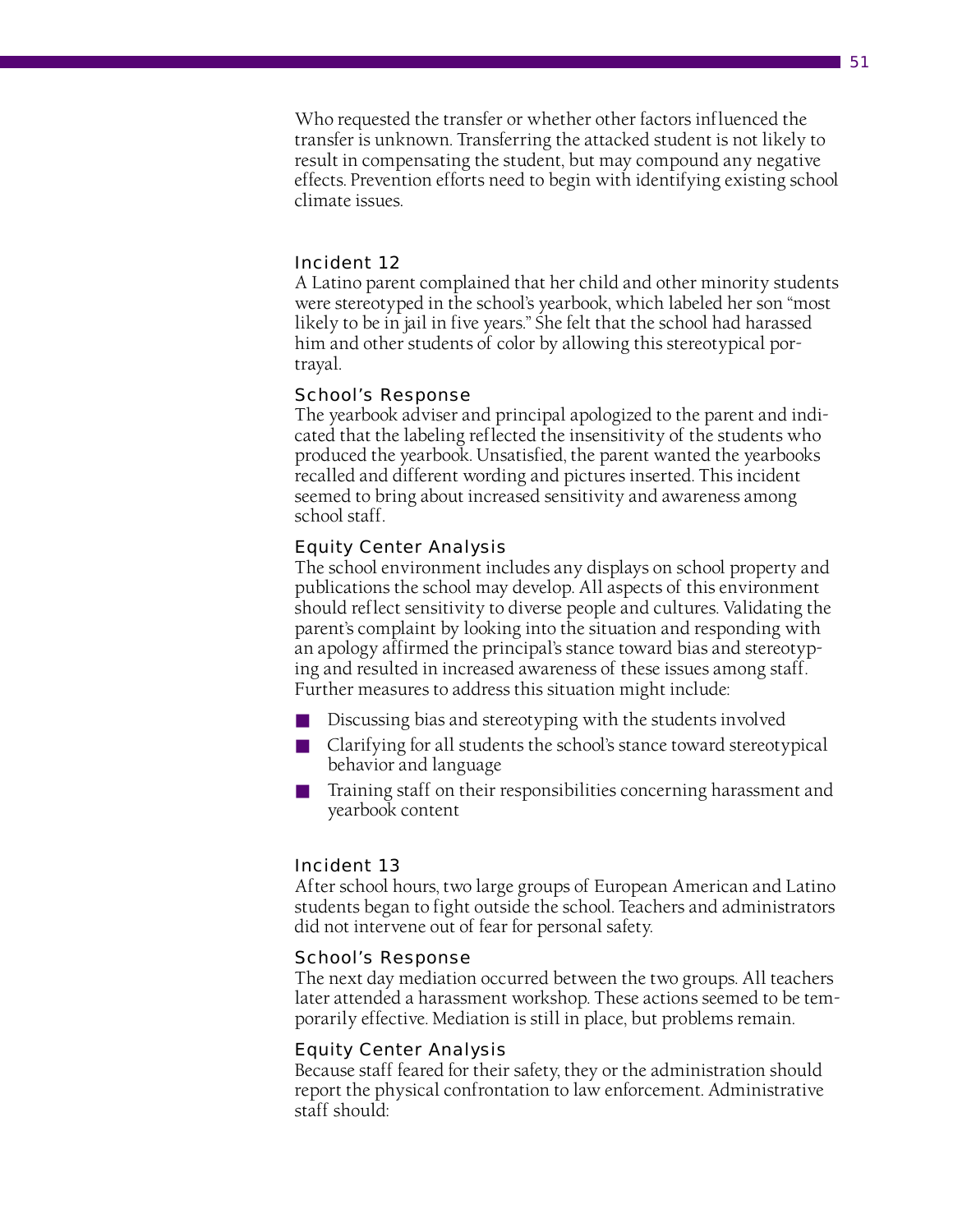Who requested the transfer or whether other factors influenced the transfer is unknown. Transferring the attacked student is not likely to result in compensating the student, but may compound any negative effects. Prevention efforts need to begin with identifying existing school climate issues.

### Incident 12

A Latino parent complained that her child and other minority students were stereotyped in the school's yearbook, which labeled her son "most likely to be in jail in five years." She felt that the school had harassed him and other students of color by allowing this stereotypical portrayal.

#### School's Response

The yearbook adviser and principal apologized to the parent and indicated that the labeling reflected the insensitivity of the students who produced the yearbook. Unsatisfied, the parent wanted the yearbooks recalled and different wording and pictures inserted. This incident seemed to bring about increased sensitivity and awareness among school staff.

#### Equity Center Analysis

The school environment includes any displays on school property and publications the school may develop. All aspects of this environment should reflect sensitivity to diverse people and cultures. Validating the parent's complaint by looking into the situation and responding with an apology affirmed the principal's stance toward bias and stereotyping and resulted in increased awareness of these issues among staff. Further measures to address this situation might include:

- Discussing bias and stereotyping with the students involved
- Clarifying for all students the school's stance toward stereotypical behavior and language
- Training staff on their responsibilities concerning harassment and yearbook content

### Incident 13

After school hours, two large groups of European American and Latino students began to fight outside the school. Teachers and administrators did not intervene out of fear for personal safety.

#### School's Response

The next day mediation occurred between the two groups. All teachers later attended a harassment workshop. These actions seemed to be temporarily effective. Mediation is still in place, but problems remain.

#### Equity Center Analysis

Because staff feared for their safety, they or the administration should report the physical confrontation to law enforcement. Administrative staff should: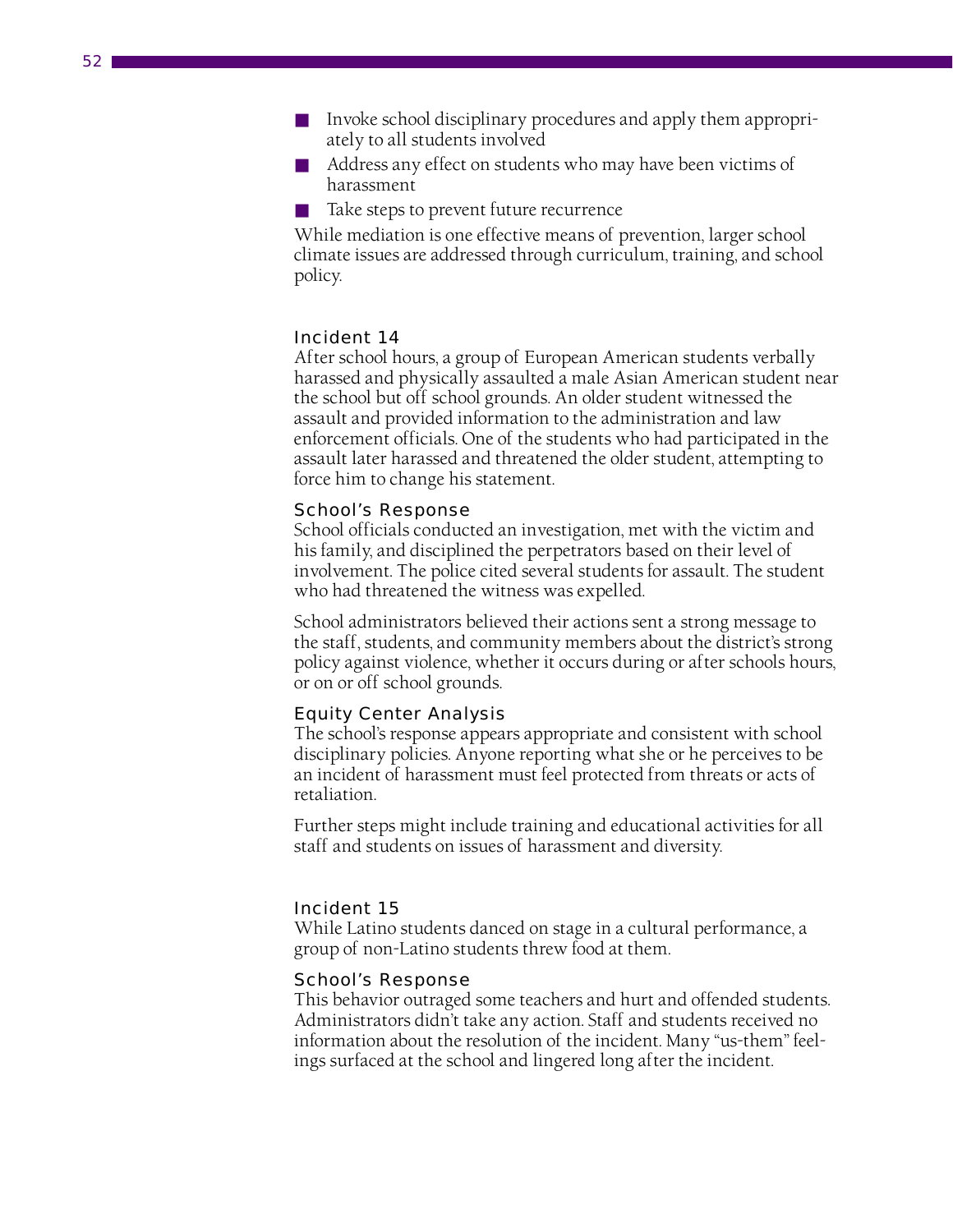- Invoke school disciplinary procedures and apply them appropriately to all students involved
- Address any effect on students who may have been victims of harassment
- Take steps to prevent future recurrence

While mediation is one effective means of prevention, larger school climate issues are addressed through curriculum, training, and school policy.

### Incident 14

After school hours, a group of European American students verbally harassed and physically assaulted a male Asian American student near the school but off school grounds. An older student witnessed the assault and provided information to the administration and law enforcement officials. One of the students who had participated in the assault later harassed and threatened the older student, attempting to force him to change his statement.

#### School's Response

School officials conducted an investigation, met with the victim and his family, and disciplined the perpetrators based on their level of involvement. The police cited several students for assault. The student who had threatened the witness was expelled.

School administrators believed their actions sent a strong message to the staff, students, and community members about the district's strong policy against violence, whether it occurs during or after schools hours, or on or off school grounds.

#### Equity Center Analysis

The school's response appears appropriate and consistent with school disciplinary policies. Anyone reporting what she or he perceives to be an incident of harassment must feel protected from threats or acts of retaliation.

Further steps might include training and educational activities for all staff and students on issues of harassment and diversity.

### Incident 15

While Latino students danced on stage in a cultural performance, a group of non-Latino students threw food at them.

#### School's Response

This behavior outraged some teachers and hurt and offended students. Administrators didn't take any action. Staff and students received no information about the resolution of the incident. Many "us-them" feelings surfaced at the school and lingered long after the incident.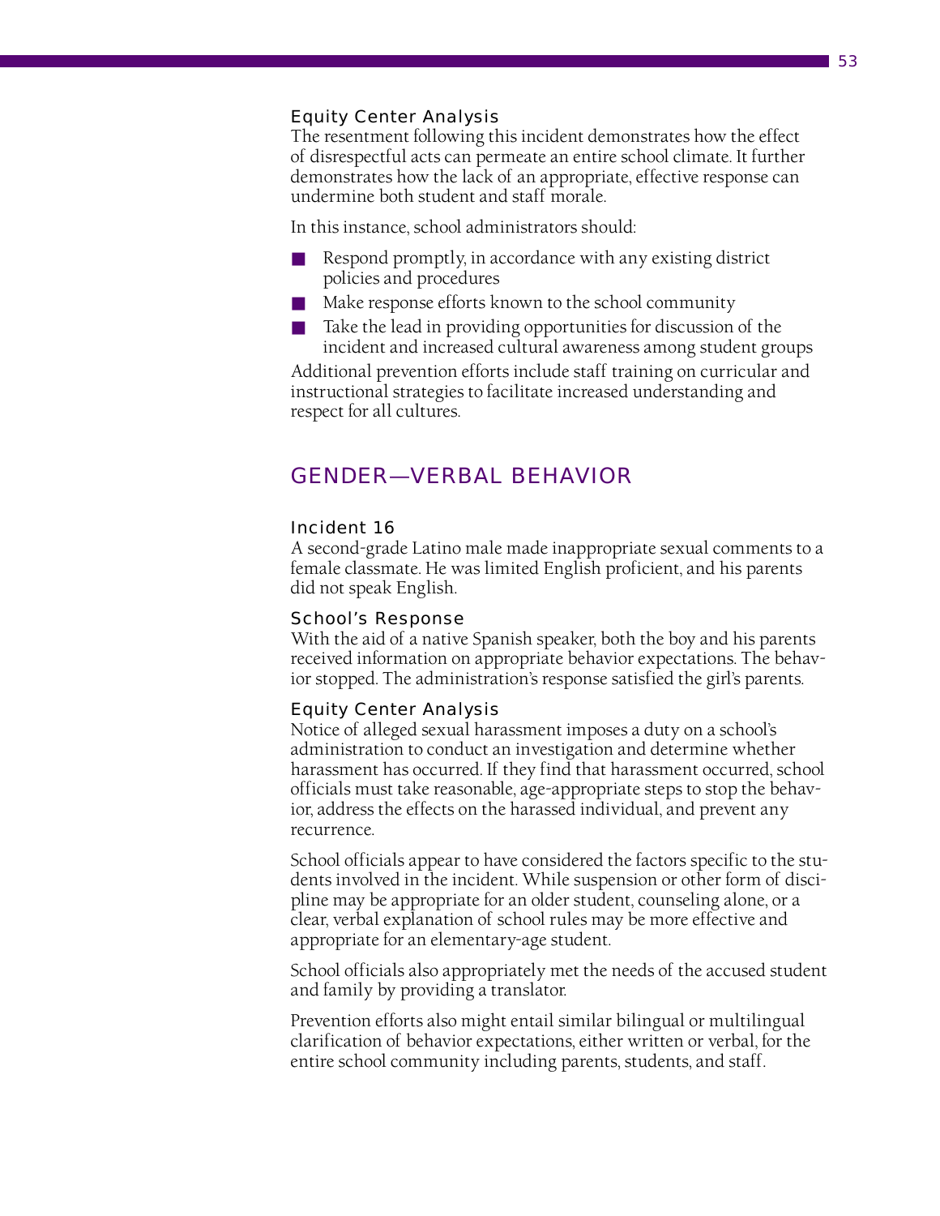### Equity Center Analysis

The resentment following this incident demonstrates how the effect of disrespectful acts can permeate an entire school climate. It further demonstrates how the lack of an appropriate, effective response can undermine both student and staff morale.

In this instance, school administrators should:

- Respond promptly, in accordance with any existing district policies and procedures
- Make response efforts known to the school community
- Take the lead in providing opportunities for discussion of the incident and increased cultural awareness among student groups

Additional prevention efforts include staff training on curricular and instructional strategies to facilitate increased understanding and respect for all cultures.

## GENDER—VERBAL BEHAVIOR

### Incident 16

A second-grade Latino male made inappropriate sexual comments to a female classmate. He was limited English proficient, and his parents did not speak English.

### School's Response

With the aid of a native Spanish speaker, both the boy and his parents received information on appropriate behavior expectations. The behavior stopped. The administration's response satisfied the girl's parents.

### Equity Center Analysis

Notice of alleged sexual harassment imposes a duty on a school's administration to conduct an investigation and determine whether harassment has occurred. If they find that harassment occurred, school officials must take reasonable, age-appropriate steps to stop the behavior, address the effects on the harassed individual, and prevent any recurrence.

School officials appear to have considered the factors specific to the students involved in the incident. While suspension or other form of discipline may be appropriate for an older student, counseling alone, or a clear, verbal explanation of school rules may be more effective and appropriate for an elementary-age student.

School officials also appropriately met the needs of the accused student and family by providing a translator.

Prevention efforts also might entail similar bilingual or multilingual clarification of behavior expectations, either written or verbal, for the entire school community including parents, students, and staff.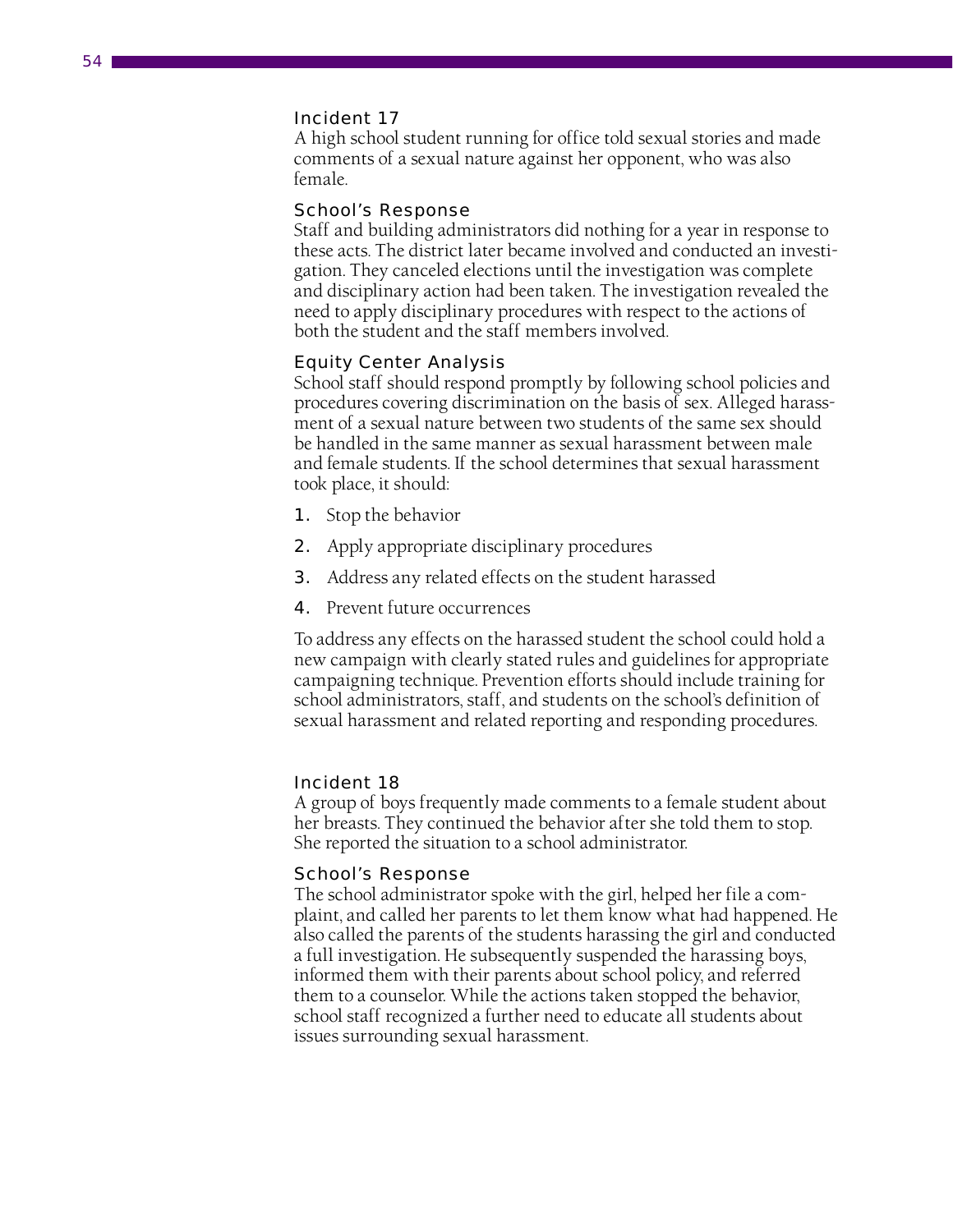### Incident 17

A high school student running for office told sexual stories and made comments of a sexual nature against her opponent, who was also female.

#### School's Response

Staff and building administrators did nothing for a year in response to these acts. The district later became involved and conducted an investigation. They canceled elections until the investigation was complete and disciplinary action had been taken. The investigation revealed the need to apply disciplinary procedures with respect to the actions of both the student and the staff members involved.

#### Equity Center Analysis

School staff should respond promptly by following school policies and procedures covering discrimination on the basis of sex. Alleged harassment of a sexual nature between two students of the same sex should be handled in the same manner as sexual harassment between male and female students. If the school determines that sexual harassment took place, it should:

1. Stop the behavior
2. Apply appropriate disciplinary procedures
3. Address any related effects on the student harassed
4. Prevent future occurrences

To address any effects on the harassed student the school could hold a new campaign with clearly stated rules and guidelines for appropriate campaigning technique. Prevention efforts should include training for school administrators, staff, and students on the school's definition of sexual harassment and related reporting and responding procedures.

### Incident 18

A group of boys frequently made comments to a female student about her breasts. They continued the behavior after she told them to stop. She reported the situation to a school administrator.

#### School's Response

The school administrator spoke with the girl, helped her file a complaint, and called her parents to let them know what had happened. He also called the parents of the students harassing the girl and conducted a full investigation. He subsequently suspended the harassing boys, informed them with their parents about school policy, and referred them to a counselor. While the actions taken stopped the behavior, school staff recognized a further need to educate all students about issues surrounding sexual harassment.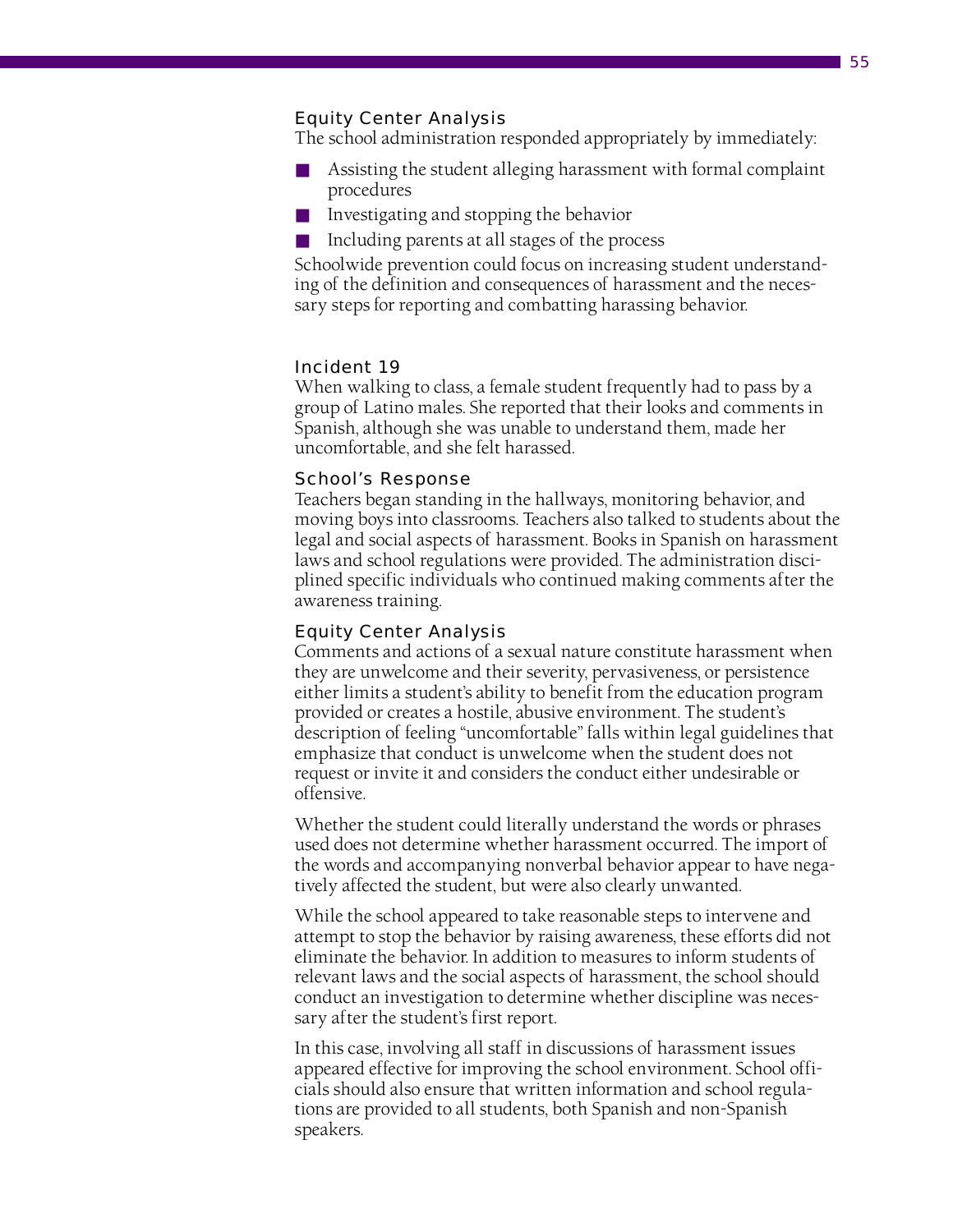### Equity Center Analysis

The school administration responded appropriately by immediately:

- Assisting the student alleging harassment with formal complaint procedures
- Investigating and stopping the behavior
- Including parents at all stages of the process

Schoolwide prevention could focus on increasing student understanding of the definition and consequences of harassment and the necessary steps for reporting and combatting harassing behavior.

### Incident 19

When walking to class, a female student frequently had to pass by a group of Latino males. She reported that their looks and comments in Spanish, although she was unable to understand them, made her uncomfortable, and she felt harassed.

### School's Response

Teachers began standing in the hallways, monitoring behavior, and moving boys into classrooms. Teachers also talked to students about the legal and social aspects of harassment. Books in Spanish on harassment laws and school regulations were provided. The administration disciplined specific individuals who continued making comments after the awareness training.

### Equity Center Analysis

Comments and actions of a sexual nature constitute harassment when they are unwelcome and their severity, pervasiveness, or persistence either limits a student's ability to benefit from the education program provided or creates a hostile, abusive environment. The student's description of feeling "uncomfortable" falls within legal guidelines that emphasize that conduct is unwelcome when the student does not request or invite it and considers the conduct either undesirable or offensive.

Whether the student could literally understand the words or phrases used does not determine whether harassment occurred. The import of the words and accompanying nonverbal behavior appear to have negatively affected the student, but were also clearly unwanted.

While the school appeared to take reasonable steps to intervene and attempt to stop the behavior by raising awareness, these efforts did not eliminate the behavior. In addition to measures to inform students of relevant laws and the social aspects of harassment, the school should conduct an investigation to determine whether discipline was necessary after the student's first report.

In this case, involving all staff in discussions of harassment issues appeared effective for improving the school environment. School officials should also ensure that written information and school regulations are provided to all students, both Spanish and non-Spanish speakers.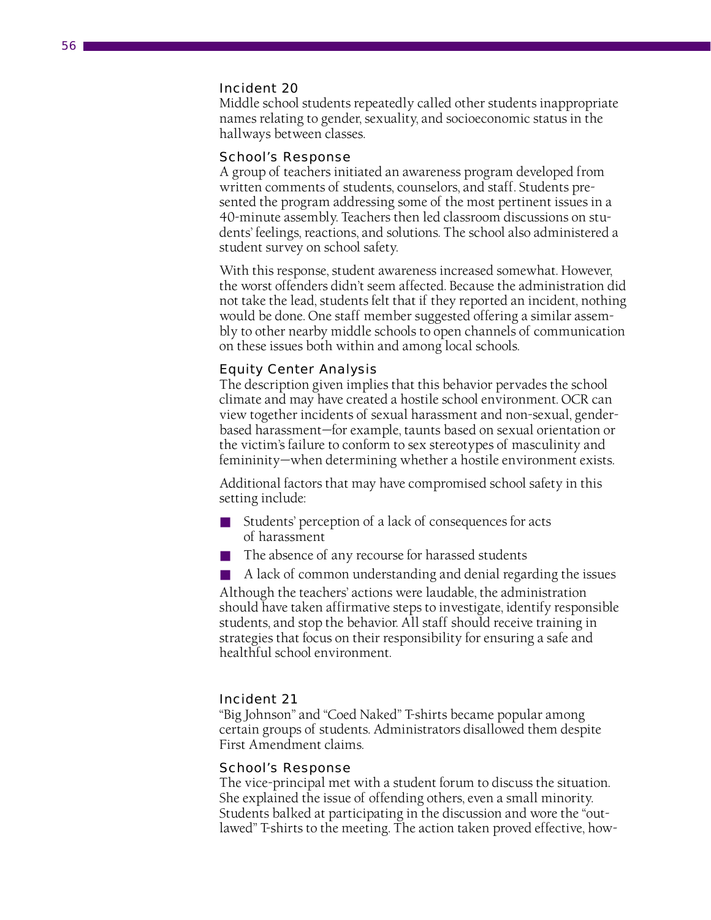### Incident 20

Middle school students repeatedly called other students inappropriate names relating to gender, sexuality, and socioeconomic status in the hallways between classes.

#### School's Response

A group of teachers initiated an awareness program developed from written comments of students, counselors, and staff. Students presented the program addressing some of the most pertinent issues in a 40-minute assembly. Teachers then led classroom discussions on students' feelings, reactions, and solutions. The school also administered a student survey on school safety.

With this response, student awareness increased somewhat. However, the worst offenders didn't seem affected. Because the administration did not take the lead, students felt that if they reported an incident, nothing would be done. One staff member suggested offering a similar assembly to other nearby middle schools to open channels of communication on these issues both within and among local schools.

#### Equity Center Analysis

The description given implies that this behavior pervades the school climate and may have created a hostile school environment. OCR can view together incidents of sexual harassment and non-sexual, gender-based harassment—for example, taunts based on sexual orientation or the victim's failure to conform to sex stereotypes of masculinity and femininity—when determining whether a hostile environment exists.

Additional factors that may have compromised school safety in this setting include:

- Students' perception of a lack of consequences for acts of harassment
- The absence of any recourse for harassed students
- A lack of common understanding and denial regarding the issues

Although the teachers' actions were laudable, the administration should have taken affirmative steps to investigate, identify responsible students, and stop the behavior. All staff should receive training in strategies that focus on their responsibility for ensuring a safe and healthful school environment.

### Incident 21

"Big Johnson" and "Coed Naked" T-shirts became popular among certain groups of students. Administrators disallowed them despite First Amendment claims.

#### School's Response

The vice-principal met with a student forum to discuss the situation. She explained the issue of offending others, even a small minority. Students balked at participating in the discussion and wore the "outlawed" T-shirts to the meeting. The action taken proved effective, how-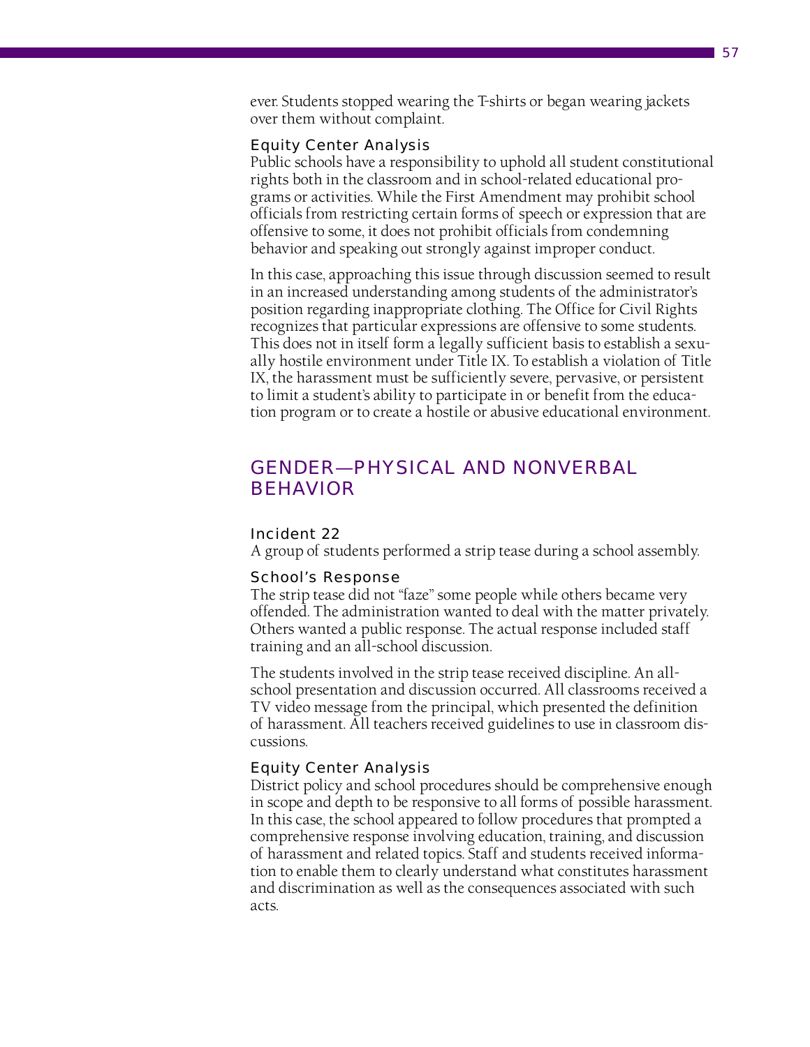ever. Students stopped wearing the T-shirts or began wearing jackets over them without complaint.

### Equity Center Analysis

Public schools have a responsibility to uphold all student constitutional rights both in the classroom and in school-related educational programs or activities. While the First Amendment may prohibit school officials from restricting certain forms of speech or expression that are offensive to some, it does not prohibit officials from condemning behavior and speaking out strongly against improper conduct.

In this case, approaching this issue through discussion seemed to result in an increased understanding among students of the administrator's position regarding inappropriate clothing. The Office for Civil Rights recognizes that particular expressions are offensive to some students. This does not in itself form a legally sufficient basis to establish a sexually hostile environment under Title IX. To establish a violation of Title IX, the harassment must be sufficiently severe, pervasive, or persistent to limit a student's ability to participate in or benefit from the education program or to create a hostile or abusive educational environment.

## GENDER—PHYSICAL AND NONVERBAL BEHAVIOR

### Incident 22

A group of students performed a strip tease during a school assembly.

### School's Response

The strip tease did not "faze" some people while others became very offended. The administration wanted to deal with the matter privately. Others wanted a public response. The actual response included staff training and an all-school discussion.

The students involved in the strip tease received discipline. An all-school presentation and discussion occurred. All classrooms received a TV video message from the principal, which presented the definition of harassment. All teachers received guidelines to use in classroom discussions.

### Equity Center Analysis

District policy and school procedures should be comprehensive enough in scope and depth to be responsive to all forms of possible harassment. In this case, the school appeared to follow procedures that prompted a comprehensive response involving education, training, and discussion of harassment and related topics. Staff and students received information to enable them to clearly understand what constitutes harassment and discrimination as well as the consequences associated with such acts.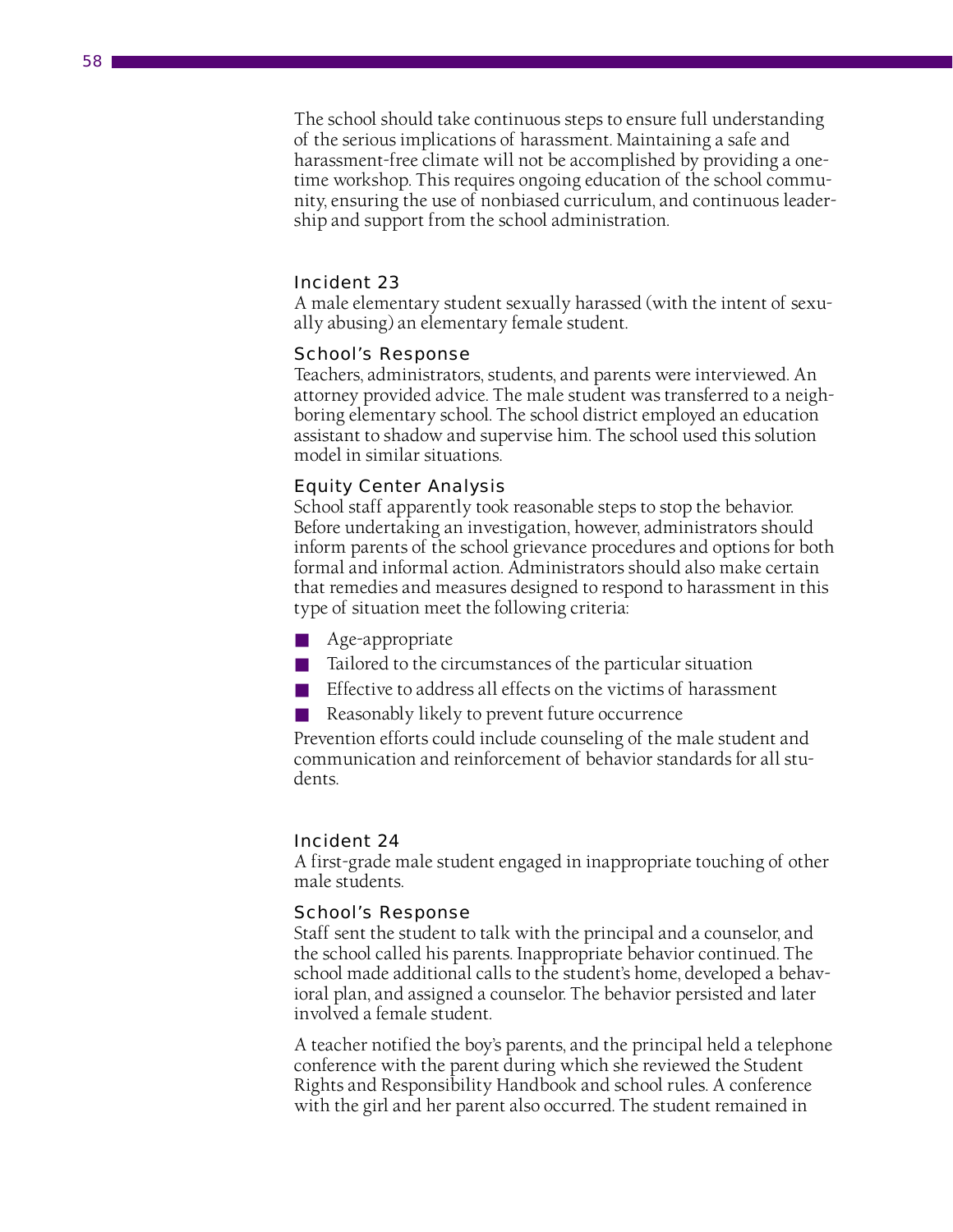The school should take continuous steps to ensure full understanding of the serious implications of harassment. Maintaining a safe and harassment-free climate will not be accomplished by providing a one-time workshop. This requires ongoing education of the school community, ensuring the use of nonbiased curriculum, and continuous leadership and support from the school administration.

### Incident 23

A male elementary student sexually harassed (with the intent of sexually abusing) an elementary female student.

#### School's Response

Teachers, administrators, students, and parents were interviewed. An attorney provided advice. The male student was transferred to a neighboring elementary school. The school district employed an education assistant to shadow and supervise him. The school used this solution model in similar situations.

#### Equity Center Analysis

School staff apparently took reasonable steps to stop the behavior. Before undertaking an investigation, however, administrators should inform parents of the school grievance procedures and options for both formal and informal action. Administrators should also make certain that remedies and measures designed to respond to harassment in this type of situation meet the following criteria:

- Age-appropriate
- Tailored to the circumstances of the particular situation
- Effective to address all effects on the victims of harassment
- Reasonably likely to prevent future occurrence

Prevention efforts could include counseling of the male student and communication and reinforcement of behavior standards for all students.

### Incident 24

A first-grade male student engaged in inappropriate touching of other male students.

#### School's Response

Staff sent the student to talk with the principal and a counselor, and the school called his parents. Inappropriate behavior continued. The school made additional calls to the student's home, developed a behavioral plan, and assigned a counselor. The behavior persisted and later involved a female student.

A teacher notified the boy's parents, and the principal held a telephone conference with the parent during which she reviewed the Student Rights and Responsibility Handbook and school rules. A conference with the girl and her parent also occurred. The student remained in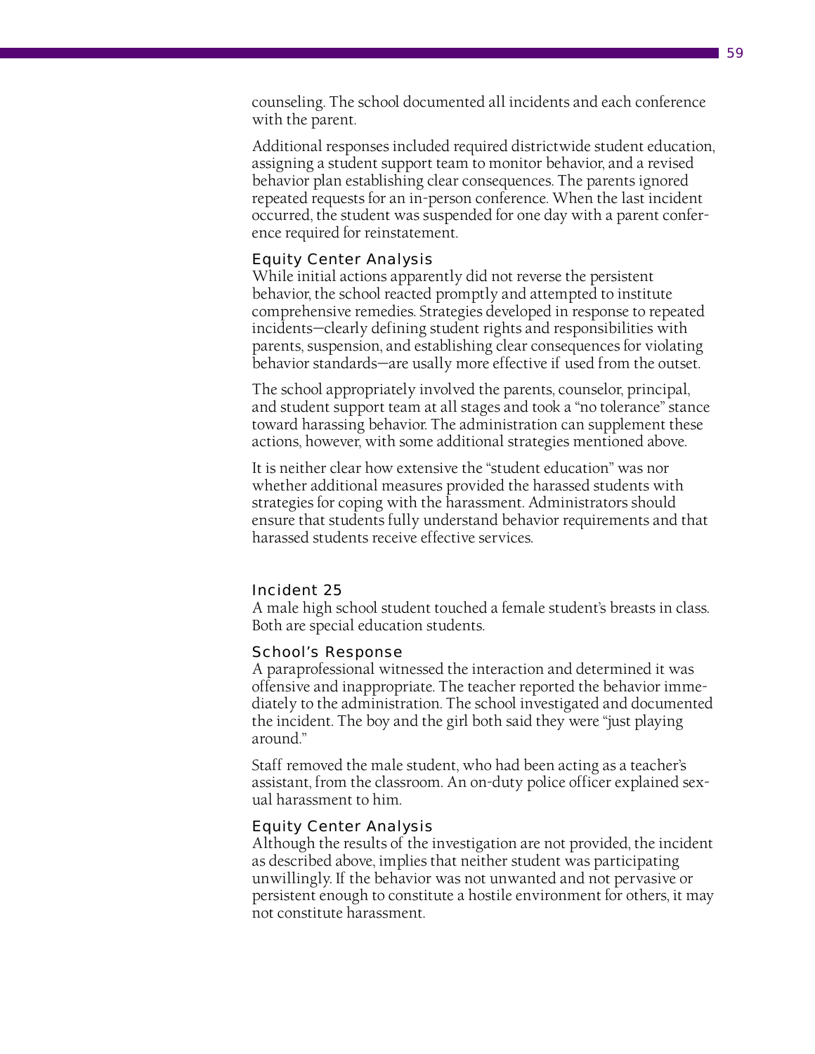counseling. The school documented all incidents and each conference with the parent.

Additional responses included required districtwide student education, assigning a student support team to monitor behavior, and a revised behavior plan establishing clear consequences. The parents ignored repeated requests for an in-person conference. When the last incident occurred, the student was suspended for one day with a parent conference required for reinstatement.

### Equity Center Analysis

While initial actions apparently did not reverse the persistent behavior, the school reacted promptly and attempted to institute comprehensive remedies. Strategies developed in response to repeated incidents—clearly defining student rights and responsibilities with parents, suspension, and establishing clear consequences for violating behavior standards—are usally more effective if used from the outset.

The school appropriately involved the parents, counselor, principal, and student support team at all stages and took a "no tolerance" stance toward harassing behavior. The administration can supplement these actions, however, with some additional strategies mentioned above.

It is neither clear how extensive the "student education" was nor whether additional measures provided the harassed students with strategies for coping with the harassment. Administrators should ensure that students fully understand behavior requirements and that harassed students receive effective services.

## Incident 25

A male high school student touched a female student's breasts in class. Both are special education students.

### School's Response

A paraprofessional witnessed the interaction and determined it was offensive and inappropriate. The teacher reported the behavior immediately to the administration. The school investigated and documented the incident. The boy and the girl both said they were "just playing around."

Staff removed the male student, who had been acting as a teacher's assistant, from the classroom. An on-duty police officer explained sexual harassment to him.

### Equity Center Analysis

Although the results of the investigation are not provided, the incident as described above, implies that neither student was participating unwillingly. If the behavior was not unwanted and not pervasive or persistent enough to constitute a hostile environment for others, it may not constitute harassment.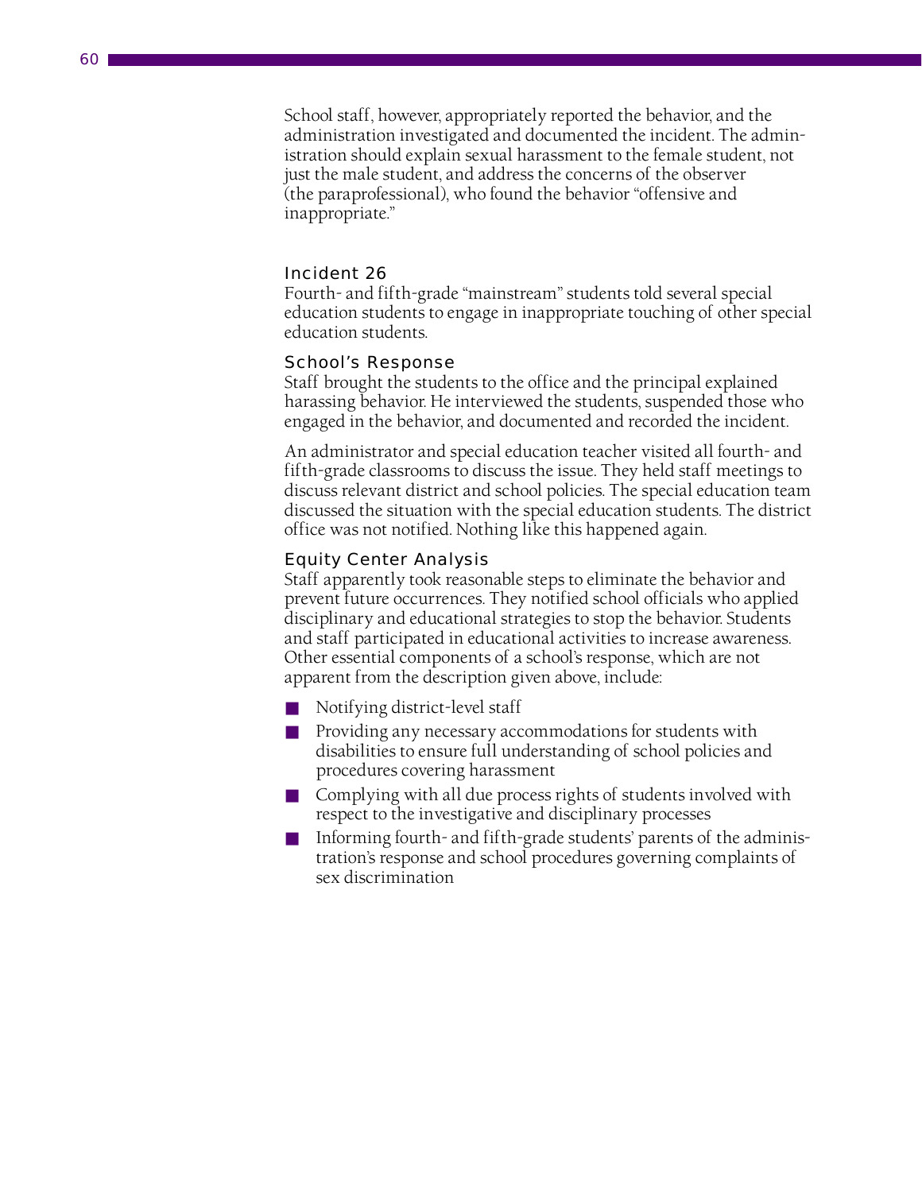School staff, however, appropriately reported the behavior, and the administration investigated and documented the incident. The administration should explain sexual harassment to the female student, not just the male student, and address the concerns of the observer (the paraprofessional), who found the behavior "offensive and inappropriate."

### Incident 26

Fourth- and fifth-grade "mainstream" students told several special education students to engage in inappropriate touching of other special education students.

#### School's Response

Staff brought the students to the office and the principal explained harassing behavior. He interviewed the students, suspended those who engaged in the behavior, and documented and recorded the incident.

An administrator and special education teacher visited all fourth- and fifth-grade classrooms to discuss the issue. They held staff meetings to discuss relevant district and school policies. The special education team discussed the situation with the special education students. The district office was not notified. Nothing like this happened again.

#### Equity Center Analysis

Staff apparently took reasonable steps to eliminate the behavior and prevent future occurrences. They notified school officials who applied disciplinary and educational strategies to stop the behavior. Students and staff participated in educational activities to increase awareness. Other essential components of a school's response, which are not apparent from the description given above, include:

- Notifying district-level staff
- Providing any necessary accommodations for students with disabilities to ensure full understanding of school policies and procedures covering harassment
- Complying with all due process rights of students involved with respect to the investigative and disciplinary processes
- Informing fourth- and fifth-grade students' parents of the administration's response and school procedures governing complaints of sex discrimination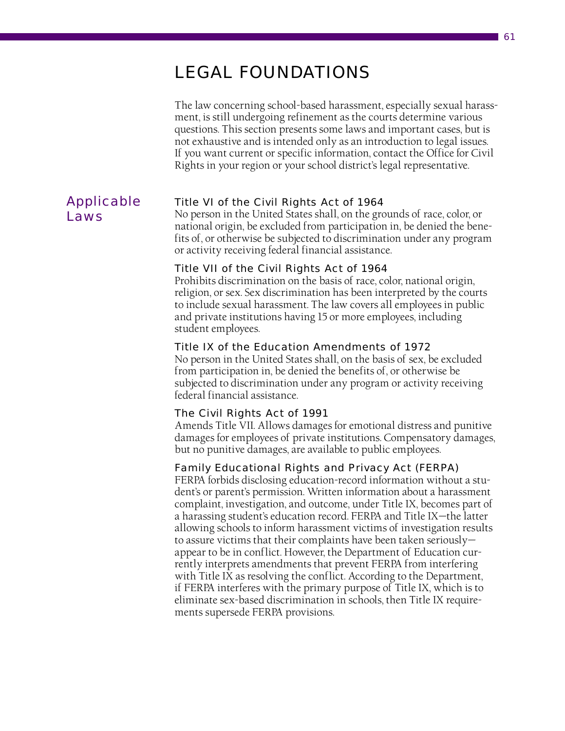# LEGAL FOUNDATIONS

The law concerning school-based harassment, especially sexual harassment, is still undergoing refinement as the courts determine various questions. This section presents some laws and important cases, but is not exhaustive and is intended only as an introduction to legal issues. If you want current or specific information, contact the Office for Civil Rights in your region or your school district's legal representative.

## Applicable Laws

### Title VI of the Civil Rights Act of 1964

No person in the United States shall, on the grounds of race, color, or national origin, be excluded from participation in, be denied the benefits of, or otherwise be subjected to discrimination under any program or activity receiving federal financial assistance.

### Title VII of the Civil Rights Act of 1964

Prohibits discrimination on the basis of race, color, national origin, religion, or sex. Sex discrimination has been interpreted by the courts to include sexual harassment. The law covers all employees in public and private institutions having 15 or more employees, including student employees.

### Title IX of the Education Amendments of 1972

No person in the United States shall, on the basis of sex, be excluded from participation in, be denied the benefits of, or otherwise be subjected to discrimination under any program or activity receiving federal financial assistance.

### The Civil Rights Act of 1991

Amends Title VII. Allows damages for emotional distress and punitive damages for employees of private institutions. Compensatory damages, but no punitive damages, are available to public employees.

### Family Educational Rights and Privacy Act (FERPA)

FERPA forbids disclosing education-record information without a student's or parent's permission. Written information about a harassment complaint, investigation, and outcome, under Title IX, becomes part of a harassing student's education record. FERPA and Title IX—the latter allowing schools to inform harassment victims of investigation results to assure victims that their complaints have been taken seriously—appear to be in conflict. However, the Department of Education currently interprets amendments that prevent FERPA from interfering with Title IX as resolving the conflict. According to the Department, if FERPA interferes with the primary purpose of Title IX, which is to eliminate sex-based discrimination in schools, then Title IX requirements supersede FERPA provisions.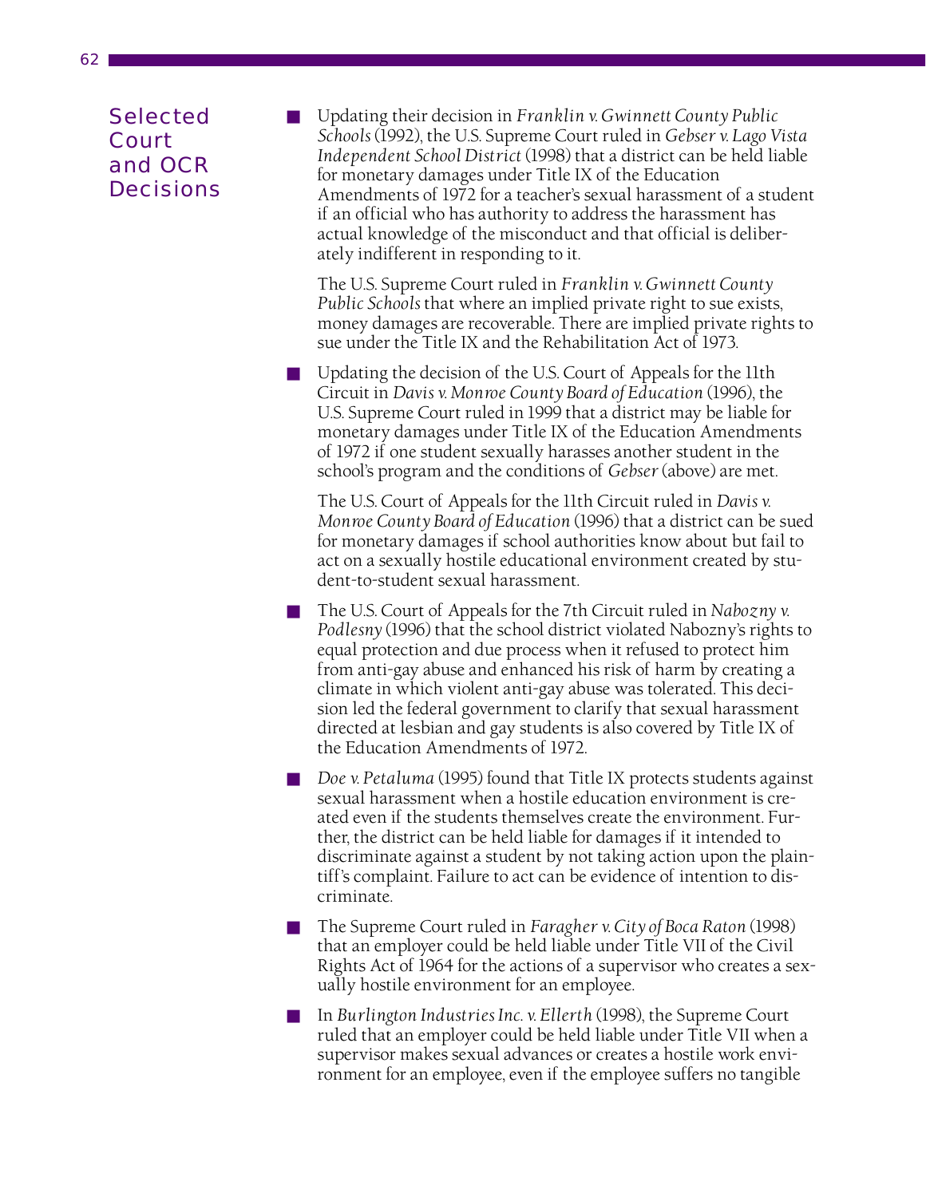## Selected Court and OCR Decisions

- Updating their decision in *Franklin v. Gwinnett County Public Schools* (1992), the U.S. Supreme Court ruled in *Gebser v. Lago Vista Independent School District* (1998) that a district can be held liable for monetary damages under Title IX of the Education Amendments of 1972 for a teacher's sexual harassment of a student if an official who has authority to address the harassment has actual knowledge of the misconduct and that official is deliberately indifferent in responding to it.

  The U.S. Supreme Court ruled in *Franklin v. Gwinnett County Public Schools* that where an implied private right to sue exists, money damages are recoverable. There are implied private rights to sue under the Title IX and the Rehabilitation Act of 1973.

- Updating the decision of the U.S. Court of Appeals for the 11th Circuit in *Davis v. Monroe County Board of Education* (1996), the U.S. Supreme Court ruled in 1999 that a district may be liable for monetary damages under Title IX of the Education Amendments of 1972 if one student sexually harasses another student in the school's program and the conditions of *Gebser* (above) are met.

  The U.S. Court of Appeals for the 11th Circuit ruled in *Davis v. Monroe County Board of Education* (1996) that a district can be sued for monetary damages if school authorities know about but fail to act on a sexually hostile educational environment created by student-to-student sexual harassment.

- The U.S. Court of Appeals for the 7th Circuit ruled in *Nabozny v. Podlesny* (1996) that the school district violated Nabozny's rights to equal protection and due process when it refused to protect him from anti-gay abuse and enhanced his risk of harm by creating a climate in which violent anti-gay abuse was tolerated. This decision led the federal government to clarify that sexual harassment directed at lesbian and gay students is also covered by Title IX of the Education Amendments of 1972.

- *Doe v. Petaluma* (1995) found that Title IX protects students against sexual harassment when a hostile education environment is created even if the students themselves create the environment. Further, the district can be held liable for damages if it intended to discriminate against a student by not taking action upon the plaintiff's complaint. Failure to act can be evidence of intention to discriminate.

- The Supreme Court ruled in *Faragher v. City of Boca Raton* (1998) that an employer could be held liable under Title VII of the Civil Rights Act of 1964 for the actions of a supervisor who creates a sexually hostile environment for an employee.

- In *Burlington Industries Inc. v. Ellerth* (1998), the Supreme Court ruled that an employer could be held liable under Title VII when a supervisor makes sexual advances or creates a hostile work environment for an employee, even if the employee suffers no tangible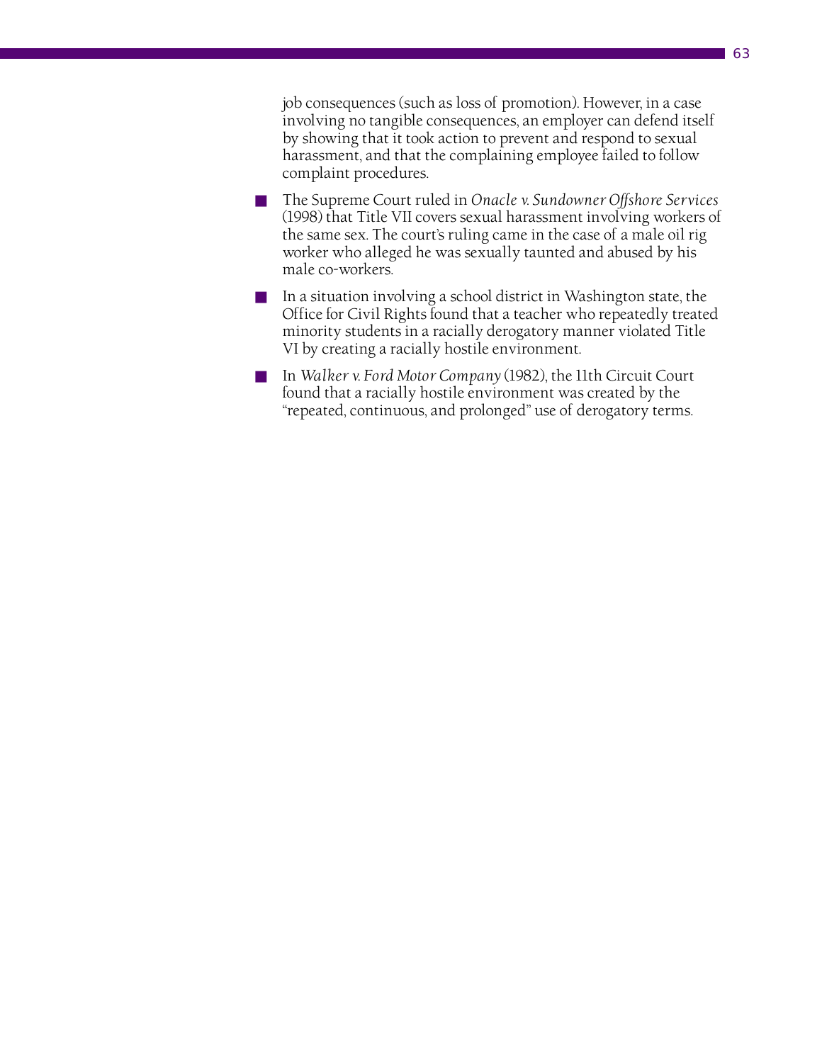job consequences (such as loss of promotion). However, in a case involving no tangible consequences, an employer can defend itself by showing that it took action to prevent and respond to sexual harassment, and that the complaining employee failed to follow complaint procedures.

- The Supreme Court ruled in *Onacle v. Sundowner Offshore Services* (1998) that Title VII covers sexual harassment involving workers of the same sex. The court's ruling came in the case of a male oil rig worker who alleged he was sexually taunted and abused by his male co-workers.
- In a situation involving a school district in Washington state, the Office for Civil Rights found that a teacher who repeatedly treated minority students in a racially derogatory manner violated Title VI by creating a racially hostile environment.
- In *Walker v. Ford Motor Company* (1982), the 11th Circuit Court found that a racially hostile environment was created by the "repeated, continuous, and prolonged" use of derogatory terms.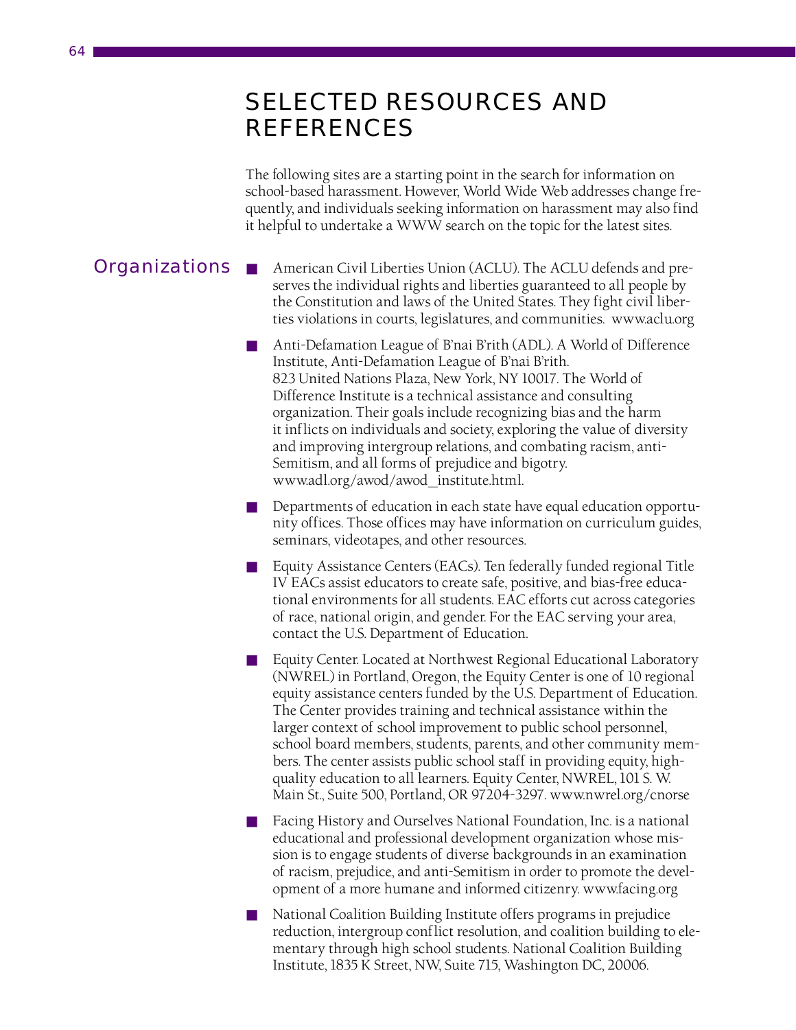# SELECTED RESOURCES AND REFERENCES

The following sites are a starting point in the search for information on school-based harassment. However, World Wide Web addresses change frequently, and individuals seeking information on harassment may also find it helpful to undertake a WWW search on the topic for the latest sites.

## Organizations

- American Civil Liberties Union (ACLU). The ACLU defends and preserves the individual rights and liberties guaranteed to all people by the Constitution and laws of the United States. They fight civil liberties violations in courts, legislatures, and communities. www.aclu.org
- Anti-Defamation League of B'nai B'rith (ADL). A World of Difference Institute, Anti-Defamation League of B'nai B'rith. 823 United Nations Plaza, New York, NY 10017. The World of Difference Institute is a technical assistance and consulting organization. Their goals include recognizing bias and the harm it inflicts on individuals and society, exploring the value of diversity and improving intergroup relations, and combating racism, anti-Semitism, and all forms of prejudice and bigotry. www.adl.org/awod/awod_institute.html.
- Departments of education in each state have equal education opportunity offices. Those offices may have information on curriculum guides, seminars, videotapes, and other resources.
- Equity Assistance Centers (EACs). Ten federally funded regional Title IV EACs assist educators to create safe, positive, and bias-free educational environments for all students. EAC efforts cut across categories of race, national origin, and gender. For the EAC serving your area, contact the U.S. Department of Education.
- Equity Center. Located at Northwest Regional Educational Laboratory (NWREL) in Portland, Oregon, the Equity Center is one of 10 regional equity assistance centers funded by the U.S. Department of Education. The Center provides training and technical assistance within the larger context of school improvement to public school personnel, school board members, students, parents, and other community members. The center assists public school staff in providing equity, high-quality education to all learners. Equity Center, NWREL, 101 S. W. Main St., Suite 500, Portland, OR 97204-3297. www.nwrel.org/cnorse
- Facing History and Ourselves National Foundation, Inc. is a national educational and professional development organization whose mission is to engage students of diverse backgrounds in an examination of racism, prejudice, and anti-Semitism in order to promote the development of a more humane and informed citizenry. www.facing.org
- National Coalition Building Institute offers programs in prejudice reduction, intergroup conflict resolution, and coalition building to elementary through high school students. National Coalition Building Institute, 1835 K Street, NW, Suite 715, Washington DC, 20006.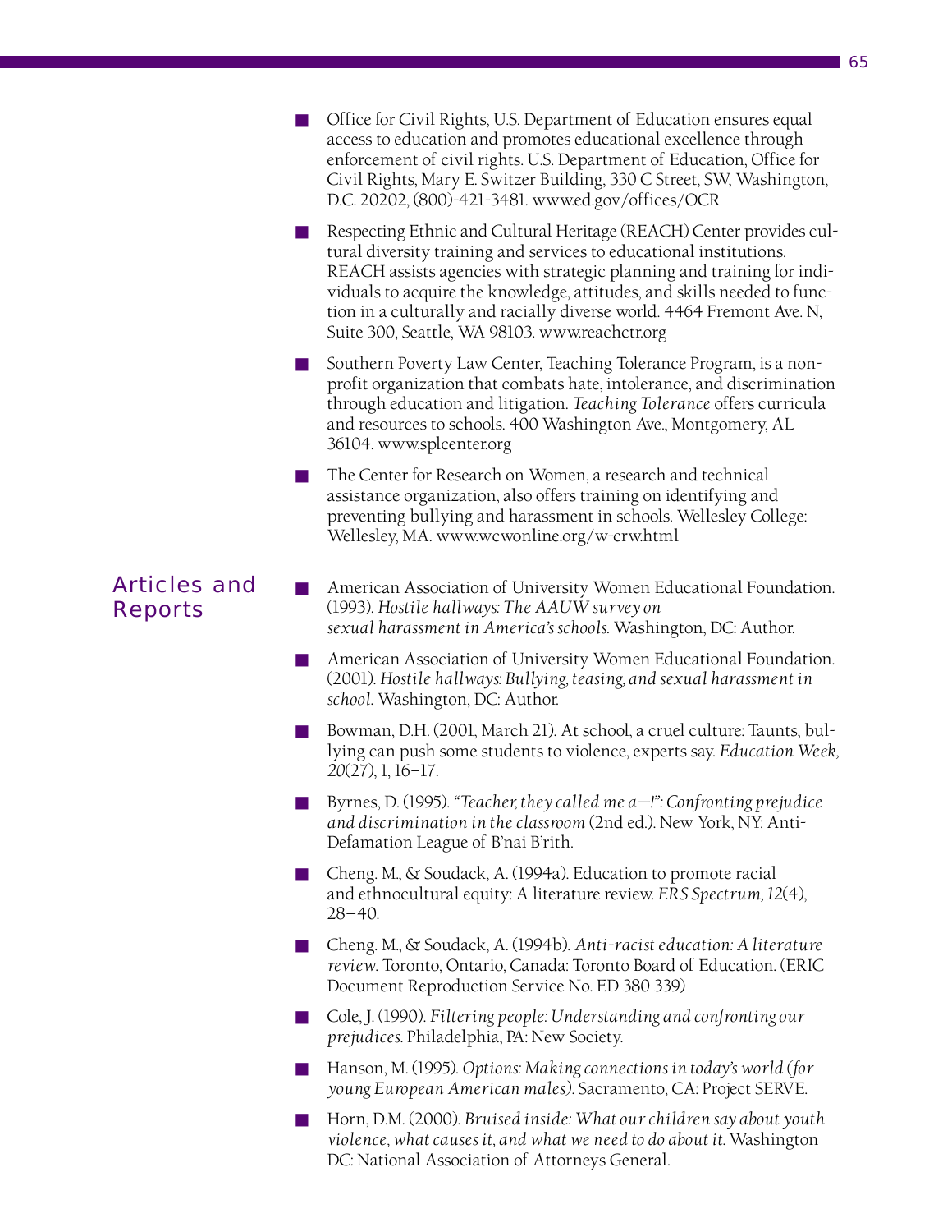- Office for Civil Rights, U.S. Department of Education ensures equal access to education and promotes educational excellence through enforcement of civil rights. U.S. Department of Education, Office for Civil Rights, Mary E. Switzer Building, 330 C Street, SW, Washington, D.C. 20202, (800)-421-3481. www.ed.gov/offices/OCR
- Respecting Ethnic and Cultural Heritage (REACH) Center provides cultural diversity training and services to educational institutions. REACH assists agencies with strategic planning and training for individuals to acquire the knowledge, attitudes, and skills needed to function in a culturally and racially diverse world. 4464 Fremont Ave. N, Suite 300, Seattle, WA 98103. www.reachctr.org
- Southern Poverty Law Center, Teaching Tolerance Program, is a nonprofit organization that combats hate, intolerance, and discrimination through education and litigation. *Teaching Tolerance* offers curricula and resources to schools. 400 Washington Ave., Montgomery, AL 36104. www.splcenter.org
- The Center for Research on Women, a research and technical assistance organization, also offers training on identifying and preventing bullying and harassment in schools. Wellesley College: Wellesley, MA. www.wcwonline.org/w-crw.html

## Articles and Reports

- American Association of University Women Educational Foundation. (1993). *Hostile hallways: The AAUW survey on sexual harassment in America's schools.* Washington, DC: Author.
- American Association of University Women Educational Foundation. (2001). *Hostile hallways: Bullying, teasing, and sexual harassment in school.* Washington, DC: Author.
- Bowman, D.H. (2001, March 21). At school, a cruel culture: Taunts, bullying can push some students to violence, experts say. *Education Week, 20*(27), 1, 16–17.
- Byrnes, D. (1995). *"Teacher, they called me a—!": Confronting prejudice and discrimination in the classroom* (2nd ed.). New York, NY: Anti-Defamation League of B'nai B'rith.
- Cheng. M., & Soudack, A. (1994a). Education to promote racial and ethnocultural equity: A literature review. *ERS Spectrum, 12*(4), 28–40.
- Cheng. M., & Soudack, A. (1994b). *Anti-racist education: A literature review.* Toronto, Ontario, Canada: Toronto Board of Education. (ERIC Document Reproduction Service No. ED 380 339)
- Cole, J. (1990). *Filtering people: Understanding and confronting our prejudices.* Philadelphia, PA: New Society.
- Hanson, M. (1995). *Options: Making connections in today's world (for young European American males).* Sacramento, CA: Project SERVE.
- Horn, D.M. (2000). *Bruised inside: What our children say about youth violence, what causes it, and what we need to do about it.* Washington DC: National Association of Attorneys General.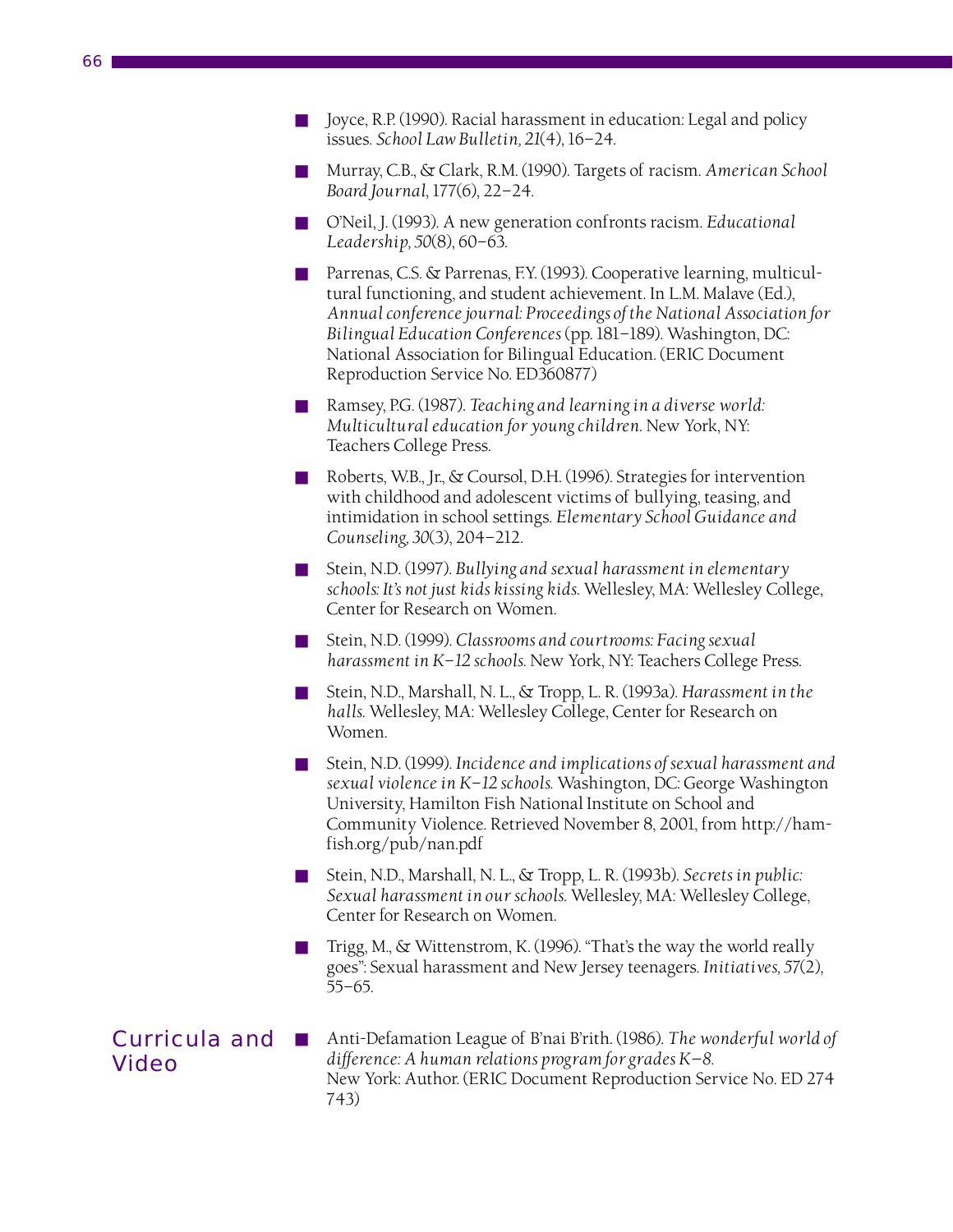- Joyce, R.P. (1990). Racial harassment in education: Legal and policy issues. *School Law Bulletin, 21*(4), 16–24.

- Murray, C.B., & Clark, R.M. (1990). Targets of racism. *American School Board Journal*, 177(6), 22–24.

- O'Neil, J. (1993). A new generation confronts racism. *Educational Leadership, 50*(8), 60–63.

- Parrenas, C.S. & Parrenas, F.Y. (1993). Cooperative learning, multicultural functioning, and student achievement. In L.M. Malave (Ed.), *Annual conference journal: Proceedings of the National Association for Bilingual Education Conferences* (pp. 181–189). Washington, DC: National Association for Bilingual Education. (ERIC Document Reproduction Service No. ED360877)

- Ramsey, P.G. (1987). *Teaching and learning in a diverse world: Multicultural education for young children.* New York, NY: Teachers College Press.

- Roberts, W.B., Jr., & Coursol, D.H. (1996). Strategies for intervention with childhood and adolescent victims of bullying, teasing, and intimidation in school settings. *Elementary School Guidance and Counseling, 30*(3), 204–212.

- Stein, N.D. (1997). *Bullying and sexual harassment in elementary schools: It's not just kids kissing kids.* Wellesley, MA: Wellesley College, Center for Research on Women.

- Stein, N.D. (1999). *Classrooms and courtrooms: Facing sexual harassment in K–12 schools.* New York, NY: Teachers College Press.

- Stein, N.D., Marshall, N. L., & Tropp, L. R. (1993a). *Harassment in the halls.* Wellesley, MA: Wellesley College, Center for Research on Women.

- Stein, N.D. (1999). *Incidence and implications of sexual harassment and sexual violence in K–12 schools.* Washington, DC: George Washington University, Hamilton Fish National Institute on School and Community Violence. Retrieved November 8, 2001, from http://hamfish.org/pub/nan.pdf

- Stein, N.D., Marshall, N. L., & Tropp, L. R. (1993b). *Secrets in public: Sexual harassment in our schools.* Wellesley, MA: Wellesley College, Center for Research on Women.

- Trigg, M., & Wittenstrom, K. (1996). "That's the way the world really goes": Sexual harassment and New Jersey teenagers. *Initiatives, 57*(2), 55–65.

## Curricula and Video

- Anti-Defamation League of B'nai B'rith. (1986). *The wonderful world of difference: A human relations program for grades K–8.* New York: Author. (ERIC Document Reproduction Service No. ED 274 743)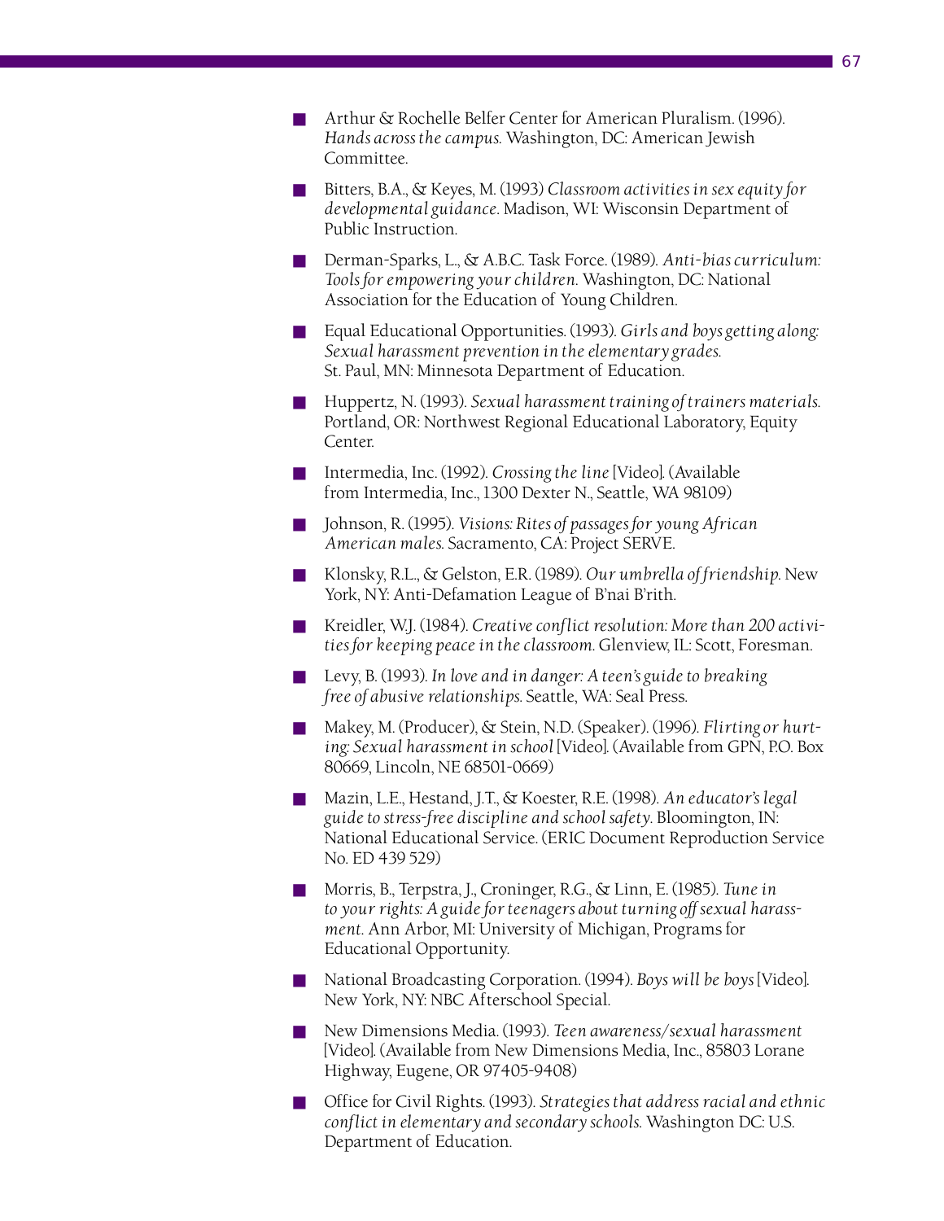- Arthur & Rochelle Belfer Center for American Pluralism. (1996). *Hands across the campus.* Washington, DC: American Jewish Committee.

- Bitters, B.A., & Keyes, M. (1993) *Classroom activities in sex equity for developmental guidance.* Madison, WI: Wisconsin Department of Public Instruction.

- Derman-Sparks, L., & A.B.C. Task Force. (1989). *Anti-bias curriculum: Tools for empowering your children.* Washington, DC: National Association for the Education of Young Children.

- Equal Educational Opportunities. (1993). *Girls and boys getting along: Sexual harassment prevention in the elementary grades.* St. Paul, MN: Minnesota Department of Education.

- Huppertz, N. (1993). *Sexual harassment training of trainers materials.* Portland, OR: Northwest Regional Educational Laboratory, Equity Center.

- Intermedia, Inc. (1992). *Crossing the line* [Video]. (Available from Intermedia, Inc., 1300 Dexter N., Seattle, WA 98109)

- Johnson, R. (1995). *Visions: Rites of passages for young African American males.* Sacramento, CA: Project SERVE.

- Klonsky, R.L., & Gelston, E.R. (1989). *Our umbrella of friendship.* New York, NY: Anti-Defamation League of B'nai B'rith.

- Kreidler, W.J. (1984). *Creative conflict resolution: More than 200 activities for keeping peace in the classroom.* Glenview, IL: Scott, Foresman.

- Levy, B. (1993). *In love and in danger: A teen's guide to breaking free of abusive relationships.* Seattle, WA: Seal Press.

- Makey, M. (Producer), & Stein, N.D. (Speaker). (1996). *Flirting or hurting: Sexual harassment in school* [Video]. (Available from GPN, P.O. Box 80669, Lincoln, NE 68501-0669)

- Mazin, L.E., Hestand, J.T., & Koester, R.E. (1998). *An educator's legal guide to stress-free discipline and school safety.* Bloomington, IN: National Educational Service. (ERIC Document Reproduction Service No. ED 439 529)

- Morris, B., Terpstra, J., Croninger, R.G., & Linn, E. (1985). *Tune in to your rights: A guide for teenagers about turning off sexual harassment.* Ann Arbor, MI: University of Michigan, Programs for Educational Opportunity.

- National Broadcasting Corporation. (1994). *Boys will be boys* [Video]. New York, NY: NBC Afterschool Special.

- New Dimensions Media. (1993). *Teen awareness/sexual harassment* [Video]. (Available from New Dimensions Media, Inc., 85803 Lorane Highway, Eugene, OR 97405-9408)

- Office for Civil Rights. (1993). *Strategies that address racial and ethnic conflict in elementary and secondary schools.* Washington DC: U.S. Department of Education.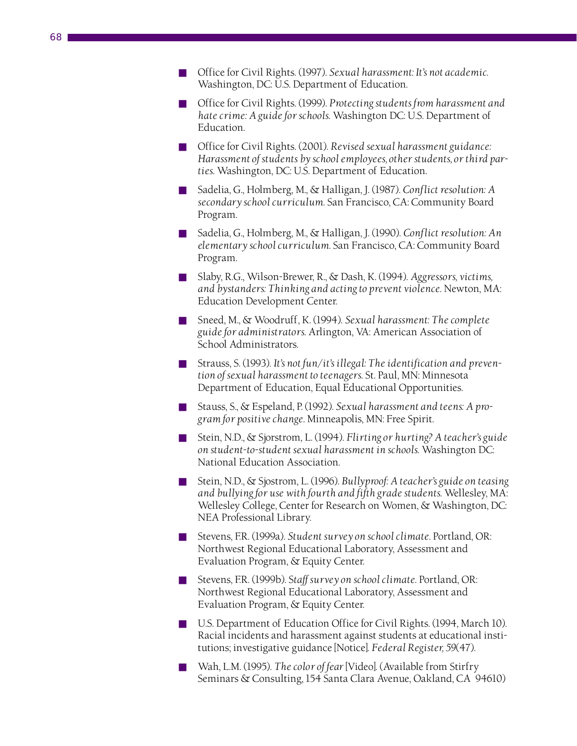- Office for Civil Rights. (1997). *Sexual harassment: It's not academic.* Washington, DC: U.S. Department of Education.
- Office for Civil Rights. (1999). *Protecting students from harassment and hate crime: A guide for schools.* Washington DC: U.S. Department of Education.
- Office for Civil Rights. (2001). *Revised sexual harassment guidance: Harassment of students by school employees, other students, or third parties.* Washington, DC: U.S. Department of Education.
- Sadelia, G., Holmberg, M., & Halligan, J. (1987). *Conflict resolution: A secondary school curriculum.* San Francisco, CA: Community Board Program.
- Sadelia, G., Holmberg, M., & Halligan, J. (1990). *Conflict resolution: An elementary school curriculum.* San Francisco, CA: Community Board Program.
- Slaby, R.G., Wilson-Brewer, R., & Dash, K. (1994). *Aggressors, victims, and bystanders: Thinking and acting to prevent violence.* Newton, MA: Education Development Center.
- Sneed, M., & Woodruff, K. (1994). *Sexual harassment: The complete guide for administrators.* Arlington, VA: American Association of School Administrators.
- Strauss, S. (1993). *It's not fun/it's illegal: The identification and prevention of sexual harassment to teenagers.* St. Paul, MN: Minnesota Department of Education, Equal Educational Opportunities.
- Stauss, S., & Espeland, P. (1992). *Sexual harassment and teens: A program for positive change.* Minneapolis, MN: Free Spirit.
- Stein, N.D., & Sjorstrom, L. (1994). *Flirting or hurting? A teacher's guide on student-to-student sexual harassment in schools.* Washington DC: National Education Association.
- Stein, N.D., & Sjostrom, L. (1996). *Bullyproof: A teacher's guide on teasing and bullying for use with fourth and fifth grade students.* Wellesley, MA: Wellesley College, Center for Research on Women, & Washington, DC: NEA Professional Library.
- Stevens, F.R. (1999a). *Student survey on school climate.* Portland, OR: Northwest Regional Educational Laboratory, Assessment and Evaluation Program, & Equity Center.
- Stevens, F.R. (1999b). *Staff survey on school climate.* Portland, OR: Northwest Regional Educational Laboratory, Assessment and Evaluation Program, & Equity Center.
- U.S. Department of Education Office for Civil Rights. (1994, March 10). Racial incidents and harassment against students at educational institutions; investigative guidance [Notice]. *Federal Register, 59*(47).
- Wah, L.M. (1995). *The color of fear* [Video]. (Available from Stirfry Seminars & Consulting, 154 Santa Clara Avenue, Oakland, CA 94610)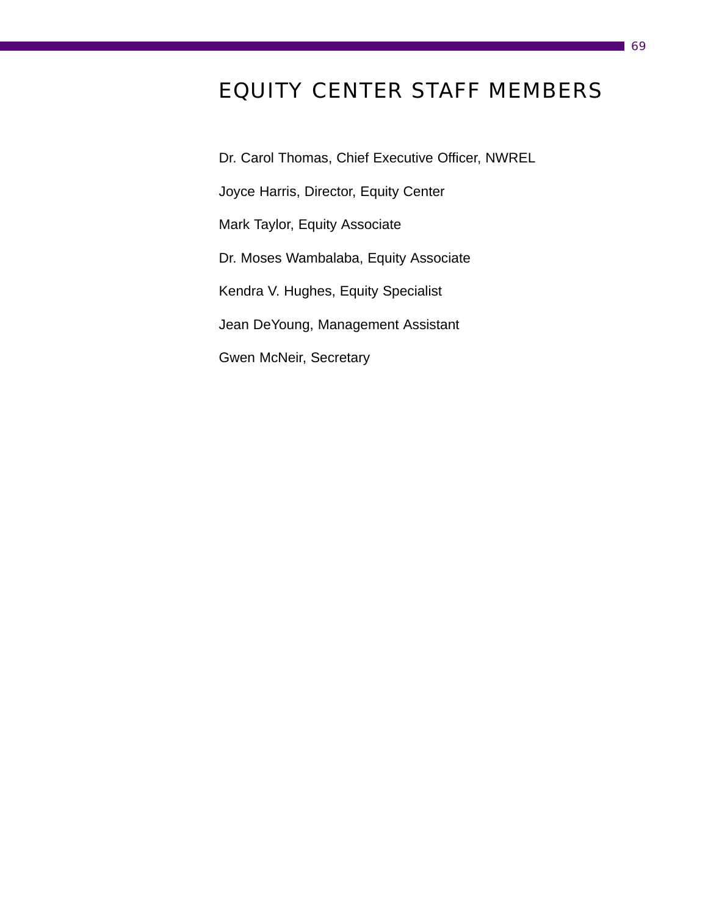# EQUITY CENTER STAFF MEMBERS

Dr. Carol Thomas, Chief Executive Officer, NWREL

Joyce Harris, Director, Equity Center

Mark Taylor, Equity Associate

Dr. Moses Wambalaba, Equity Associate

Kendra V. Hughes, Equity Specialist

Jean DeYoung, Management Assistant

Gwen McNeir, Secretary